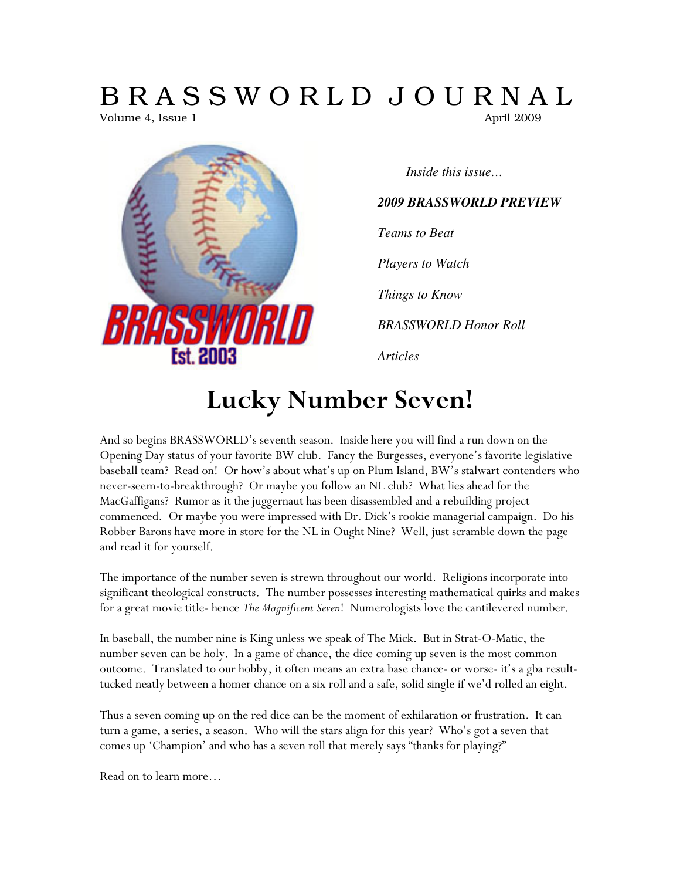# BRASSWORLD JOURNAL

Volume 4, Issue 1 April 2009

*Inside this issue…*

***2009 BRASSWORLD PREVIEW***

*Teams to Beat*

*Players to Watch*

*Things to Know*

*BRASSWORLD Honor Roll*

*Articles*

# Lucky Number Seven!

And so begins BRASSWORLD's seventh season. Inside here you will find a run down on the Opening Day status of your favorite BW club. Fancy the Burgesses, everyone's favorite legislative baseball team? Read on! Or how's about what's up on Plum Island, BW's stalwart contenders who never-seem-to-breakthrough? Or maybe you follow an NL club? What lies ahead for the MacGaffigans? Rumor as it the juggernaut has been disassembled and a rebuilding project commenced. Or maybe you were impressed with Dr. Dick's rookie managerial campaign. Do his Robber Barons have more in store for the NL in Ought Nine? Well, just scramble down the page and read it for yourself.

The importance of the number seven is strewn throughout our world. Religions incorporate into significant theological constructs. The number possesses interesting mathematical quirks and makes for a great movie title- hence *The Magnificent Seven*! Numerologists love the cantilevered number.

In baseball, the number nine is King unless we speak of The Mick. But in Strat-O-Matic, the number seven can be holy. In a game of chance, the dice coming up seven is the most common outcome. Translated to our hobby, it often means an extra base chance- or worse- it's a gba result- tucked neatly between a homer chance on a six roll and a safe, solid single if we'd rolled an eight.

Thus a seven coming up on the red dice can be the moment of exhilaration or frustration. It can turn a game, a series, a season. Who will the stars align for this year? Who's got a seven that comes up 'Champion' and who has a seven roll that merely says "thanks for playing?"

Read on to learn more…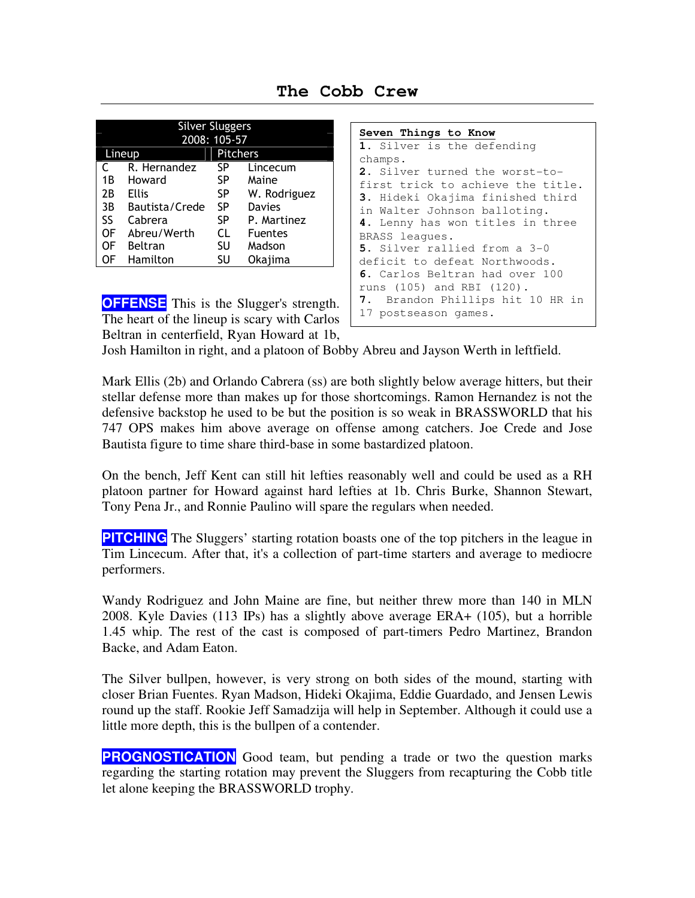# The Cobb Crew

| Silver Sluggers 2008: 105-57 | | | |
|---|---|---|---|
| **Lineup** | | **Pitchers** | |
| C | R. Hernandez | SP | Lincecum |
| 1B | Howard | SP | Maine |
| 2B | Ellis | SP | W. Rodriguez |
| 3B | Bautista/Crede | SP | Davies |
| SS | Cabrera | SP | P. Martinez |
| OF | Abreu/Werth | CL | Fuentes |
| OF | Beltran | SU | Madson |
| OF | Hamilton | SU | Okajima |

**Seven Things to Know**

1. Silver is the defending champs.
2. Silver turned the worst-to-first trick to achieve the title.
3. Hideki Okajima finished third in Walter Johnson balloting.
4. Lenny has won titles in three BRASS leagues.
5. Silver rallied from a 3-0 deficit to defeat Northwoods.
6. Carlos Beltran had over 100 runs (105) and RBI (120).
7. Brandon Phillips hit 10 HR in 17 postseason games.

**OFFENSE** This is the Slugger's strength. The heart of the lineup is scary with Carlos Beltran in centerfield, Ryan Howard at 1b, Josh Hamilton in right, and a platoon of Bobby Abreu and Jayson Werth in leftfield.

Mark Ellis (2b) and Orlando Cabrera (ss) are both slightly below average hitters, but their stellar defense more than makes up for those shortcomings. Ramon Hernandez is not the defensive backstop he used to be but the position is so weak in BRASSWORLD that his 747 OPS makes him above average on offense among catchers. Joe Crede and Jose Bautista figure to time share third-base in some bastardized platoon.

On the bench, Jeff Kent can still hit lefties reasonably well and could be used as a RH platoon partner for Howard against hard lefties at 1b. Chris Burke, Shannon Stewart, Tony Pena Jr., and Ronnie Paulino will spare the regulars when needed.

**PITCHING** The Sluggers' starting rotation boasts one of the top pitchers in the league in Tim Lincecum. After that, it's a collection of part-time starters and average to mediocre performers.

Wandy Rodriguez and John Maine are fine, but neither threw more than 140 in MLN 2008. Kyle Davies (113 IPs) has a slightly above average ERA+ (105), but a horrible 1.45 whip. The rest of the cast is composed of part-timers Pedro Martinez, Brandon Backe, and Adam Eaton.

The Silver bullpen, however, is very strong on both sides of the mound, starting with closer Brian Fuentes. Ryan Madson, Hideki Okajima, Eddie Guardado, and Jensen Lewis round up the staff. Rookie Jeff Samadzija will help in September. Although it could use a little more depth, this is the bullpen of a contender.

**PROGNOSTICATION** Good team, but pending a trade or two the question marks regarding the starting rotation may prevent the Sluggers from recapturing the Cobb title let alone keeping the BRASSWORLD trophy.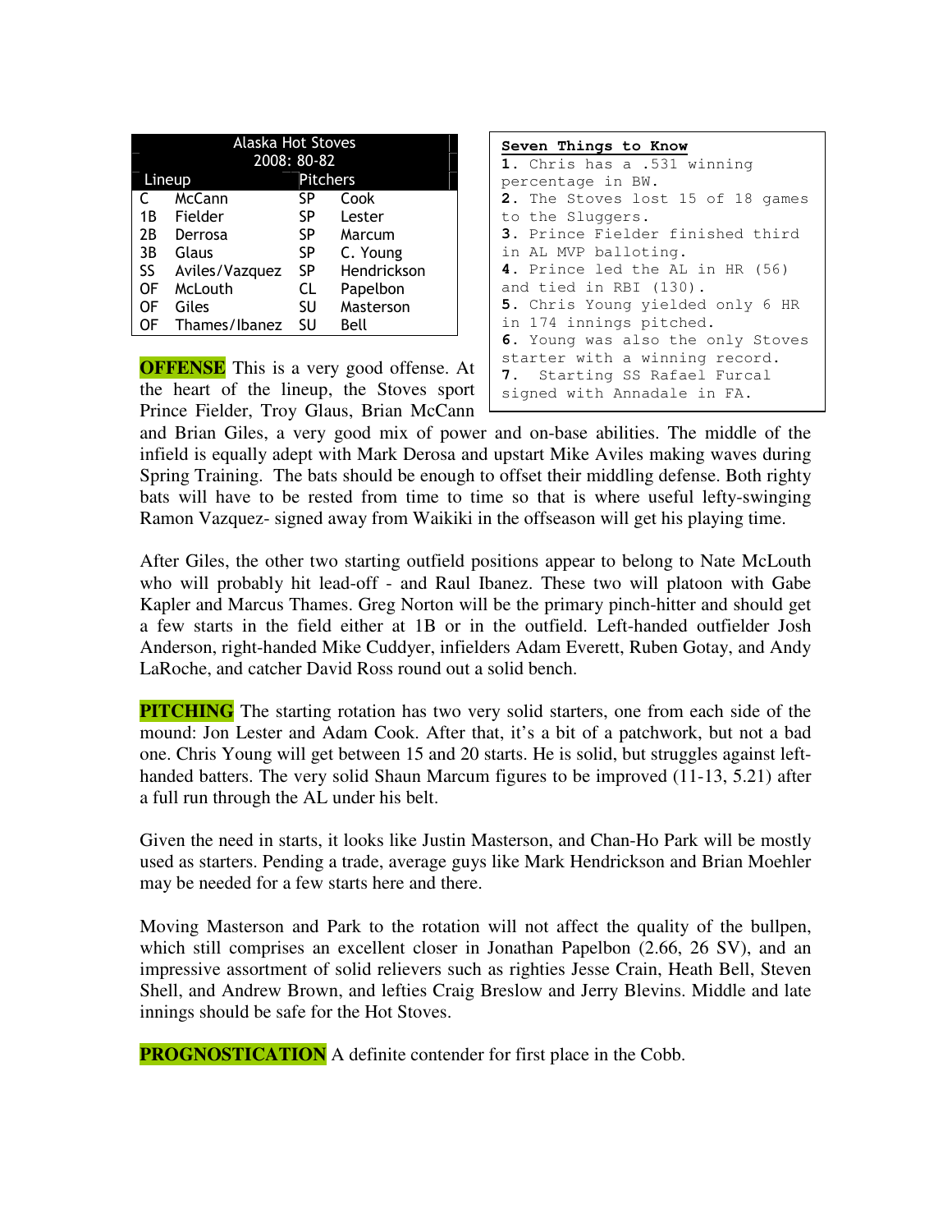| Alaska Hot Stoves | | | |
|---|---|---|---|
| 2008: 80-82 | | | |
| Lineup | | Pitchers | |
| C | McCann | SP | Cook |
| 1B | Fielder | SP | Lester |
| 2B | Derrosa | SP | Marcum |
| 3B | Glaus | SP | C. Young |
| SS | Aviles/Vazquez | SP | Hendrickson |
| OF | McLouth | CL | Papelbon |
| OF | Giles | SU | Masterson |
| OF | Thames/Ibanez | SU | Bell |

**Seven Things to Know**

**1.** Chris has a .531 winning percentage in BW.
**2.** The Stoves lost 15 of 18 games to the Sluggers.
**3.** Prince Fielder finished third in AL MVP balloting.
**4.** Prince led the AL in HR (56) and tied in RBI (130).
**5.** Chris Young yielded only 6 HR in 174 innings pitched.
**6.** Young was also the only Stoves starter with a winning record.
**7.** Starting SS Rafael Furcal signed with Annadale in FA.

**OFFENSE** This is a very good offense. At the heart of the lineup, the Stoves sport Prince Fielder, Troy Glaus, Brian McCann and Brian Giles, a very good mix of power and on-base abilities. The middle of the infield is equally adept with Mark Derosa and upstart Mike Aviles making waves during Spring Training. The bats should be enough to offset their middling defense. Both righty bats will have to be rested from time to time so that is where useful lefty-swinging Ramon Vazquez- signed away from Waikiki in the offseason will get his playing time.

After Giles, the other two starting outfield positions appear to belong to Nate McLouth who will probably hit lead-off - and Raul Ibanez. These two will platoon with Gabe Kapler and Marcus Thames. Greg Norton will be the primary pinch-hitter and should get a few starts in the field either at 1B or in the outfield. Left-handed outfielder Josh Anderson, right-handed Mike Cuddyer, infielders Adam Everett, Ruben Gotay, and Andy LaRoche, and catcher David Ross round out a solid bench.

**PITCHING** The starting rotation has two very solid starters, one from each side of the mound: Jon Lester and Adam Cook. After that, it's a bit of a patchwork, but not a bad one. Chris Young will get between 15 and 20 starts. He is solid, but struggles against left-handed batters. The very solid Shaun Marcum figures to be improved (11-13, 5.21) after a full run through the AL under his belt.

Given the need in starts, it looks like Justin Masterson, and Chan-Ho Park will be mostly used as starters. Pending a trade, average guys like Mark Hendrickson and Brian Moehler may be needed for a few starts here and there.

Moving Masterson and Park to the rotation will not affect the quality of the bullpen, which still comprises an excellent closer in Jonathan Papelbon (2.66, 26 SV), and an impressive assortment of solid relievers such as righties Jesse Crain, Heath Bell, Steven Shell, and Andrew Brown, and lefties Craig Breslow and Jerry Blevins. Middle and late innings should be safe for the Hot Stoves.

**PROGNOSTICATION** A definite contender for first place in the Cobb.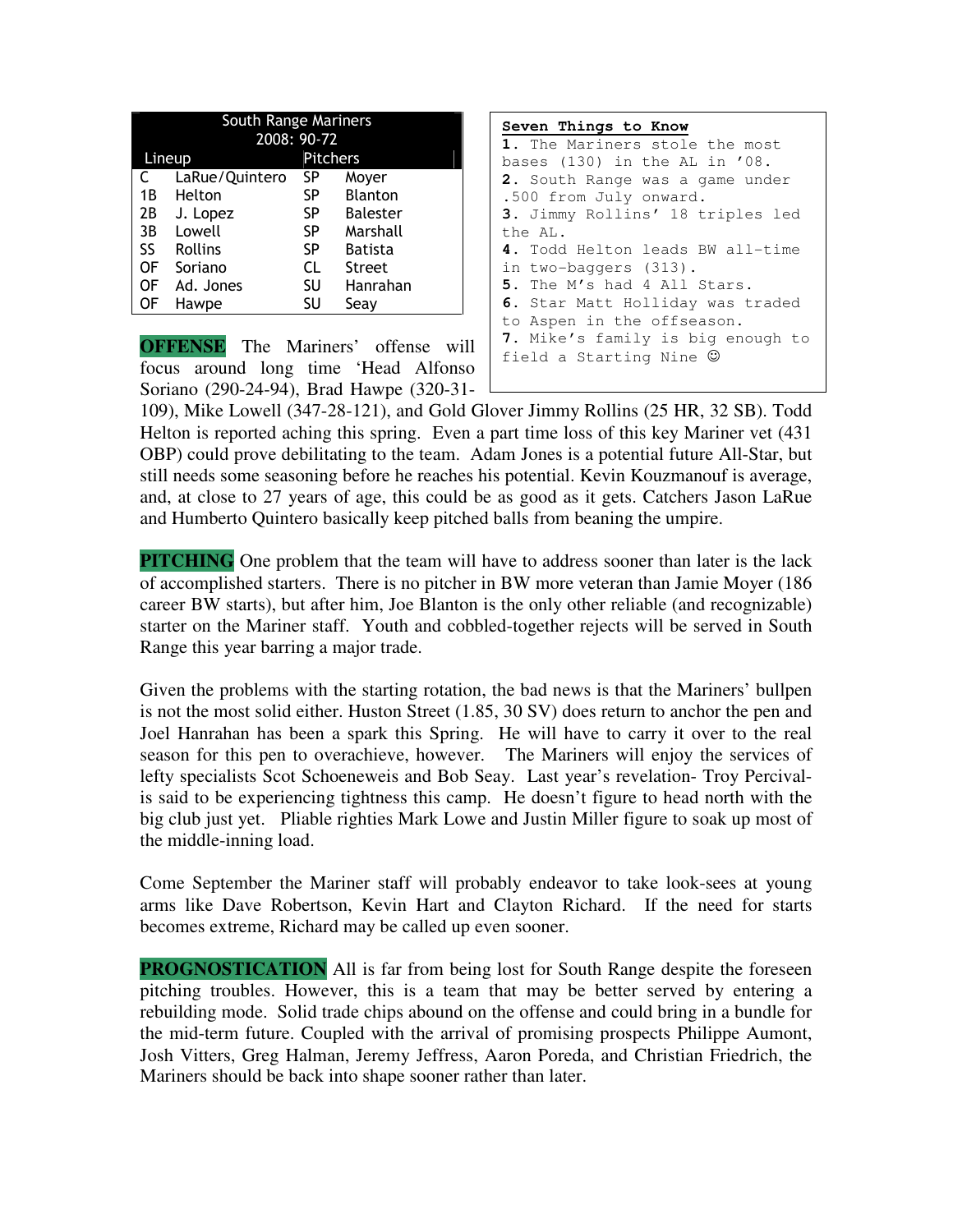| South Range Mariners | | | |
|---|---|---|---|
| 2008: 90-72 | | | |
| Lineup | | Pitchers | |
| C | LaRue/Quintero | SP | Moyer |
| 1B | Helton | SP | Blanton |
| 2B | J. Lopez | SP | Balester |
| 3B | Lowell | SP | Marshall |
| SS | Rollins | SP | Batista |
| OF | Soriano | CL | Street |
| OF | Ad. Jones | SU | Hanrahan |
| OF | Hawpe | SU | Seay |

**Seven Things to Know**

**1.** The Mariners stole the most bases (130) in the AL in '08.
**2.** South Range was a game under .500 from July onward.
**3.** Jimmy Rollins' 18 triples led the AL.
**4.** Todd Helton leads BW all-time in two-baggers (313).
**5.** The M's had 4 All Stars.
**6.** Star Matt Holliday was traded to Aspen in the offseason.
**7.** Mike's family is big enough to field a Starting Nine ☺

**OFFENSE** The Mariners' offense will focus around long time 'Head Alfonso Soriano (290-24-94), Brad Hawpe (320-31-109), Mike Lowell (347-28-121), and Gold Glover Jimmy Rollins (25 HR, 32 SB). Todd Helton is reported aching this spring. Even a part time loss of this key Mariner vet (431 OBP) could prove debilitating to the team. Adam Jones is a potential future All-Star, but still needs some seasoning before he reaches his potential. Kevin Kouzmanouf is average, and, at close to 27 years of age, this could be as good as it gets. Catchers Jason LaRue and Humberto Quintero basically keep pitched balls from beaning the umpire.

**PITCHING** One problem that the team will have to address sooner than later is the lack of accomplished starters. There is no pitcher in BW more veteran than Jamie Moyer (186 career BW starts), but after him, Joe Blanton is the only other reliable (and recognizable) starter on the Mariner staff. Youth and cobbled-together rejects will be served in South Range this year barring a major trade.

Given the problems with the starting rotation, the bad news is that the Mariners' bullpen is not the most solid either. Huston Street (1.85, 30 SV) does return to anchor the pen and Joel Hanrahan has been a spark this Spring. He will have to carry it over to the real season for this pen to overachieve, however. The Mariners will enjoy the services of lefty specialists Scot Schoeneweis and Bob Seay. Last year's revelation- Troy Percival- is said to be experiencing tightness this camp. He doesn't figure to head north with the big club just yet. Pliable righties Mark Lowe and Justin Miller figure to soak up most of the middle-inning load.

Come September the Mariner staff will probably endeavor to take look-sees at young arms like Dave Robertson, Kevin Hart and Clayton Richard. If the need for starts becomes extreme, Richard may be called up even sooner.

**PROGNOSTICATION** All is far from being lost for South Range despite the foreseen pitching troubles. However, this is a team that may be better served by entering a rebuilding mode. Solid trade chips abound on the offense and could bring in a bundle for the mid-term future. Coupled with the arrival of promising prospects Philippe Aumont, Josh Vitters, Greg Halman, Jeremy Jeffress, Aaron Poreda, and Christian Friedrich, the Mariners should be back into shape sooner rather than later.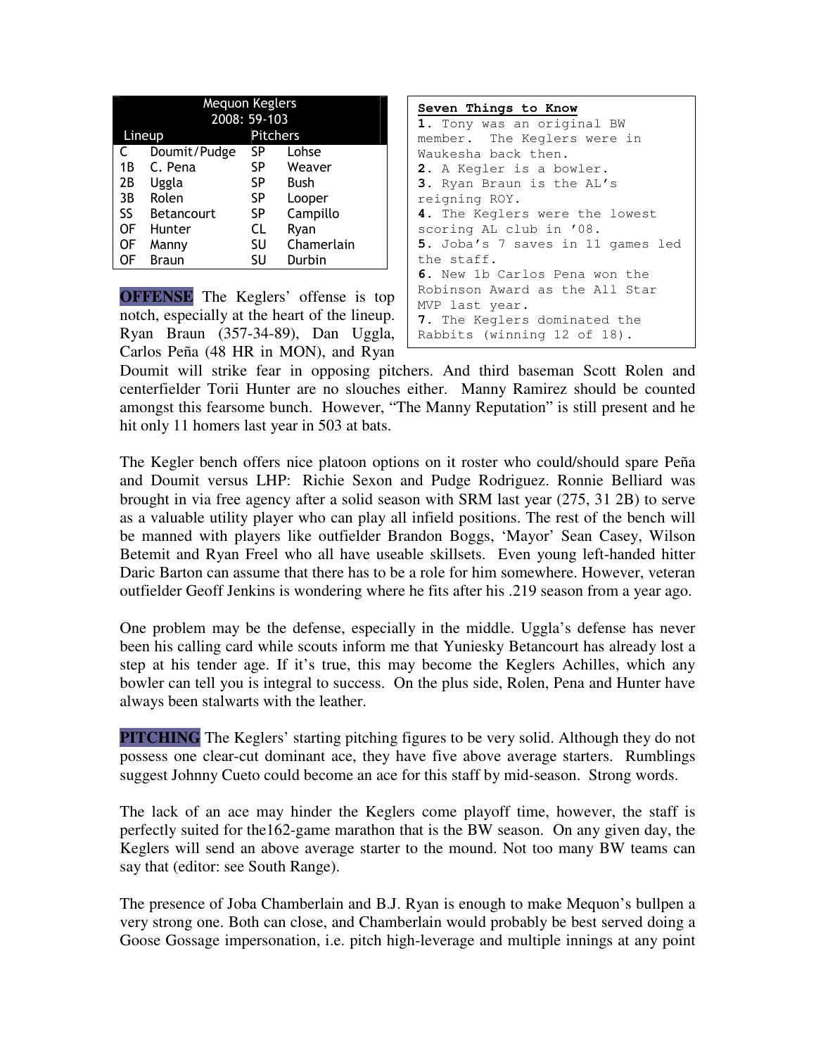| Mequon Keglers | | | |
|---|---|---|---|
| 2008: 59-103 | | | |
| Lineup | | Pitchers | |
| C | Doumit/Pudge | SP | Lohse |
| 1B | C. Pena | SP | Weaver |
| 2B | Uggla | SP | Bush |
| 3B | Rolen | SP | Looper |
| SS | Betancourt | SP | Campillo |
| OF | Hunter | CL | Ryan |
| OF | Manny | SU | Chamerlain |
| OF | Braun | SU | Durbin |

**Seven Things to Know**

**1.** Tony was an original BW member. The Keglers were in Waukesha back then.
**2.** A Kegler is a bowler.
**3.** Ryan Braun is the AL's reigning ROY.
**4.** The Keglers were the lowest scoring AL club in '08.
**5.** Joba's 7 saves in 11 games led the staff.
**6.** New 1b Carlos Pena won the Robinson Award as the All Star MVP last year.
**7.** The Keglers dominated the Rabbits (winning 12 of 18).

**OFFENSE** The Keglers' offense is top notch, especially at the heart of the lineup. Ryan Braun (357-34-89), Dan Uggla, Carlos Peña (48 HR in MON), and Ryan Doumit will strike fear in opposing pitchers. And third baseman Scott Rolen and centerfielder Torii Hunter are no slouches either. Manny Ramirez should be counted amongst this fearsome bunch. However, "The Manny Reputation" is still present and he hit only 11 homers last year in 503 at bats.

The Kegler bench offers nice platoon options on it roster who could/should spare Peña and Doumit versus LHP: Richie Sexon and Pudge Rodriguez. Ronnie Belliard was brought in via free agency after a solid season with SRM last year (275, 31 2B) to serve as a valuable utility player who can play all infield positions. The rest of the bench will be manned with players like outfielder Brandon Boggs, 'Mayor' Sean Casey, Wilson Betemit and Ryan Freel who all have useable skillsets. Even young left-handed hitter Daric Barton can assume that there has to be a role for him somewhere. However, veteran outfielder Geoff Jenkins is wondering where he fits after his .219 season from a year ago.

One problem may be the defense, especially in the middle. Uggla's defense has never been his calling card while scouts inform me that Yuniesky Betancourt has already lost a step at his tender age. If it's true, this may become the Keglers Achilles, which any bowler can tell you is integral to success. On the plus side, Rolen, Pena and Hunter have always been stalwarts with the leather.

**PITCHING** The Keglers' starting pitching figures to be very solid. Although they do not possess one clear-cut dominant ace, they have five above average starters. Rumblings suggest Johnny Cueto could become an ace for this staff by mid-season. Strong words.

The lack of an ace may hinder the Keglers come playoff time, however, the staff is perfectly suited for the162-game marathon that is the BW season. On any given day, the Keglers will send an above average starter to the mound. Not too many BW teams can say that (editor: see South Range).

The presence of Joba Chamberlain and B.J. Ryan is enough to make Mequon's bullpen a very strong one. Both can close, and Chamberlain would probably be best served doing a Goose Gossage impersonation, i.e. pitch high-leverage and multiple innings at any point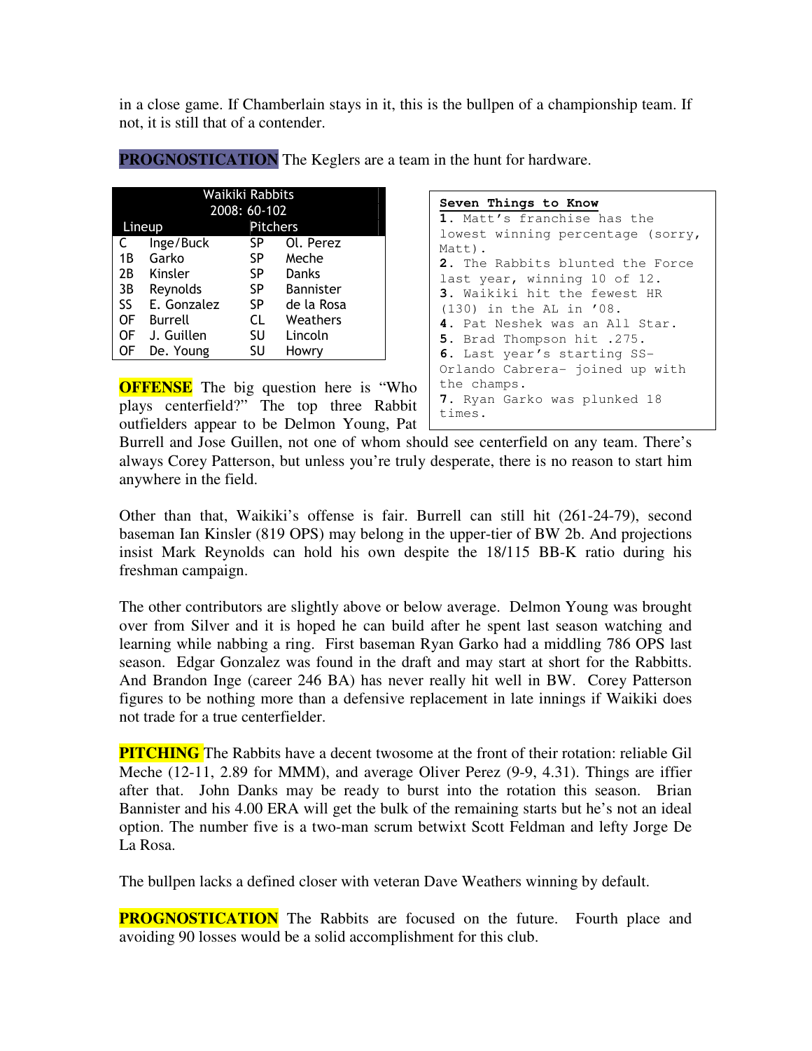in a close game. If Chamberlain stays in it, this is the bullpen of a championship team. If not, it is still that of a contender.

**PROGNOSTICATION** The Keglers are a team in the hunt for hardware.

| Waikiki Rabbits 2008: 60-102 | | | |
|---|---|---|---|
| **Lineup** | | **Pitchers** | |
| C | Inge/Buck | SP | Ol. Perez |
| 1B | Garko | SP | Meche |
| 2B | Kinsler | SP | Danks |
| 3B | Reynolds | SP | Bannister |
| SS | E. Gonzalez | SP | de la Rosa |
| OF | Burrell | CL | Weathers |
| OF | J. Guillen | SU | Lincoln |
| OF | De. Young | SU | Howry |

**Seven Things to Know**

**1.** Matt's franchise has the lowest winning percentage (sorry, Matt).
**2.** The Rabbits blunted the Force last year, winning 10 of 12.
**3.** Waikiki hit the fewest HR (130) in the AL in '08.
**4.** Pat Neshek was an All Star.
**5.** Brad Thompson hit .275.
**6.** Last year's starting SS- Orlando Cabrera- joined up with the champs.
**7.** Ryan Garko was plunked 18 times.

**OFFENSE** The big question here is "Who plays centerfield?" The top three Rabbit outfielders appear to be Delmon Young, Pat Burrell and Jose Guillen, not one of whom should see centerfield on any team. There's always Corey Patterson, but unless you're truly desperate, there is no reason to start him anywhere in the field.

Other than that, Waikiki's offense is fair. Burrell can still hit (261-24-79), second baseman Ian Kinsler (819 OPS) may belong in the upper-tier of BW 2b. And projections insist Mark Reynolds can hold his own despite the 18/115 BB-K ratio during his freshman campaign.

The other contributors are slightly above or below average. Delmon Young was brought over from Silver and it is hoped he can build after he spent last season watching and learning while nabbing a ring. First baseman Ryan Garko had a middling 786 OPS last season. Edgar Gonzalez was found in the draft and may start at short for the Rabbitts. And Brandon Inge (career 246 BA) has never really hit well in BW. Corey Patterson figures to be nothing more than a defensive replacement in late innings if Waikiki does not trade for a true centerfielder.

**PITCHING** The Rabbits have a decent twosome at the front of their rotation: reliable Gil Meche (12-11, 2.89 for MMM), and average Oliver Perez (9-9, 4.31). Things are iffier after that. John Danks may be ready to burst into the rotation this season. Brian Bannister and his 4.00 ERA will get the bulk of the remaining starts but he's not an ideal option. The number five is a two-man scrum betwixt Scott Feldman and lefty Jorge De La Rosa.

The bullpen lacks a defined closer with veteran Dave Weathers winning by default.

**PROGNOSTICATION** The Rabbits are focused on the future. Fourth place and avoiding 90 losses would be a solid accomplishment for this club.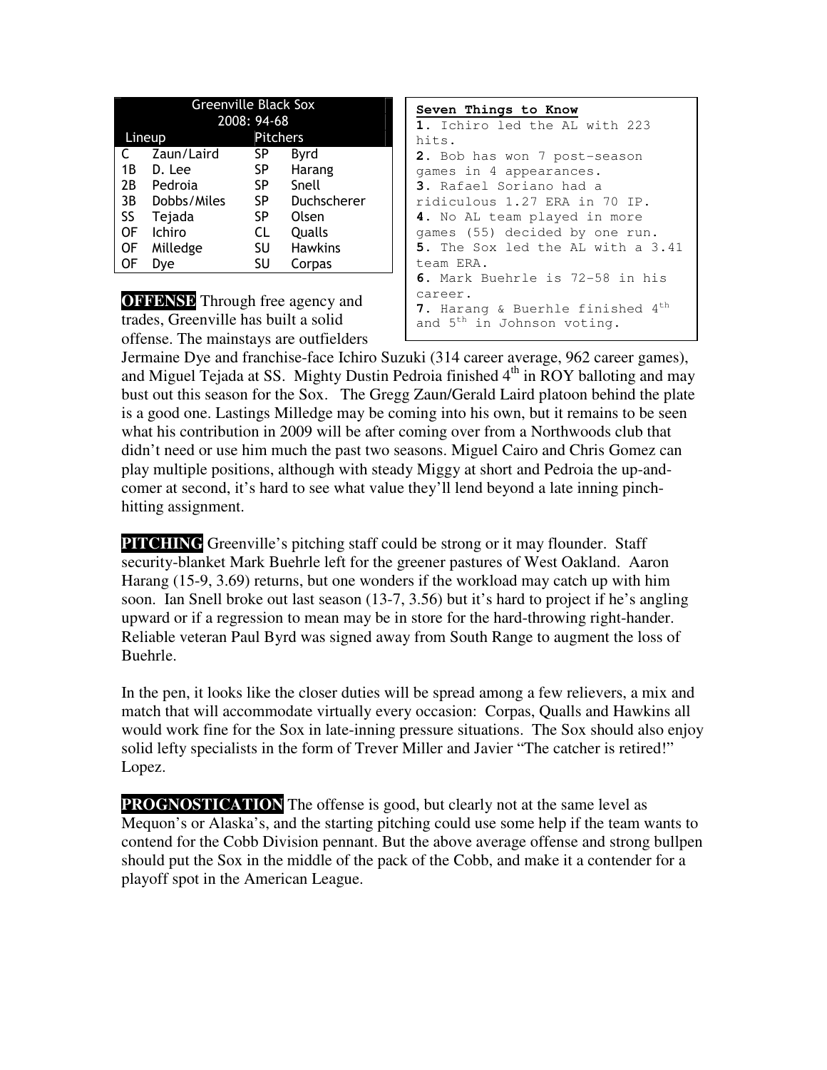| Greenville Black Sox | | | |
|---|---|---|---|
| 2008: 94-68 | | | |
| Lineup | | Pitchers | |
| C | Zaun/Laird | SP | Byrd |
| 1B | D. Lee | SP | Harang |
| 2B | Pedroia | SP | Snell |
| 3B | Dobbs/Miles | SP | Duchscherer |
| SS | Tejada | SP | Olsen |
| OF | Ichiro | CL | Qualls |
| OF | Milledge | SU | Hawkins |
| OF | Dye | SU | Corpas |

**Seven Things to Know**

**1.** Ichiro led the AL with 223 hits.
**2.** Bob has won 7 post-season games in 4 appearances.
**3.** Rafael Soriano had a ridiculous 1.27 ERA in 70 IP.
**4.** No AL team played in more games (55) decided by one run.
**5.** The Sox led the AL with a 3.41 team ERA.
**6.** Mark Buehrle is 72-58 in his career.
**7.** Harang & Buehrle finished 4th and 5th in Johnson voting.

**OFFENSE** Through free agency and trades, Greenville has built a solid offense. The mainstays are outfielders Jermaine Dye and franchise-face Ichiro Suzuki (314 career average, 962 career games), and Miguel Tejada at SS. Mighty Dustin Pedroia finished 4th in ROY balloting and may bust out this season for the Sox. The Gregg Zaun/Gerald Laird platoon behind the plate is a good one. Lastings Milledge may be coming into his own, but it remains to be seen what his contribution in 2009 will be after coming over from a Northwoods club that didn't need or use him much the past two seasons. Miguel Cairo and Chris Gomez can play multiple positions, although with steady Miggy at short and Pedroia the up-and-comer at second, it's hard to see what value they'll lend beyond a late inning pinch-hitting assignment.

**PITCHING** Greenville's pitching staff could be strong or it may flounder. Staff security-blanket Mark Buehrle left for the greener pastures of West Oakland. Aaron Harang (15-9, 3.69) returns, but one wonders if the workload may catch up with him soon. Ian Snell broke out last season (13-7, 3.56) but it's hard to project if he's angling upward or if a regression to mean may be in store for the hard-throwing right-hander. Reliable veteran Paul Byrd was signed away from South Range to augment the loss of Buehrle.

In the pen, it looks like the closer duties will be spread among a few relievers, a mix and match that will accommodate virtually every occasion: Corpas, Qualls and Hawkins all would work fine for the Sox in late-inning pressure situations. The Sox should also enjoy solid lefty specialists in the form of Trever Miller and Javier "The catcher is retired!" Lopez.

**PROGNOSTICATION** The offense is good, but clearly not at the same level as Mequon's or Alaska's, and the starting pitching could use some help if the team wants to contend for the Cobb Division pennant. But the above average offense and strong bullpen should put the Sox in the middle of the pack of the Cobb, and make it a contender for a playoff spot in the American League.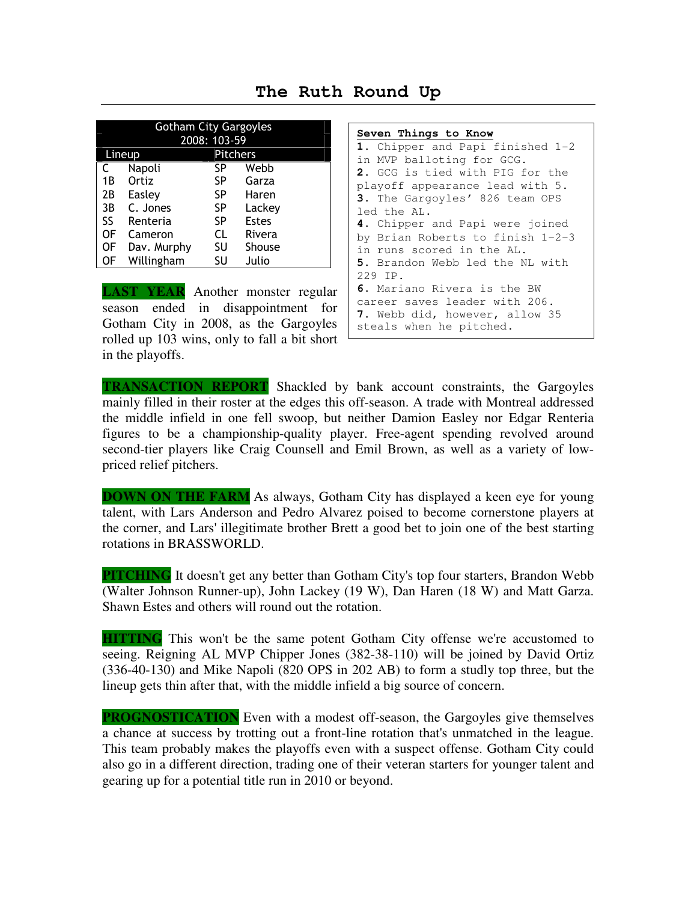# The Ruth Round Up

| Gotham City Gargoyles 2008: 103-59 | | | |
|---|---|---|---|
| Lineup | | Pitchers | |
| C | Napoli | SP | Webb |
| 1B | Ortiz | SP | Garza |
| 2B | Easley | SP | Haren |
| 3B | C. Jones | SP | Lackey |
| SS | Renteria | SP | Estes |
| OF | Cameron | CL | Rivera |
| OF | Dav. Murphy | SU | Shouse |
| OF | Willingham | SU | Julio |

**Seven Things to Know**

1. Chipper and Papi finished 1-2 in MVP balloting for GCG.
2. GCG is tied with PIG for the playoff appearance lead with 5.
3. The Gargoyles' 826 team OPS led the AL.
4. Chipper and Papi were joined by Brian Roberts to finish 1-2-3 in runs scored in the AL.
5. Brandon Webb led the NL with 229 IP.
6. Mariano Rivera is the BW career saves leader with 206.
7. Webb did, however, allow 35 steals when he pitched.

**LAST YEAR** Another monster regular season ended in disappointment for Gotham City in 2008, as the Gargoyles rolled up 103 wins, only to fall a bit short in the playoffs.

**TRANSACTION REPORT** Shackled by bank account constraints, the Gargoyles mainly filled in their roster at the edges this off-season. A trade with Montreal addressed the middle infield in one fell swoop, but neither Damion Easley nor Edgar Renteria figures to be a championship-quality player. Free-agent spending revolved around second-tier players like Craig Counsell and Emil Brown, as well as a variety of low-priced relief pitchers.

**DOWN ON THE FARM** As always, Gotham City has displayed a keen eye for young talent, with Lars Anderson and Pedro Alvarez poised to become cornerstone players at the corner, and Lars' illegitimate brother Brett a good bet to join one of the best starting rotations in BRASSWORLD.

**PITCHING** It doesn't get any better than Gotham City's top four starters, Brandon Webb (Walter Johnson Runner-up), John Lackey (19 W), Dan Haren (18 W) and Matt Garza. Shawn Estes and others will round out the rotation.

**HITTING** This won't be the same potent Gotham City offense we're accustomed to seeing. Reigning AL MVP Chipper Jones (382-38-110) will be joined by David Ortiz (336-40-130) and Mike Napoli (820 OPS in 202 AB) to form a studly top three, but the lineup gets thin after that, with the middle infield a big source of concern.

**PROGNOSTICATION** Even with a modest off-season, the Gargoyles give themselves a chance at success by trotting out a front-line rotation that's unmatched in the league. This team probably makes the playoffs even with a suspect offense. Gotham City could also go in a different direction, trading one of their veteran starters for younger talent and gearing up for a potential title run in 2010 or beyond.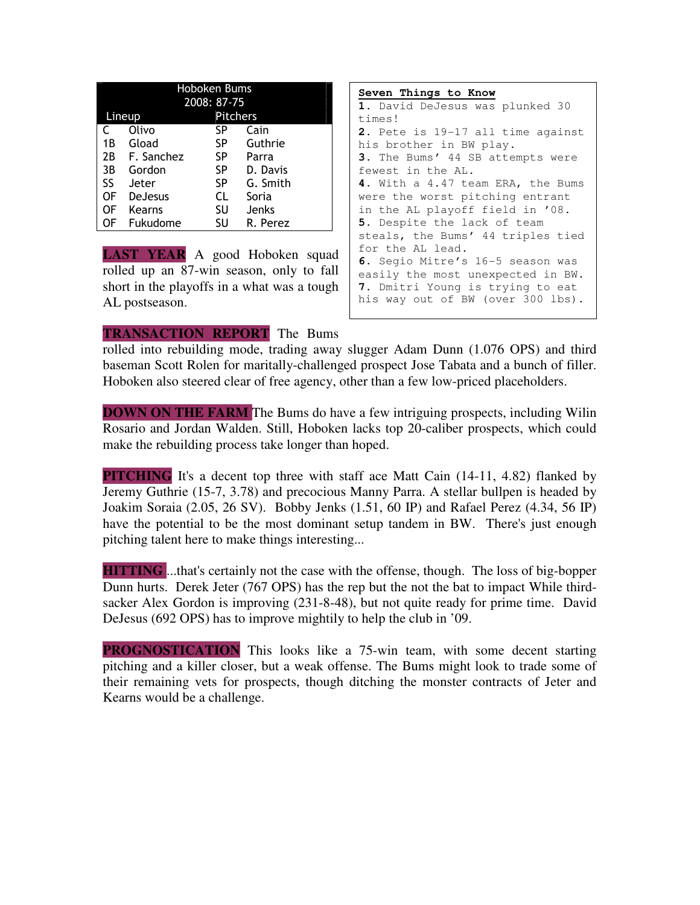| Hoboken Bums 2008: 87-75 | | | |
|---|---|---|---|
| Lineup | | Pitchers | |
| C | Olivo | SP | Cain |
| 1B | Gload | SP | Guthrie |
| 2B | F. Sanchez | SP | Parra |
| 3B | Gordon | SP | D. Davis |
| SS | Jeter | SP | G. Smith |
| OF | DeJesus | CL | Soria |
| OF | Kearns | SU | Jenks |
| OF | Fukudome | SU | R. Perez |

**Seven Things to Know**

**1.** David DeJesus was plunked 30 times!

**2.** Pete is 19-17 all time against his brother in BW play.

**3.** The Bums' 44 SB attempts were fewest in the AL.

**4.** With a 4.47 team ERA, the Bums were the worst pitching entrant in the AL playoff field in '08.

**5.** Despite the lack of team steals, the Bums' 44 triples tied for the AL lead.

**6.** Segio Mitre's 16-5 season was easily the most unexpected in BW.

**7.** Dmitri Young is trying to eat his way out of BW (over 300 lbs).

**LAST YEAR** A good Hoboken squad rolled up an 87-win season, only to fall short in the playoffs in a what was a tough AL postseason.

**TRANSACTION REPORT** The Bums rolled into rebuilding mode, trading away slugger Adam Dunn (1.076 OPS) and third baseman Scott Rolen for maritally-challenged prospect Jose Tabata and a bunch of filler. Hoboken also steered clear of free agency, other than a few low-priced placeholders.

**DOWN ON THE FARM** The Bums do have a few intriguing prospects, including Wilin Rosario and Jordan Walden. Still, Hoboken lacks top 20-caliber prospects, which could make the rebuilding process take longer than hoped.

**PITCHING** It's a decent top three with staff ace Matt Cain (14-11, 4.82) flanked by Jeremy Guthrie (15-7, 3.78) and precocious Manny Parra. A stellar bullpen is headed by Joakim Soraia (2.05, 26 SV). Bobby Jenks (1.51, 60 IP) and Rafael Perez (4.34, 56 IP) have the potential to be the most dominant setup tandem in BW. There's just enough pitching talent here to make things interesting...

**HITTING** ...that's certainly not the case with the offense, though. The loss of big-bopper Dunn hurts. Derek Jeter (767 OPS) has the rep but the not the bat to impact While third-sacker Alex Gordon is improving (231-8-48), but not quite ready for prime time. David DeJesus (692 OPS) has to improve mightily to help the club in '09.

**PROGNOSTICATION** This looks like a 75-win team, with some decent starting pitching and a killer closer, but a weak offense. The Bums might look to trade some of their remaining vets for prospects, though ditching the monster contracts of Jeter and Kearns would be a challenge.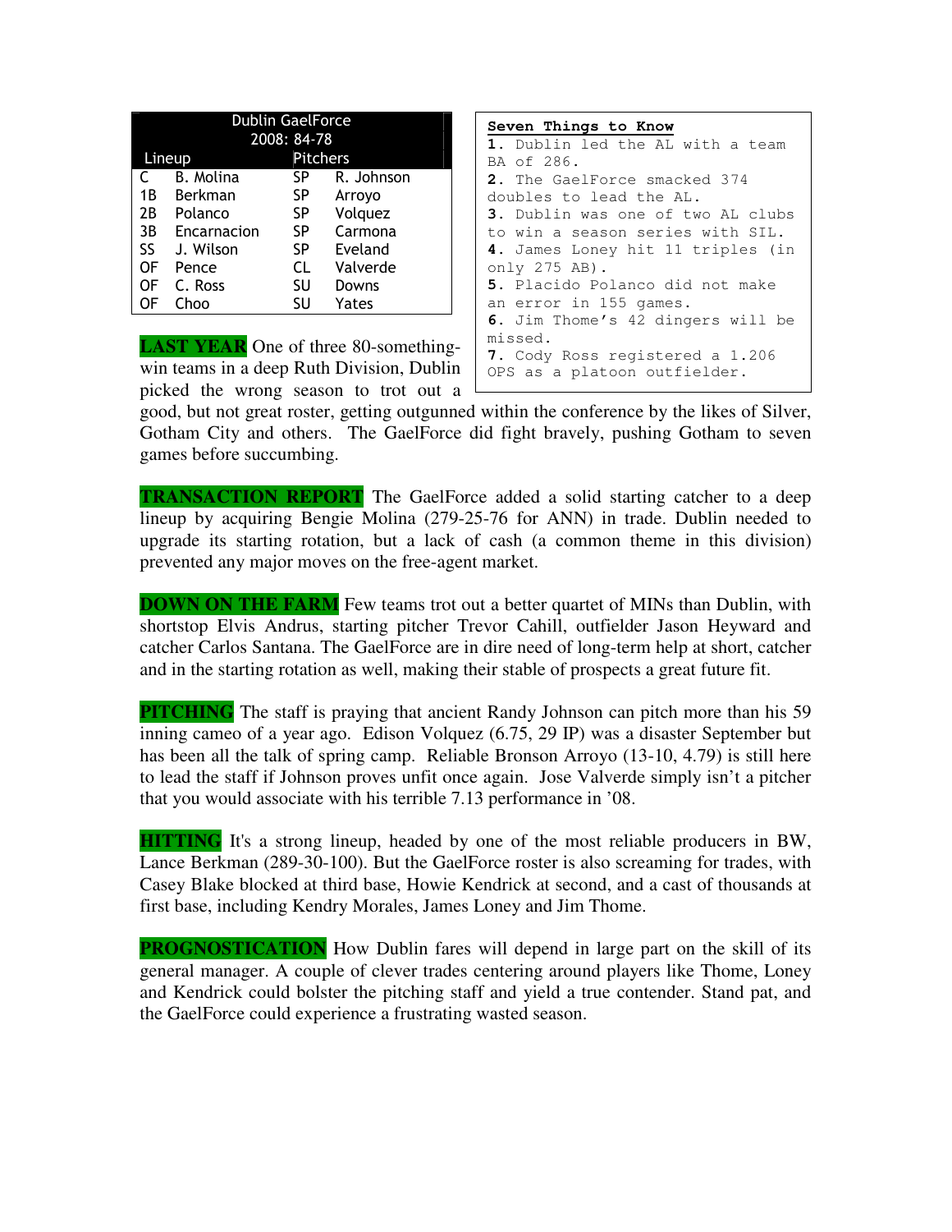| Dublin GaelForce 2008: 84-78 | | | |
|---|---|---|---|
| Lineup | | Pitchers | |
| C | B. Molina | SP | R. Johnson |
| 1B | Berkman | SP | Arroyo |
| 2B | Polanco | SP | Volquez |
| 3B | Encarnacion | SP | Carmona |
| SS | J. Wilson | SP | Eveland |
| OF | Pence | CL | Valverde |
| OF | C. Ross | SU | Downs |
| OF | Choo | SU | Yates |

**Seven Things to Know**

**1.** Dublin led the AL with a team BA of 286.

**2.** The GaelForce smacked 374 doubles to lead the AL.

**3.** Dublin was one of two AL clubs to win a season series with SIL.

**4.** James Loney hit 11 triples (in only 275 AB).

**5.** Placido Polanco did not make an error in 155 games.

**6.** Jim Thome's 42 dingers will be missed.

**7.** Cody Ross registered a 1.206 OPS as a platoon outfielder.

**LAST YEAR** One of three 80-something-win teams in a deep Ruth Division, Dublin picked the wrong season to trot out a good, but not great roster, getting outgunned within the conference by the likes of Silver, Gotham City and others. The GaelForce did fight bravely, pushing Gotham to seven games before succumbing.

**TRANSACTION REPORT** The GaelForce added a solid starting catcher to a deep lineup by acquiring Bengie Molina (279-25-76 for ANN) in trade. Dublin needed to upgrade its starting rotation, but a lack of cash (a common theme in this division) prevented any major moves on the free-agent market.

**DOWN ON THE FARM** Few teams trot out a better quartet of MINs than Dublin, with shortstop Elvis Andrus, starting pitcher Trevor Cahill, outfielder Jason Heyward and catcher Carlos Santana. The GaelForce are in dire need of long-term help at short, catcher and in the starting rotation as well, making their stable of prospects a great future fit.

**PITCHING** The staff is praying that ancient Randy Johnson can pitch more than his 59 inning cameo of a year ago. Edison Volquez (6.75, 29 IP) was a disaster September but has been all the talk of spring camp. Reliable Bronson Arroyo (13-10, 4.79) is still here to lead the staff if Johnson proves unfit once again. Jose Valverde simply isn't a pitcher that you would associate with his terrible 7.13 performance in '08.

**HITTING** It's a strong lineup, headed by one of the most reliable producers in BW, Lance Berkman (289-30-100). But the GaelForce roster is also screaming for trades, with Casey Blake blocked at third base, Howie Kendrick at second, and a cast of thousands at first base, including Kendry Morales, James Loney and Jim Thome.

**PROGNOSTICATION** How Dublin fares will depend in large part on the skill of its general manager. A couple of clever trades centering around players like Thome, Loney and Kendrick could bolster the pitching staff and yield a true contender. Stand pat, and the GaelForce could experience a frustrating wasted season.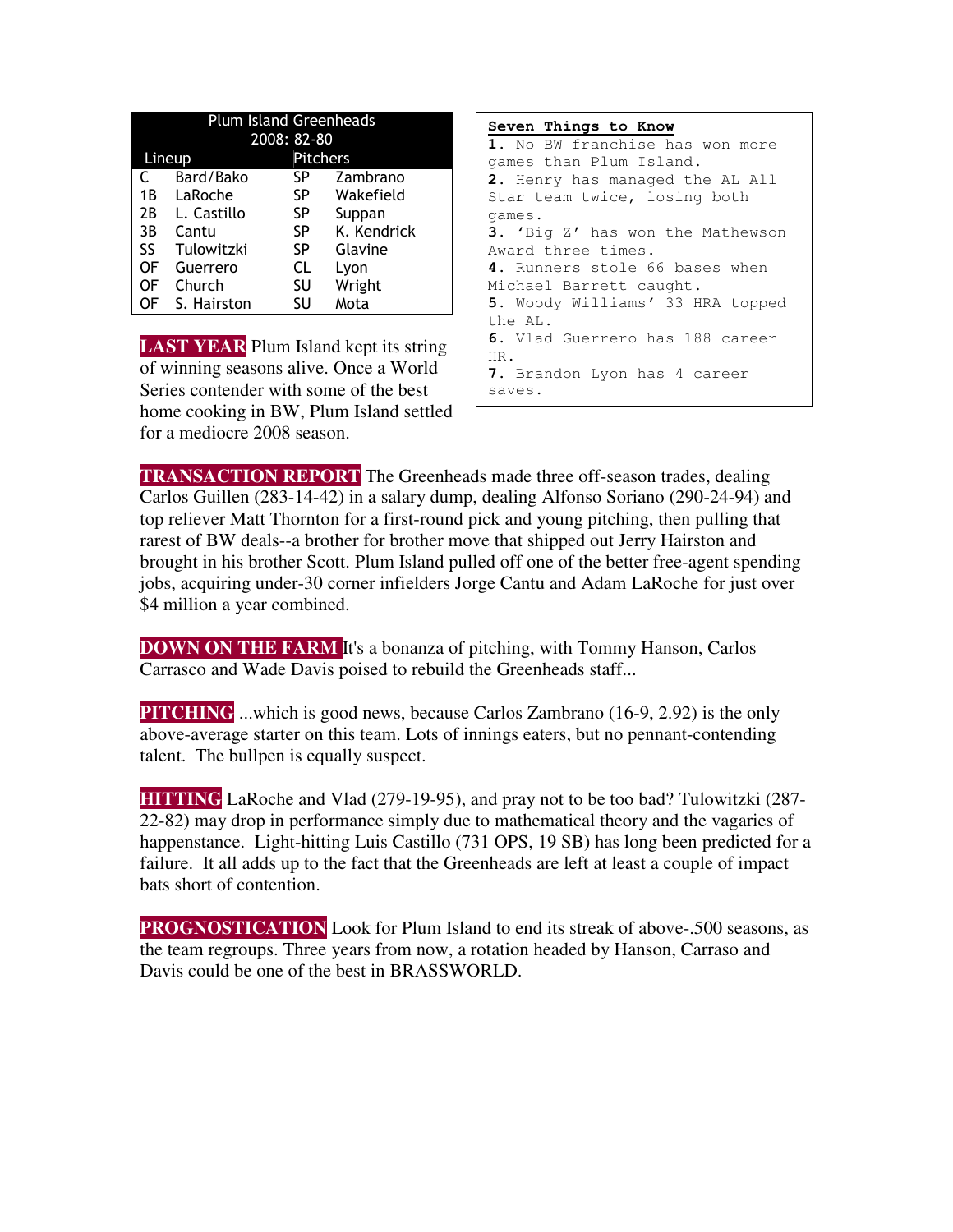| Plum Island Greenheads | | | |
|---|---|---|---|
| 2008: 82-80 | | | |
| Lineup | | Pitchers | |
| C | Bard/Bako | SP | Zambrano |
| 1B | LaRoche | SP | Wakefield |
| 2B | L. Castillo | SP | Suppan |
| 3B | Cantu | SP | K. Kendrick |
| SS | Tulowitzki | SP | Glavine |
| OF | Guerrero | CL | Lyon |
| OF | Church | SU | Wright |
| OF | S. Hairston | SU | Mota |

**LAST YEAR** Plum Island kept its string of winning seasons alive. Once a World Series contender with some of the best home cooking in BW, Plum Island settled for a mediocre 2008 season.

**Seven Things to Know**

**1.** No BW franchise has won more games than Plum Island.
**2.** Henry has managed the AL All Star team twice, losing both games.
**3.** 'Big Z' has won the Mathewson Award three times.
**4.** Runners stole 66 bases when Michael Barrett caught.
**5.** Woody Williams' 33 HRA topped the AL.
**6.** Vlad Guerrero has 188 career HR.
**7.** Brandon Lyon has 4 career saves.

**TRANSACTION REPORT** The Greenheads made three off-season trades, dealing Carlos Guillen (283-14-42) in a salary dump, dealing Alfonso Soriano (290-24-94) and top reliever Matt Thornton for a first-round pick and young pitching, then pulling that rarest of BW deals--a brother for brother move that shipped out Jerry Hairston and brought in his brother Scott. Plum Island pulled off one of the better free-agent spending jobs, acquiring under-30 corner infielders Jorge Cantu and Adam LaRoche for just over $4 million a year combined.

**DOWN ON THE FARM** It's a bonanza of pitching, with Tommy Hanson, Carlos Carrasco and Wade Davis poised to rebuild the Greenheads staff...

**PITCHING** ...which is good news, because Carlos Zambrano (16-9, 2.92) is the only above-average starter on this team. Lots of innings eaters, but no pennant-contending talent. The bullpen is equally suspect.

**HITTING** LaRoche and Vlad (279-19-95), and pray not to be too bad? Tulowitzki (287-22-82) may drop in performance simply due to mathematical theory and the vagaries of happenstance. Light-hitting Luis Castillo (731 OPS, 19 SB) has long been predicted for a failure. It all adds up to the fact that the Greenheads are left at least a couple of impact bats short of contention.

**PROGNOSTICATION** Look for Plum Island to end its streak of above-.500 seasons, as the team regroups. Three years from now, a rotation headed by Hanson, Carraso and Davis could be one of the best in BRASSWORLD.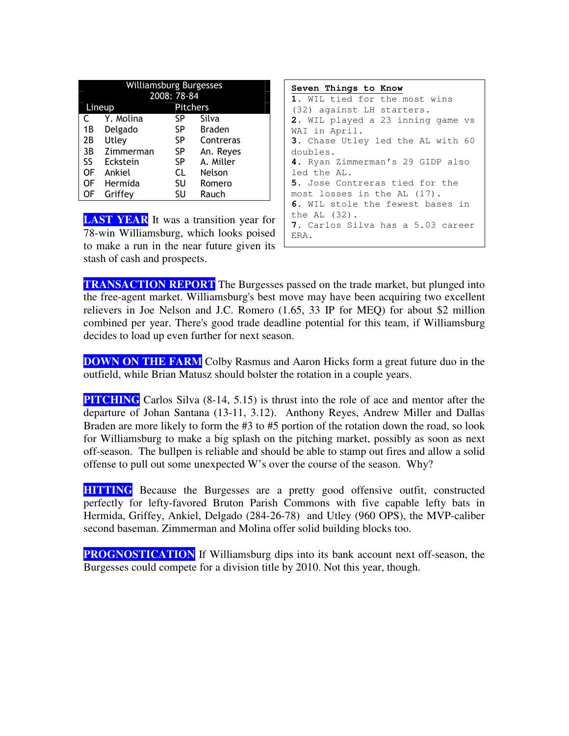| Williamsburg Burgesses 2008: 78-84 | | | |
|---|---|---|---|
| Lineup | | Pitchers | |
| C | Y. Molina | SP | Silva |
| 1B | Delgado | SP | Braden |
| 2B | Utley | SP | Contreras |
| 3B | Zimmerman | SP | An. Reyes |
| SS | Eckstein | SP | A. Miller |
| OF | Ankiel | CL | Nelson |
| OF | Hermida | SU | Romero |
| OF | Griffey | SU | Rauch |

**Seven Things to Know**

**1.** WIL tied for the most wins (32) against LH starters.

**2.** WIL played a 23 inning game vs WAI in April.

**3.** Chase Utley led the AL with 60 doubles.

**4.** Ryan Zimmerman's 29 GIDP also led the AL.

**5.** Jose Contreras tied for the most losses in the AL (17).

**6.** WIL stole the fewest bases in the AL (32).

**7.** Carlos Silva has a 5.03 career ERA.

**LAST YEAR** It was a transition year for 78-win Williamsburg, which looks poised to make a run in the near future given its stash of cash and prospects.

**TRANSACTION REPORT** The Burgesses passed on the trade market, but plunged into the free-agent market. Williamsburg's best move may have been acquiring two excellent relievers in Joe Nelson and J.C. Romero (1.65, 33 IP for MEQ) for about $2 million combined per year. There's good trade deadline potential for this team, if Williamsburg decides to load up even further for next season.

**DOWN ON THE FARM** Colby Rasmus and Aaron Hicks form a great future duo in the outfield, while Brian Matusz should bolster the rotation in a couple years.

**PITCHING** Carlos Silva (8-14, 5.15) is thrust into the role of ace and mentor after the departure of Johan Santana (13-11, 3.12). Anthony Reyes, Andrew Miller and Dallas Braden are more likely to form the #3 to #5 portion of the rotation down the road, so look for Williamsburg to make a big splash on the pitching market, possibly as soon as next off-season. The bullpen is reliable and should be able to stamp out fires and allow a solid offense to pull out some unexpected W's over the course of the season. Why?

**HITTING** Because the Burgesses are a pretty good offensive outfit, constructed perfectly for lefty-favored Bruton Parish Commons with five capable lefty bats in Hermida, Griffey, Ankiel, Delgado (284-26-78) and Utley (960 OPS), the MVP-caliber second baseman. Zimmerman and Molina offer solid building blocks too.

**PROGNOSTICATION** If Williamsburg dips into its bank account next off-season, the Burgesses could compete for a division title by 2010. Not this year, though.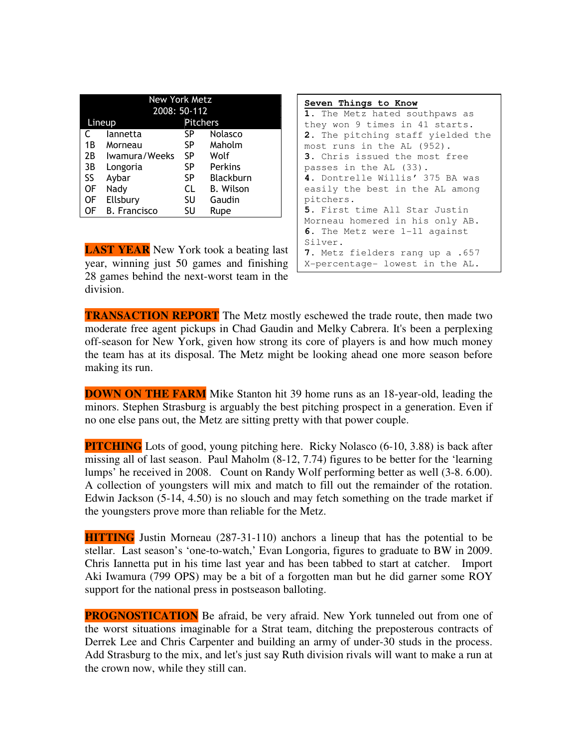| New York Metz 2008: 50-112 | | | |
|---|---|---|---|
| Lineup | | Pitchers | |
| C | Iannetta | SP | Nolasco |
| 1B | Morneau | SP | Maholm |
| 2B | Iwamura/Weeks | SP | Wolf |
| 3B | Longoria | SP | Perkins |
| SS | Aybar | SP | Blackburn |
| OF | Nady | CL | B. Wilson |
| OF | Ellsbury | SU | Gaudin |
| OF | B. Francisco | SU | Rupe |

**Seven Things to Know**

**1.** The Metz hated southpaws as they won 9 times in 41 starts.
**2.** The pitching staff yielded the most runs in the AL (952).
**3.** Chris issued the most free passes in the AL (33).
**4.** Dontrelle Willis' 375 BA was easily the best in the AL among pitchers.
**5.** First time All Star Justin Morneau homered in his only AB.
**6.** The Metz were 1-11 against Silver.
**7.** Metz fielders rang up a .657 X-percentage- lowest in the AL.

**LAST YEAR** New York took a beating last year, winning just 50 games and finishing 28 games behind the next-worst team in the division.

**TRANSACTION REPORT** The Metz mostly eschewed the trade route, then made two moderate free agent pickups in Chad Gaudin and Melky Cabrera. It's been a perplexing off-season for New York, given how strong its core of players is and how much money the team has at its disposal. The Metz might be looking ahead one more season before making its run.

**DOWN ON THE FARM** Mike Stanton hit 39 home runs as an 18-year-old, leading the minors. Stephen Strasburg is arguably the best pitching prospect in a generation. Even if no one else pans out, the Metz are sitting pretty with that power couple.

**PITCHING** Lots of good, young pitching here. Ricky Nolasco (6-10, 3.88) is back after missing all of last season. Paul Maholm (8-12, 7.74) figures to be better for the 'learning lumps' he received in 2008. Count on Randy Wolf performing better as well (3-8. 6.00). A collection of youngsters will mix and match to fill out the remainder of the rotation. Edwin Jackson (5-14, 4.50) is no slouch and may fetch something on the trade market if the youngsters prove more than reliable for the Metz.

**HITTING** Justin Morneau (287-31-110) anchors a lineup that has the potential to be stellar. Last season's 'one-to-watch,' Evan Longoria, figures to graduate to BW in 2009. Chris Iannetta put in his time last year and has been tabbed to start at catcher. Import Aki Iwamura (799 OPS) may be a bit of a forgotten man but he did garner some ROY support for the national press in postseason balloting.

**PROGNOSTICATION** Be afraid, be very afraid. New York tunneled out from one of the worst situations imaginable for a Strat team, ditching the preposterous contracts of Derrek Lee and Chris Carpenter and building an army of under-30 studs in the process. Add Strasburg to the mix, and let's just say Ruth division rivals will want to make a run at the crown now, while they still can.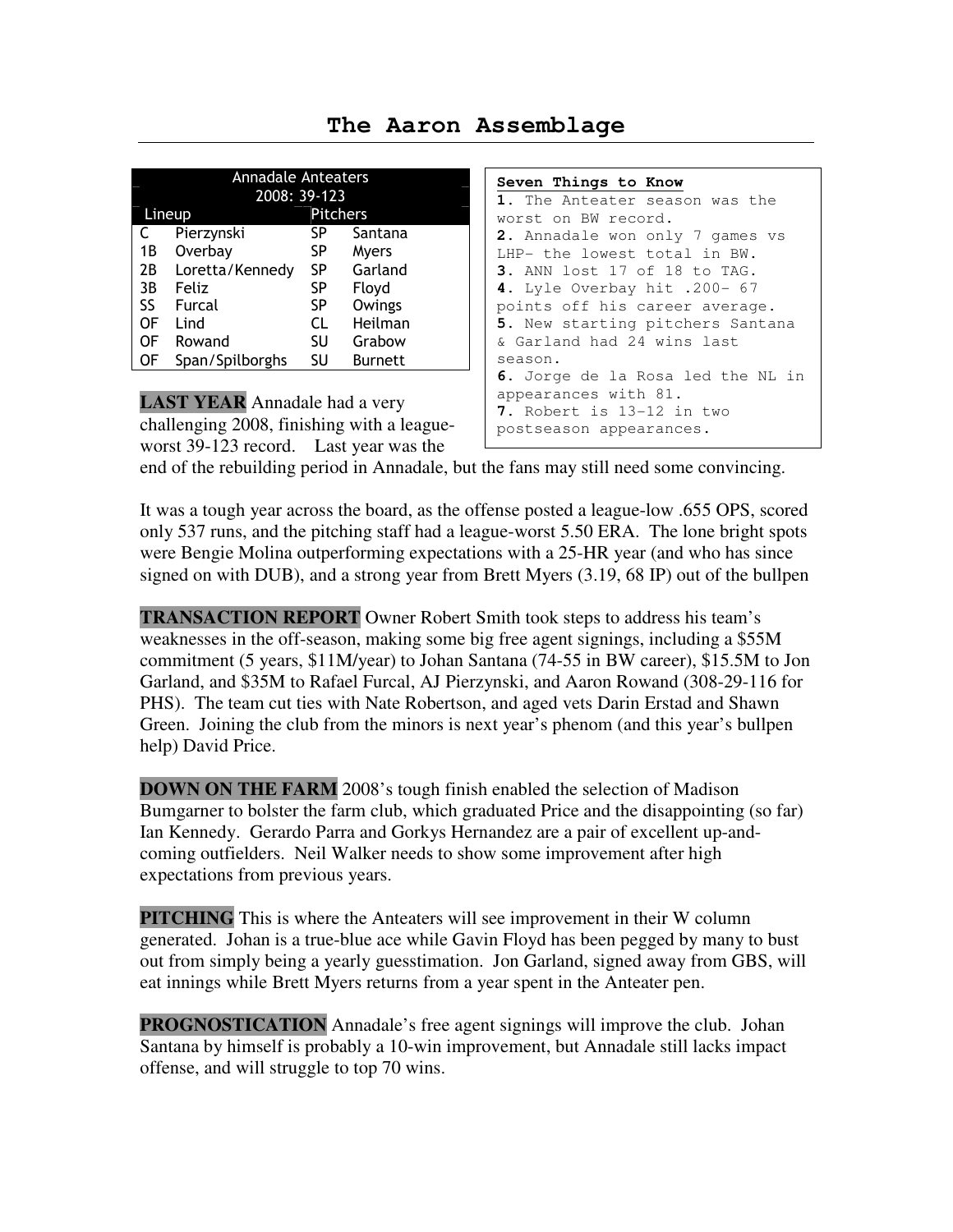# The Aaron Assemblage

| Annadale Anteaters 2008: 39-123 | | | |
|---|---|---|---|
| **Lineup** | | **Pitchers** | |
| C | Pierzynski | SP | Santana |
| 1B | Overbay | SP | Myers |
| 2B | Loretta/Kennedy | SP | Garland |
| 3B | Feliz | SP | Floyd |
| SS | Furcal | SP | Owings |
| OF | Lind | CL | Heilman |
| OF | Rowand | SU | Grabow |
| OF | Span/Spilborghs | SU | Burnett |

**Seven Things to Know**

**1.** The Anteater season was the worst on BW record.
**2.** Annadale won only 7 games vs LHP- the lowest total in BW.
**3.** ANN lost 17 of 18 to TAG.
**4.** Lyle Overbay hit .200- 67 points off his career average.
**5.** New starting pitchers Santana & Garland had 24 wins last season.
**6.** Jorge de la Rosa led the NL in appearances with 81.
**7.** Robert is 13-12 in two postseason appearances.

**LAST YEAR** Annadale had a very challenging 2008, finishing with a league-worst 39-123 record. Last year was the end of the rebuilding period in Annadale, but the fans may still need some convincing.

It was a tough year across the board, as the offense posted a league-low .655 OPS, scored only 537 runs, and the pitching staff had a league-worst 5.50 ERA. The lone bright spots were Bengie Molina outperforming expectations with a 25-HR year (and who has since signed on with DUB), and a strong year from Brett Myers (3.19, 68 IP) out of the bullpen

**TRANSACTION REPORT** Owner Robert Smith took steps to address his team's weaknesses in the off-season, making some big free agent signings, including a $55M commitment (5 years, $11M/year) to Johan Santana (74-55 in BW career), $15.5M to Jon Garland, and $35M to Rafael Furcal, AJ Pierzynski, and Aaron Rowand (308-29-116 for PHS). The team cut ties with Nate Robertson, and aged vets Darin Erstad and Shawn Green. Joining the club from the minors is next year's phenom (and this year's bullpen help) David Price.

**DOWN ON THE FARM** 2008's tough finish enabled the selection of Madison Bumgarner to bolster the farm club, which graduated Price and the disappointing (so far) Ian Kennedy. Gerardo Parra and Gorkys Hernandez are a pair of excellent up-and-coming outfielders. Neil Walker needs to show some improvement after high expectations from previous years.

**PITCHING** This is where the Anteaters will see improvement in their W column generated. Johan is a true-blue ace while Gavin Floyd has been pegged by many to bust out from simply being a yearly guesstimation. Jon Garland, signed away from GBS, will eat innings while Brett Myers returns from a year spent in the Anteater pen.

**PROGNOSTICATION** Annadale's free agent signings will improve the club. Johan Santana by himself is probably a 10-win improvement, but Annadale still lacks impact offense, and will struggle to top 70 wins.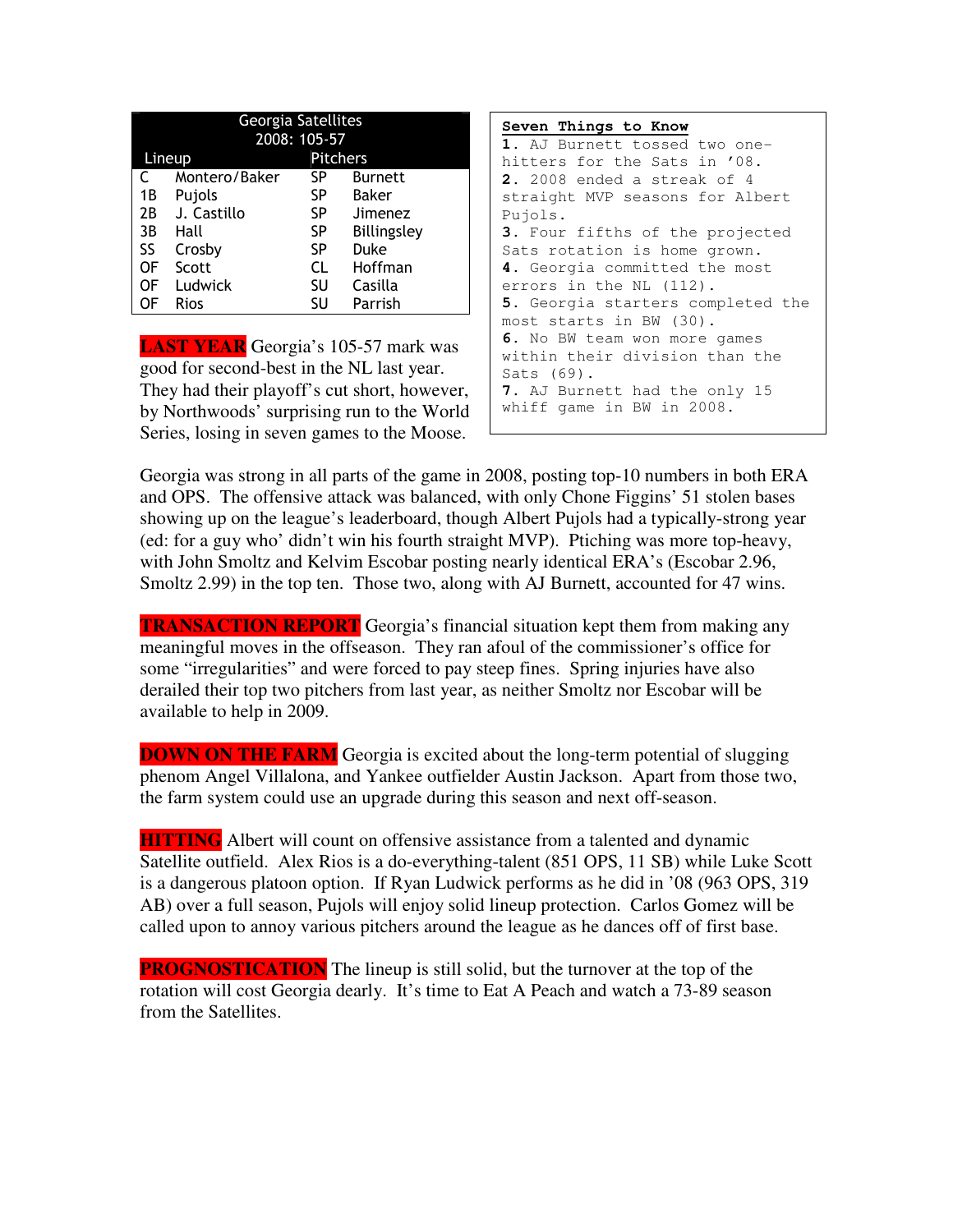| Georgia Satellites 2008: 105-57 | | | |
|---|---|---|---|
| **Lineup** | | **Pitchers** | |
| C | Montero/Baker | SP | Burnett |
| 1B | Pujols | SP | Baker |
| 2B | J. Castillo | SP | Jimenez |
| 3B | Hall | SP | Billingsley |
| SS | Crosby | SP | Duke |
| OF | Scott | CL | Hoffman |
| OF | Ludwick | SU | Casilla |
| OF | Rios | SU | Parrish |

**Seven Things to Know**

**1.** AJ Burnett tossed two one-hitters for the Sats in '08.
**2.** 2008 ended a streak of 4 straight MVP seasons for Albert Pujols.
**3.** Four fifths of the projected Sats rotation is home grown.
**4.** Georgia committed the most errors in the NL (112).
**5.** Georgia starters completed the most starts in BW (30).
**6.** No BW team won more games within their division than the Sats (69).
**7.** AJ Burnett had the only 15 whiff game in BW in 2008.

**LAST YEAR** Georgia's 105-57 mark was good for second-best in the NL last year. They had their playoff's cut short, however, by Northwoods' surprising run to the World Series, losing in seven games to the Moose.

Georgia was strong in all parts of the game in 2008, posting top-10 numbers in both ERA and OPS. The offensive attack was balanced, with only Chone Figgins' 51 stolen bases showing up on the league's leaderboard, though Albert Pujols had a typically-strong year (ed: for a guy who' didn't win his fourth straight MVP). Ptiching was more top-heavy, with John Smoltz and Kelvim Escobar posting nearly identical ERA's (Escobar 2.96, Smoltz 2.99) in the top ten. Those two, along with AJ Burnett, accounted for 47 wins.

**TRANSACTION REPORT** Georgia's financial situation kept them from making any meaningful moves in the offseason. They ran afoul of the commissioner's office for some "irregularities" and were forced to pay steep fines. Spring injuries have also derailed their top two pitchers from last year, as neither Smoltz nor Escobar will be available to help in 2009.

**DOWN ON THE FARM** Georgia is excited about the long-term potential of slugging phenom Angel Villalona, and Yankee outfielder Austin Jackson. Apart from those two, the farm system could use an upgrade during this season and next off-season.

**HITTING** Albert will count on offensive assistance from a talented and dynamic Satellite outfield. Alex Rios is a do-everything-talent (851 OPS, 11 SB) while Luke Scott is a dangerous platoon option. If Ryan Ludwick performs as he did in '08 (963 OPS, 319 AB) over a full season, Pujols will enjoy solid lineup protection. Carlos Gomez will be called upon to annoy various pitchers around the league as he dances off of first base.

**PROGNOSTICATION** The lineup is still solid, but the turnover at the top of the rotation will cost Georgia dearly. It's time to Eat A Peach and watch a 73-89 season from the Satellites.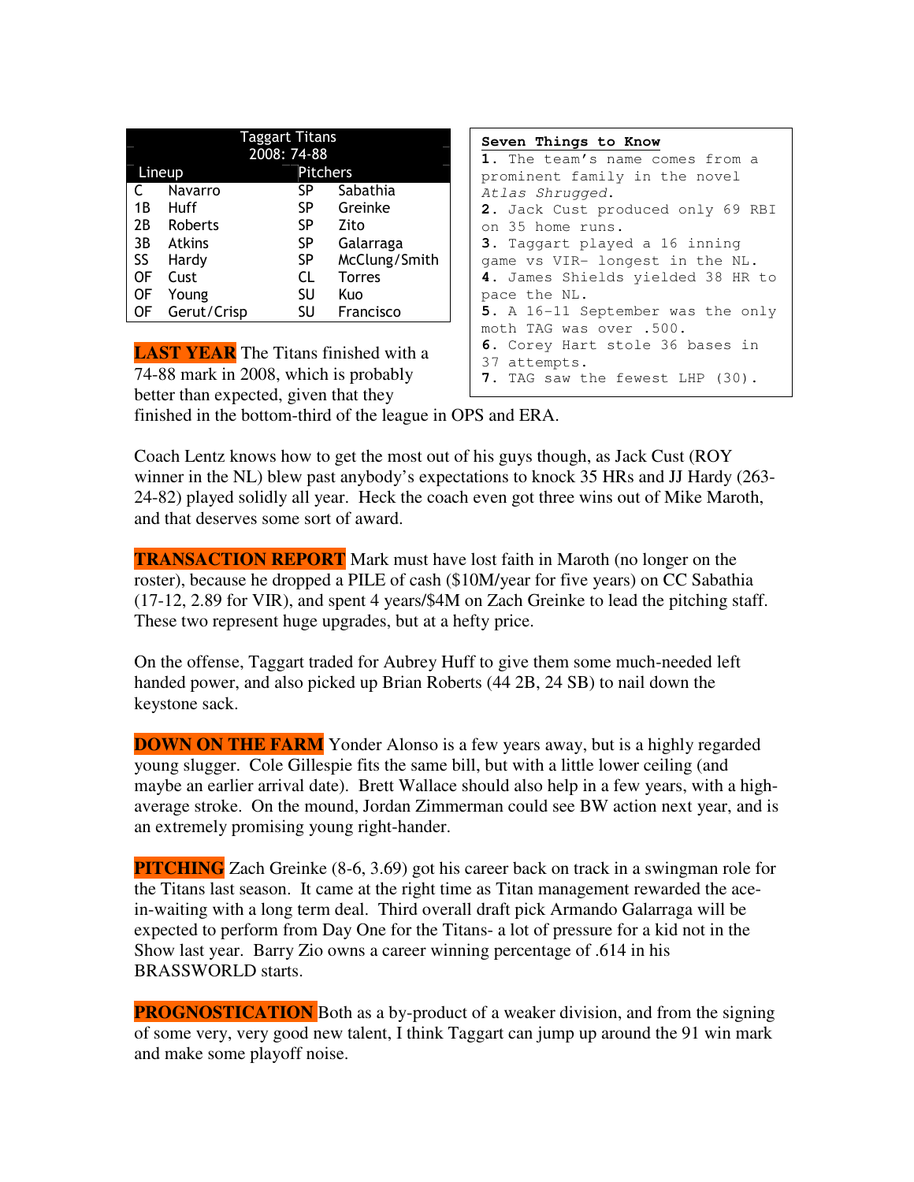| Taggart Titans 2008: 74-88 | | | |
|---|---|---|---|
| Lineup | | Pitchers | |
| C | Navarro | SP | Sabathia |
| 1B | Huff | SP | Greinke |
| 2B | Roberts | SP | Zito |
| 3B | Atkins | SP | Galarraga |
| SS | Hardy | SP | McClung/Smith |
| OF | Cust | CL | Torres |
| OF | Young | SU | Kuo |
| OF | Gerut/Crisp | SU | Francisco |

**Seven Things to Know**

**1.** The team's name comes from a prominent family in the novel *Atlas Shrugged*.
**2.** Jack Cust produced only 69 RBI on 35 home runs.
**3.** Taggart played a 16 inning game vs VIR- longest in the NL.
**4.** James Shields yielded 38 HR to pace the NL.
**5.** A 16-11 September was the only moth TAG was over .500.
**6.** Corey Hart stole 36 bases in 37 attempts.
**7.** TAG saw the fewest LHP (30).

**LAST YEAR** The Titans finished with a 74-88 mark in 2008, which is probably better than expected, given that they finished in the bottom-third of the league in OPS and ERA.

Coach Lentz knows how to get the most out of his guys though, as Jack Cust (ROY winner in the NL) blew past anybody's expectations to knock 35 HRs and JJ Hardy (263-24-82) played solidly all year. Heck the coach even got three wins out of Mike Maroth, and that deserves some sort of award.

**TRANSACTION REPORT** Mark must have lost faith in Maroth (no longer on the roster), because he dropped a PILE of cash ($10M/year for five years) on CC Sabathia (17-12, 2.89 for VIR), and spent 4 years/$4M on Zach Greinke to lead the pitching staff. These two represent huge upgrades, but at a hefty price.

On the offense, Taggart traded for Aubrey Huff to give them some much-needed left handed power, and also picked up Brian Roberts (44 2B, 24 SB) to nail down the keystone sack.

**DOWN ON THE FARM** Yonder Alonso is a few years away, but is a highly regarded young slugger. Cole Gillespie fits the same bill, but with a little lower ceiling (and maybe an earlier arrival date). Brett Wallace should also help in a few years, with a high-average stroke. On the mound, Jordan Zimmerman could see BW action next year, and is an extremely promising young right-hander.

**PITCHING** Zach Greinke (8-6, 3.69) got his career back on track in a swingman role for the Titans last season. It came at the right time as Titan management rewarded the ace-in-waiting with a long term deal. Third overall draft pick Armando Galarraga will be expected to perform from Day One for the Titans- a lot of pressure for a kid not in the Show last year. Barry Zio owns a career winning percentage of .614 in his BRASSWORLD starts.

**PROGNOSTICATION** Both as a by-product of a weaker division, and from the signing of some very, very good new talent, I think Taggart can jump up around the 91 win mark and make some playoff noise.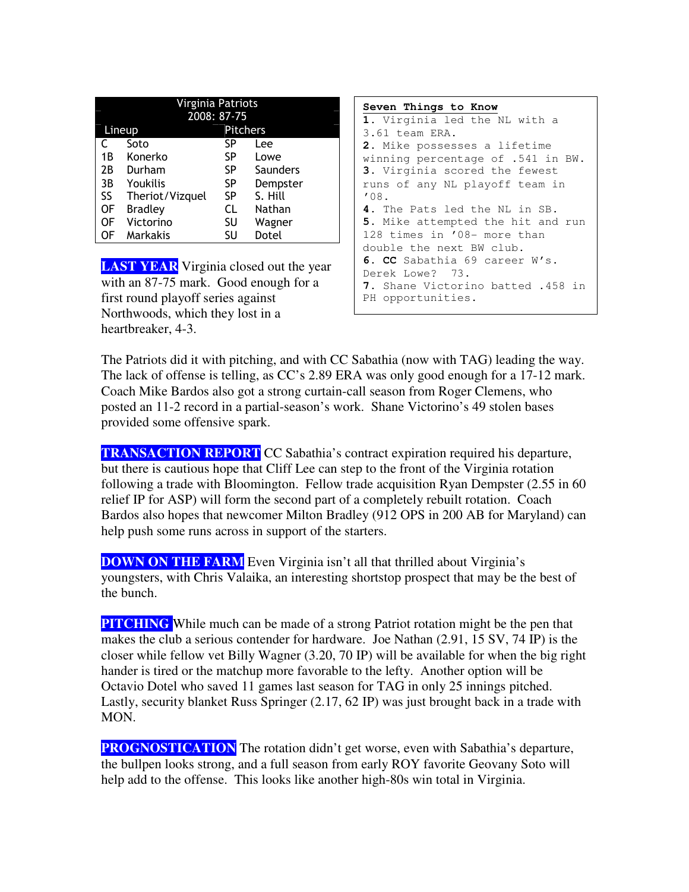| Virginia Patriots 2008: 87-75 | | | |
|---|---|---|---|
| Lineup | | Pitchers | |
| C | Soto | SP | Lee |
| 1B | Konerko | SP | Lowe |
| 2B | Durham | SP | Saunders |
| 3B | Youkilis | SP | Dempster |
| SS | Theriot/Vizquel | SP | S. Hill |
| OF | Bradley | CL | Nathan |
| OF | Victorino | SU | Wagner |
| OF | Markakis | SU | Dotel |

**Seven Things to Know**

**1.** Virginia led the NL with a 3.61 team ERA.
**2.** Mike possesses a lifetime winning percentage of .541 in BW.
**3.** Virginia scored the fewest runs of any NL playoff team in '08.
**4.** The Pats led the NL in SB.
**5.** Mike attempted the hit and run 128 times in '08- more than double the next BW club.
**6.** CC Sabathia 69 career W's. Derek Lowe? 73.
**7.** Shane Victorino batted .458 in PH opportunities.

**LAST YEAR** Virginia closed out the year with an 87-75 mark. Good enough for a first round playoff series against Northwoods, which they lost in a heartbreaker, 4-3.

The Patriots did it with pitching, and with CC Sabathia (now with TAG) leading the way. The lack of offense is telling, as CC's 2.89 ERA was only good enough for a 17-12 mark. Coach Mike Bardos also got a strong curtain-call season from Roger Clemens, who posted an 11-2 record in a partial-season's work. Shane Victorino's 49 stolen bases provided some offensive spark.

**TRANSACTION REPORT** CC Sabathia's contract expiration required his departure, but there is cautious hope that Cliff Lee can step to the front of the Virginia rotation following a trade with Bloomington. Fellow trade acquisition Ryan Dempster (2.55 in 60 relief IP for ASP) will form the second part of a completely rebuilt rotation. Coach Bardos also hopes that newcomer Milton Bradley (912 OPS in 200 AB for Maryland) can help push some runs across in support of the starters.

**DOWN ON THE FARM** Even Virginia isn't all that thrilled about Virginia's youngsters, with Chris Valaika, an interesting shortstop prospect that may be the best of the bunch.

**PITCHING** While much can be made of a strong Patriot rotation might be the pen that makes the club a serious contender for hardware. Joe Nathan (2.91, 15 SV, 74 IP) is the closer while fellow vet Billy Wagner (3.20, 70 IP) will be available for when the big right hander is tired or the matchup more favorable to the lefty. Another option will be Octavio Dotel who saved 11 games last season for TAG in only 25 innings pitched. Lastly, security blanket Russ Springer (2.17, 62 IP) was just brought back in a trade with MON.

**PROGNOSTICATION** The rotation didn't get worse, even with Sabathia's departure, the bullpen looks strong, and a full season from early ROY favorite Geovany Soto will help add to the offense. This looks like another high-80s win total in Virginia.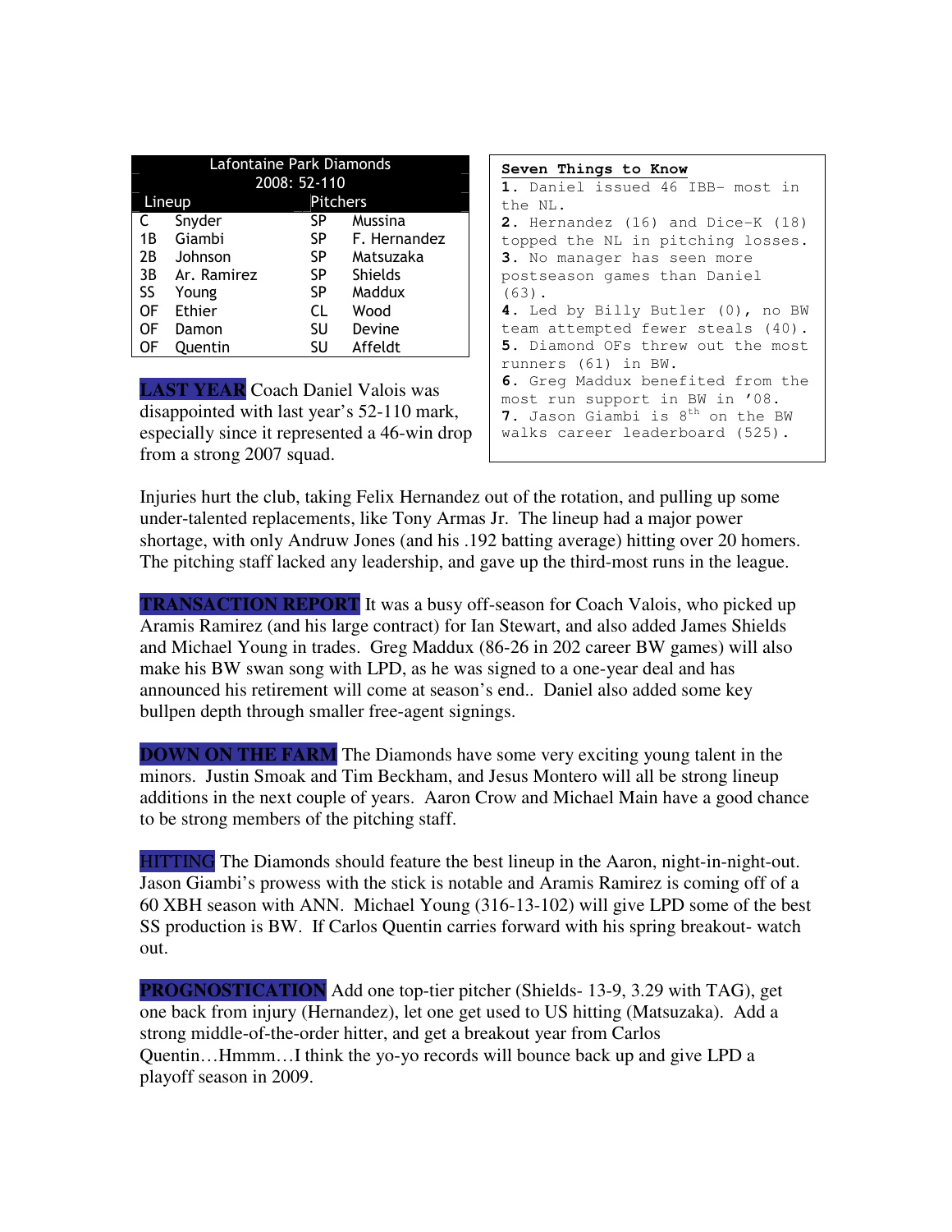| Lafontaine Park Diamonds 2008: 52-110 | | | |
|---|---|---|---|
| Lineup | | Pitchers | |
| C | Snyder | SP | Mussina |
| 1B | Giambi | SP | F. Hernandez |
| 2B | Johnson | SP | Matsuzaka |
| 3B | Ar. Ramirez | SP | Shields |
| SS | Young | SP | Maddux |
| OF | Ethier | CL | Wood |
| OF | Damon | SU | Devine |
| OF | Quentin | SU | Affeldt |

**Seven Things to Know**

**1.** Daniel issued 46 IBB- most in the NL.
**2.** Hernandez (16) and Dice-K (18) topped the NL in pitching losses.
**3.** No manager has seen more postseason games than Daniel (63).
**4.** Led by Billy Butler (0), no BW team attempted fewer steals (40).
**5.** Diamond OFs threw out the most runners (61) in BW.
**6.** Greg Maddux benefited from the most run support in BW in '08.
**7.** Jason Giambi is 8th on the BW walks career leaderboard (525).

**LAST YEAR** Coach Daniel Valois was disappointed with last year's 52-110 mark, especially since it represented a 46-win drop from a strong 2007 squad.

Injuries hurt the club, taking Felix Hernandez out of the rotation, and pulling up some under-talented replacements, like Tony Armas Jr. The lineup had a major power shortage, with only Andruw Jones (and his .192 batting average) hitting over 20 homers. The pitching staff lacked any leadership, and gave up the third-most runs in the league.

**TRANSACTION REPORT** It was a busy off-season for Coach Valois, who picked up Aramis Ramirez (and his large contract) for Ian Stewart, and also added James Shields and Michael Young in trades. Greg Maddux (86-26 in 202 career BW games) will also make his BW swan song with LPD, as he was signed to a one-year deal and has announced his retirement will come at season's end.. Daniel also added some key bullpen depth through smaller free-agent signings.

**DOWN ON THE FARM** The Diamonds have some very exciting young talent in the minors. Justin Smoak and Tim Beckham, and Jesus Montero will all be strong lineup additions in the next couple of years. Aaron Crow and Michael Main have a good chance to be strong members of the pitching staff.

**HITTING** The Diamonds should feature the best lineup in the Aaron, night-in-night-out. Jason Giambi's prowess with the stick is notable and Aramis Ramirez is coming off of a 60 XBH season with ANN. Michael Young (316-13-102) will give LPD some of the best SS production is BW. If Carlos Quentin carries forward with his spring breakout- watch out.

**PROGNOSTICATION** Add one top-tier pitcher (Shields- 13-9, 3.29 with TAG), get one back from injury (Hernandez), let one get used to US hitting (Matsuzaka). Add a strong middle-of-the-order hitter, and get a breakout year from Carlos Quentin…Hmmm…I think the yo-yo records will bounce back up and give LPD a playoff season in 2009.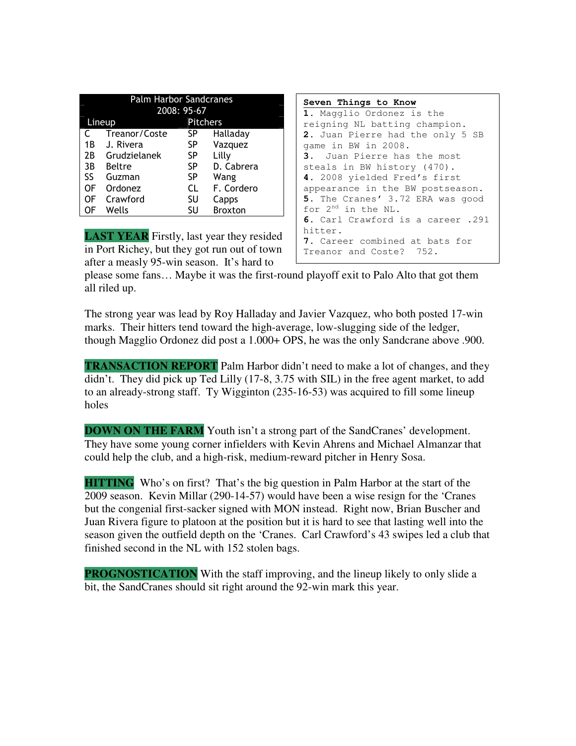| Palm Harbor Sandcranes 2008: 95-67 | | | |
|---|---|---|---|
| Lineup | | Pitchers | |
| C | Treanor/Coste | SP | Halladay |
| 1B | J. Rivera | SP | Vazquez |
| 2B | Grudzielanek | SP | Lilly |
| 3B | Beltre | SP | D. Cabrera |
| SS | Guzman | SP | Wang |
| OF | Ordonez | CL | F. Cordero |
| OF | Crawford | SU | Capps |
| OF | Wells | SU | Broxton |

**Seven Things to Know**

**1.** Magglio Ordonez is the reigning NL batting champion.
**2.** Juan Pierre had the only 5 SB game in BW in 2008.
**3.** Juan Pierre has the most steals in BW history (470).
**4.** 2008 yielded Fred's first appearance in the BW postseason.
**5.** The Cranes' 3.72 ERA was good for 2nd in the NL.
**6.** Carl Crawford is a career .291 hitter.
**7.** Career combined at bats for Treanor and Coste? 752.

**LAST YEAR** Firstly, last year they resided in Port Richey, but they got run out of town after a measly 95-win season. It's hard to please some fans… Maybe it was the first-round playoff exit to Palo Alto that got them all riled up.

The strong year was lead by Roy Halladay and Javier Vazquez, who both posted 17-win marks. Their hitters tend toward the high-average, low-slugging side of the ledger, though Magglio Ordonez did post a 1.000+ OPS, he was the only Sandcrane above .900.

**TRANSACTION REPORT** Palm Harbor didn't need to make a lot of changes, and they didn't. They did pick up Ted Lilly (17-8, 3.75 with SIL) in the free agent market, to add to an already-strong staff. Ty Wigginton (235-16-53) was acquired to fill some lineup holes

**DOWN ON THE FARM** Youth isn't a strong part of the SandCranes' development. They have some young corner infielders with Kevin Ahrens and Michael Almanzar that could help the club, and a high-risk, medium-reward pitcher in Henry Sosa.

**HITTING** Who's on first? That's the big question in Palm Harbor at the start of the 2009 season. Kevin Millar (290-14-57) would have been a wise resign for the 'Cranes but the congenial first-sacker signed with MON instead. Right now, Brian Buscher and Juan Rivera figure to platoon at the position but it is hard to see that lasting well into the season given the outfield depth on the 'Cranes. Carl Crawford's 43 swipes led a club that finished second in the NL with 152 stolen bags.

**PROGNOSTICATION** With the staff improving, and the lineup likely to only slide a bit, the SandCranes should sit right around the 92-win mark this year.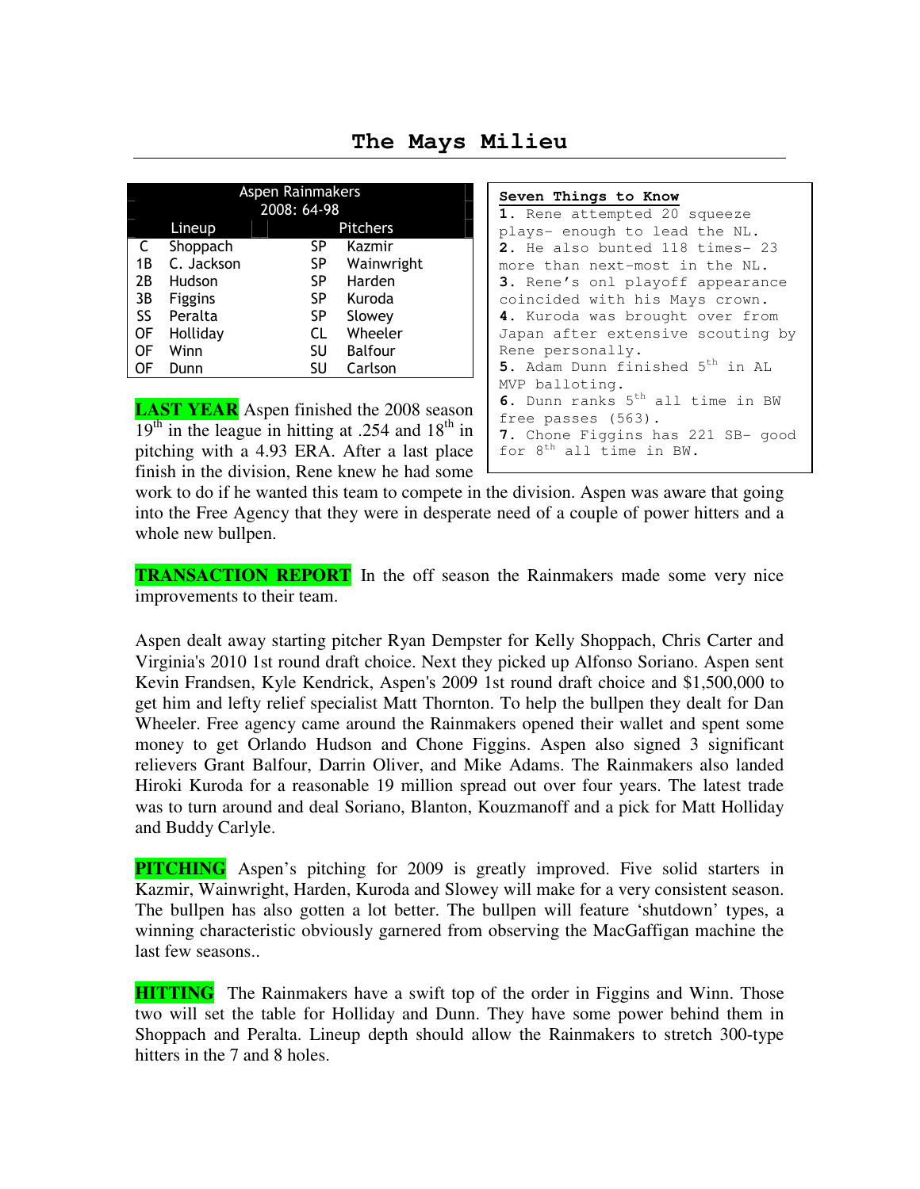# The Mays Milieu

| Aspen Rainmakers 2008: 64-98 | | | |
|---|---|---|---|
| Lineup | | Pitchers | |
| C | Shoppach | SP | Kazmir |
| 1B | C. Jackson | SP | Wainwright |
| 2B | Hudson | SP | Harden |
| 3B | Figgins | SP | Kuroda |
| SS | Peralta | SP | Slowey |
| OF | Holliday | CL | Wheeler |
| OF | Winn | SU | Balfour |
| OF | Dunn | SU | Carlson |

**Seven Things to Know**

**1.** Rene attempted 20 squeeze plays- enough to lead the NL.
**2.** He also bunted 118 times- 23 more than next-most in the NL.
**3.** Rene's onl playoff appearance coincided with his Mays crown.
**4.** Kuroda was brought over from Japan after extensive scouting by Rene personally.
**5.** Adam Dunn finished 5th in AL MVP balloting.
**6.** Dunn ranks 5th all time in BW free passes (563).
**7.** Chone Figgins has 221 SB- good for 8th all time in BW.

**LAST YEAR** Aspen finished the 2008 season 19th in the league in hitting at .254 and 18th in pitching with a 4.93 ERA. After a last place finish in the division, Rene knew he had some work to do if he wanted this team to compete in the division. Aspen was aware that going into the Free Agency that they were in desperate need of a couple of power hitters and a whole new bullpen.

**TRANSACTION REPORT** In the off season the Rainmakers made some very nice improvements to their team.

Aspen dealt away starting pitcher Ryan Dempster for Kelly Shoppach, Chris Carter and Virginia's 2010 1st round draft choice. Next they picked up Alfonso Soriano. Aspen sent Kevin Frandsen, Kyle Kendrick, Aspen's 2009 1st round draft choice and $1,500,000 to get him and lefty relief specialist Matt Thornton. To help the bullpen they dealt for Dan Wheeler. Free agency came around the Rainmakers opened their wallet and spent some money to get Orlando Hudson and Chone Figgins. Aspen also signed 3 significant relievers Grant Balfour, Darrin Oliver, and Mike Adams. The Rainmakers also landed Hiroki Kuroda for a reasonable 19 million spread out over four years. The latest trade was to turn around and deal Soriano, Blanton, Kouzmanoff and a pick for Matt Holliday and Buddy Carlyle.

**PITCHING** Aspen's pitching for 2009 is greatly improved. Five solid starters in Kazmir, Wainwright, Harden, Kuroda and Slowey will make for a very consistent season. The bullpen has also gotten a lot better. The bullpen will feature 'shutdown' types, a winning characteristic obviously garnered from observing the MacGaffigan machine the last few seasons..

**HITTING** The Rainmakers have a swift top of the order in Figgins and Winn. Those two will set the table for Holliday and Dunn. They have some power behind them in Shoppach and Peralta. Lineup depth should allow the Rainmakers to stretch 300-type hitters in the 7 and 8 holes.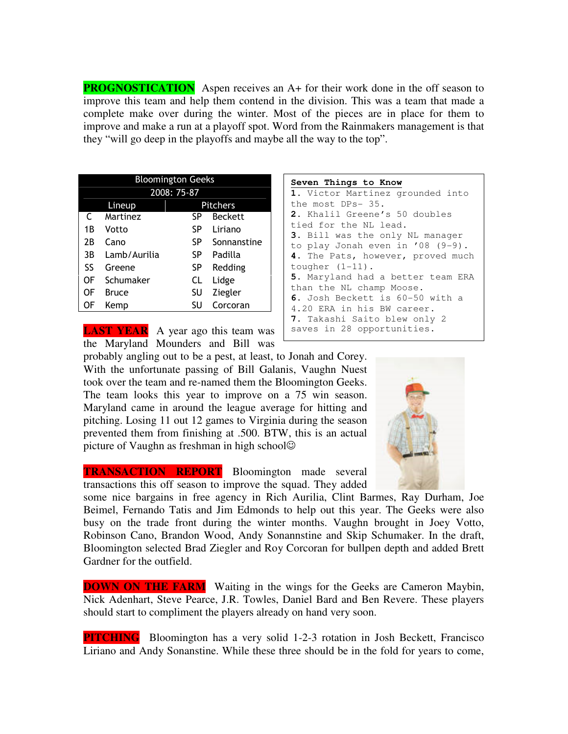**PROGNOSTICATION** Aspen receives an A+ for their work done in the off season to improve this team and help them contend in the division. This was a team that made a complete make over during the winter. Most of the pieces are in place for them to improve and make a run at a playoff spot. Word from the Rainmakers management is that they "will go deep in the playoffs and maybe all the way to the top".

| Bloomington Geeks | | | |
|---|---|---|---|
| 2008: 75-87 | | | |
| Lineup | | Pitchers | |
| C | Martinez | SP | Beckett |
| 1B | Votto | SP | Liriano |
| 2B | Cano | SP | Sonnanstine |
| 3B | Lamb/Aurilia | SP | Padilla |
| SS | Greene | SP | Redding |
| OF | Schumaker | CL | Lidge |
| OF | Bruce | SU | Ziegler |
| OF | Kemp | SU | Corcoran |

**Seven Things to Know**

1. Victor Martinez grounded into the most DPs- 35.
2. Khalil Greene's 50 doubles tied for the NL lead.
3. Bill was the only NL manager to play Jonah even in '08 (9-9).
4. The Pats, however, proved much tougher (1-11).
5. Maryland had a better team ERA than the NL champ Moose.
6. Josh Beckett is 60-50 with a 4.20 ERA in his BW career.
7. Takashi Saito blew only 2 saves in 28 opportunities.

**LAST YEAR** A year ago this team was the Maryland Mounders and Bill was probably angling out to be a pest, at least, to Jonah and Corey. With the unfortunate passing of Bill Galanis, Vaughn Nuest took over the team and re-named them the Bloomington Geeks. The team looks this year to improve on a 75 win season. Maryland came in around the league average for hitting and pitching. Losing 11 out 12 games to Virginia during the season prevented them from finishing at .500. BTW, this is an actual picture of Vaughn as freshman in high school☺

**TRANSACTION REPORT** Bloomington made several transactions this off season to improve the squad. They added some nice bargains in free agency in Rich Aurilia, Clint Barmes, Ray Durham, Joe Beimel, Fernando Tatis and Jim Edmonds to help out this year. The Geeks were also busy on the trade front during the winter months. Vaughn brought in Joey Votto, Robinson Cano, Brandon Wood, Andy Sonannstine and Skip Schumaker. In the draft, Bloomington selected Brad Ziegler and Roy Corcoran for bullpen depth and added Brett Gardner for the outfield.

**DOWN ON THE FARM** Waiting in the wings for the Geeks are Cameron Maybin, Nick Adenhart, Steve Pearce, J.R. Towles, Daniel Bard and Ben Revere. These players should start to compliment the players already on hand very soon.

**PITCHING** Bloomington has a very solid 1-2-3 rotation in Josh Beckett, Francisco Liriano and Andy Sonanstine. While these three should be in the fold for years to come,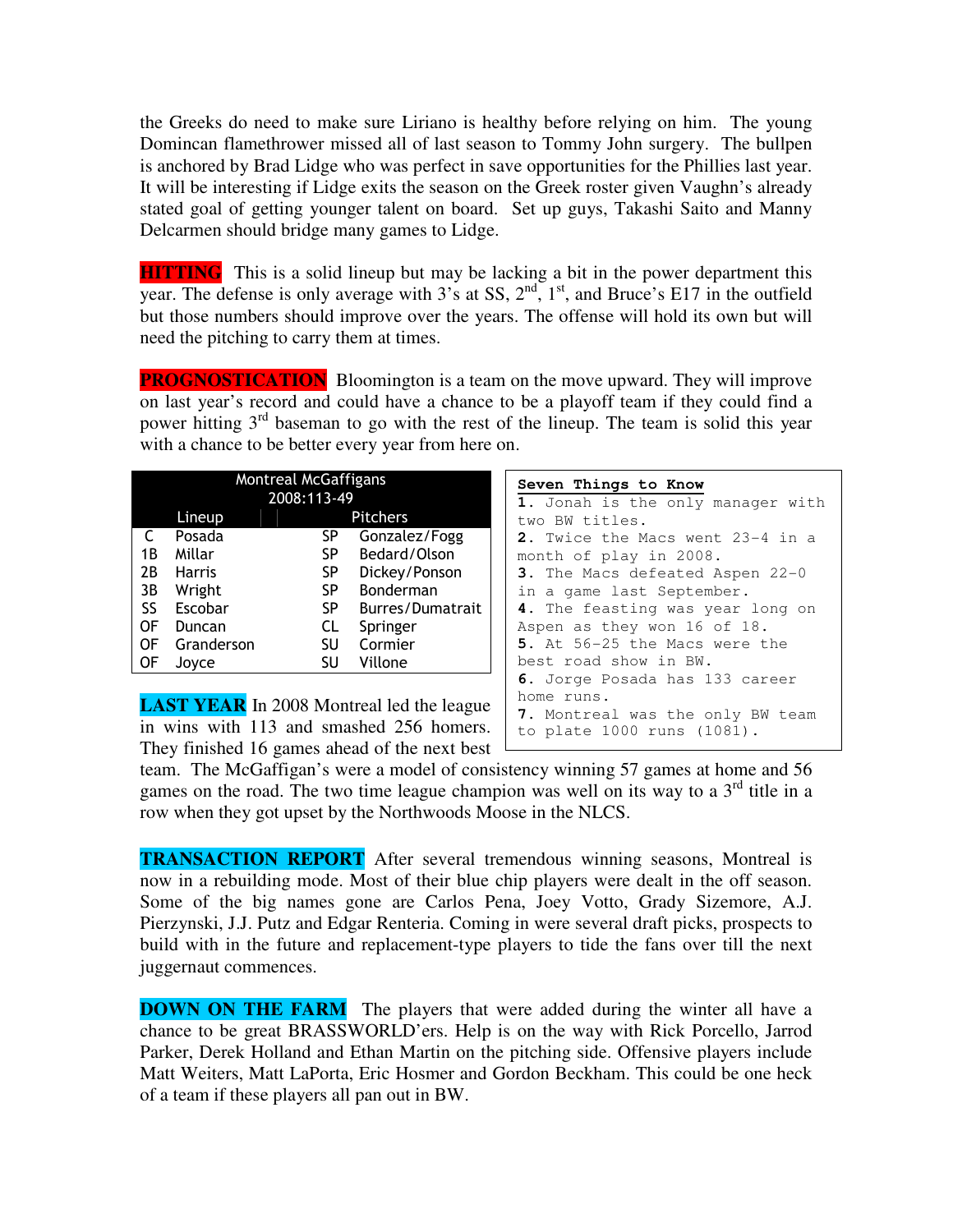the Greeks do need to make sure Liriano is healthy before relying on him. The young Domincan flamethrower missed all of last season to Tommy John surgery. The bullpen is anchored by Brad Lidge who was perfect in save opportunities for the Phillies last year. It will be interesting if Lidge exits the season on the Greek roster given Vaughn's already stated goal of getting younger talent on board. Set up guys, Takashi Saito and Manny Delcarmen should bridge many games to Lidge.

**HITTING** This is a solid lineup but may be lacking a bit in the power department this year. The defense is only average with 3's at SS, 2nd, 1st, and Bruce's E17 in the outfield but those numbers should improve over the years. The offense will hold its own but will need the pitching to carry them at times.

**PROGNOSTICATION** Bloomington is a team on the move upward. They will improve on last year's record and could have a chance to be a playoff team if they could find a power hitting 3rd baseman to go with the rest of the lineup. The team is solid this year with a chance to be better every year from here on.

| Montreal McGaffigans 2008:113-49 | | | |
|---|---|---|---|
| Lineup | | Pitchers | |
| C | Posada | SP | Gonzalez/Fogg |
| 1B | Millar | SP | Bedard/Olson |
| 2B | Harris | SP | Dickey/Ponson |
| 3B | Wright | SP | Bonderman |
| SS | Escobar | SP | Burres/Dumatrait |
| OF | Duncan | CL | Springer |
| OF | Granderson | SU | Cormier |
| OF | Joyce | SU | Villone |

**Seven Things to Know**

1. Jonah is the only manager with two BW titles.
2. Twice the Macs went 23-4 in a month of play in 2008.
3. The Macs defeated Aspen 22-0 in a game last September.
4. The feasting was year long on Aspen as they won 16 of 18.
5. At 56-25 the Macs were the best road show in BW.
6. Jorge Posada has 133 career home runs.
7. Montreal was the only BW team to plate 1000 runs (1081).

**LAST YEAR** In 2008 Montreal led the league in wins with 113 and smashed 256 homers. They finished 16 games ahead of the next best team. The McGaffigan's were a model of consistency winning 57 games at home and 56 games on the road. The two time league champion was well on its way to a 3rd title in a row when they got upset by the Northwoods Moose in the NLCS.

**TRANSACTION REPORT** After several tremendous winning seasons, Montreal is now in a rebuilding mode. Most of their blue chip players were dealt in the off season. Some of the big names gone are Carlos Pena, Joey Votto, Grady Sizemore, A.J. Pierzynski, J.J. Putz and Edgar Renteria. Coming in were several draft picks, prospects to build with in the future and replacement-type players to tide the fans over till the next juggernaut commences.

**DOWN ON THE FARM** The players that were added during the winter all have a chance to be great BRASSWORLD'ers. Help is on the way with Rick Porcello, Jarrod Parker, Derek Holland and Ethan Martin on the pitching side. Offensive players include Matt Weiters, Matt LaPorta, Eric Hosmer and Gordon Beckham. This could be one heck of a team if these players all pan out in BW.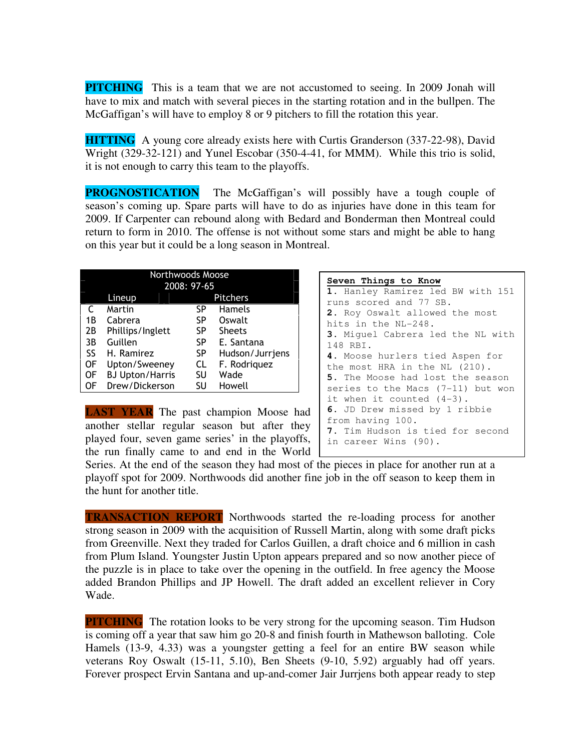**PITCHING** This is a team that we are not accustomed to seeing. In 2009 Jonah will have to mix and match with several pieces in the starting rotation and in the bullpen. The McGaffigan's will have to employ 8 or 9 pitchers to fill the rotation this year.

**HITTING** A young core already exists here with Curtis Granderson (337-22-98), David Wright (329-32-121) and Yunel Escobar (350-4-41, for MMM). While this trio is solid, it is not enough to carry this team to the playoffs.

**PROGNOSTICATION** The McGaffigan's will possibly have a tough couple of season's coming up. Spare parts will have to do as injuries have done in this team for 2009. If Carpenter can rebound along with Bedard and Bonderman then Montreal could return to form in 2010. The offense is not without some stars and might be able to hang on this year but it could be a long season in Montreal.

| Northwoods Moose 2008: 97-65 | | | |
|---|---|---|---|
| | Lineup | | Pitchers |
| C | Martin | SP | Hamels |
| 1B | Cabrera | SP | Oswalt |
| 2B | Phillips/Inglett | SP | Sheets |
| 3B | Guillen | SP | E. Santana |
| SS | H. Ramirez | SP | Hudson/Jurrjens |
| OF | Upton/Sweeney | CL | F. Rodriquez |
| OF | BJ Upton/Harris | SU | Wade |
| OF | Drew/Dickerson | SU | Howell |

**Seven Things to Know**

1. Hanley Ramirez led BW with 151 runs scored and 77 SB.
2. Roy Oswalt allowed the most hits in the NL-248.
3. Miguel Cabrera led the NL with 148 RBI.
4. Moose hurlers tied Aspen for the most HRA in the NL (210).
5. The Moose had lost the season series to the Macs (7-11) but won it when it counted (4-3).
6. JD Drew missed by 1 ribbie from having 100.
7. Tim Hudson is tied for second in career Wins (90).

**LAST YEAR** The past champion Moose had another stellar regular season but after they played four, seven game series' in the playoffs, the run finally came to and end in the World Series. At the end of the season they had most of the pieces in place for another run at a playoff spot for 2009. Northwoods did another fine job in the off season to keep them in the hunt for another title.

**TRANSACTION REPORT** Northwoods started the re-loading process for another strong season in 2009 with the acquisition of Russell Martin, along with some draft picks from Greenville. Next they traded for Carlos Guillen, a draft choice and 6 million in cash from Plum Island. Youngster Justin Upton appears prepared and so now another piece of the puzzle is in place to take over the opening in the outfield. In free agency the Moose added Brandon Phillips and JP Howell. The draft added an excellent reliever in Cory Wade.

**PITCHING** The rotation looks to be very strong for the upcoming season. Tim Hudson is coming off a year that saw him go 20-8 and finish fourth in Mathewson balloting. Cole Hamels (13-9, 4.33) was a youngster getting a feel for an entire BW season while veterans Roy Oswalt (15-11, 5.10), Ben Sheets (9-10, 5.92) arguably had off years. Forever prospect Ervin Santana and up-and-comer Jair Jurrjens both appear ready to step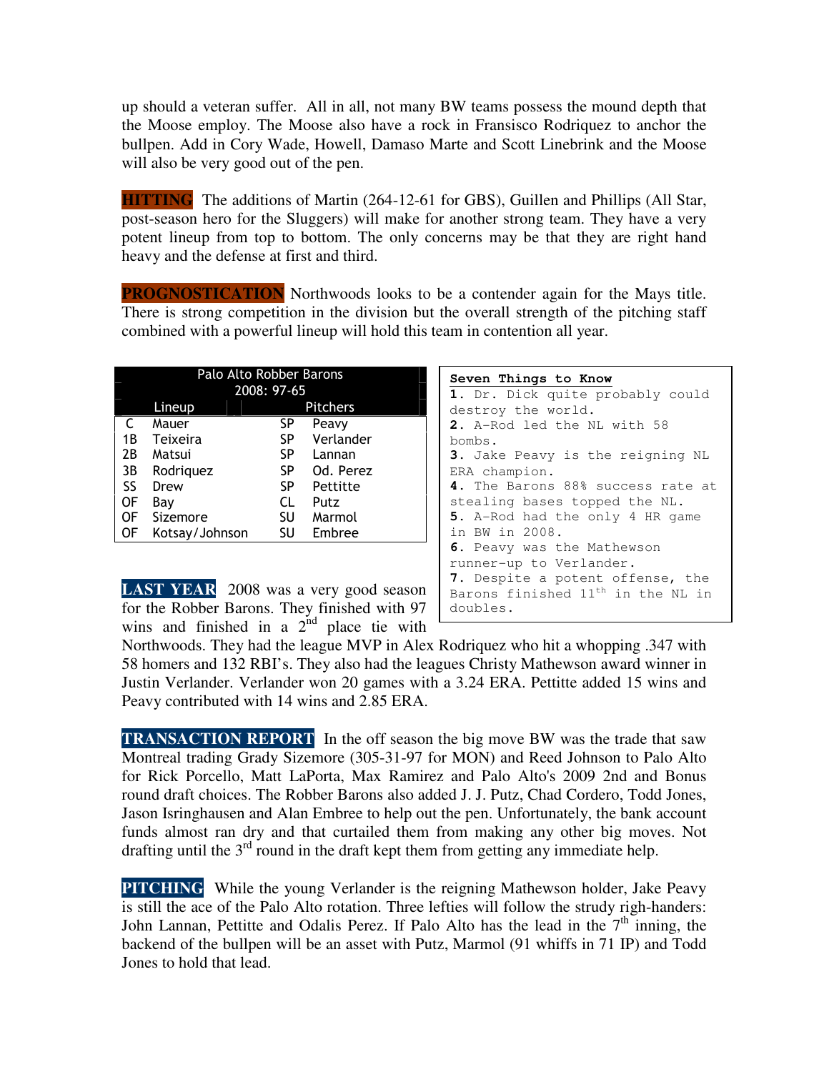up should a veteran suffer. All in all, not many BW teams possess the mound depth that the Moose employ. The Moose also have a rock in Fransisco Rodriquez to anchor the bullpen. Add in Cory Wade, Howell, Damaso Marte and Scott Linebrink and the Moose will also be very good out of the pen.

**HITTING** The additions of Martin (264-12-61 for GBS), Guillen and Phillips (All Star, post-season hero for the Sluggers) will make for another strong team. They have a very potent lineup from top to bottom. The only concerns may be that they are right hand heavy and the defense at first and third.

**PROGNOSTICATION** Northwoods looks to be a contender again for the Mays title. There is strong competition in the division but the overall strength of the pitching staff combined with a powerful lineup will hold this team in contention all year.

| Palo Alto Robber Barons 2008: 97-65 | | | |
|---|---|---|---|
| Lineup | | Pitchers | |
| C | Mauer | SP | Peavy |
| 1B | Teixeira | SP | Verlander |
| 2B | Matsui | SP | Lannan |
| 3B | Rodriquez | SP | Od. Perez |
| SS | Drew | SP | Pettitte |
| OF | Bay | CL | Putz |
| OF | Sizemore | SU | Marmol |
| OF | Kotsay/Johnson | SU | Embree |

**Seven Things to Know**

1. Dr. Dick quite probably could destroy the world.
2. A-Rod led the NL with 58 bombs.
3. Jake Peavy is the reigning NL ERA champion.
4. The Barons 88% success rate at stealing bases topped the NL.
5. A-Rod had the only 4 HR game in BW in 2008.
6. Peavy was the Mathewson runner-up to Verlander.
7. Despite a potent offense, the Barons finished 11th in the NL in doubles.

**LAST YEAR** 2008 was a very good season for the Robber Barons. They finished with 97 wins and finished in a 2nd place tie with Northwoods. They had the league MVP in Alex Rodriquez who hit a whopping .347 with 58 homers and 132 RBI's. They also had the leagues Christy Mathewson award winner in Justin Verlander. Verlander won 20 games with a 3.24 ERA. Pettitte added 15 wins and Peavy contributed with 14 wins and 2.85 ERA.

**TRANSACTION REPORT** In the off season the big move BW was the trade that saw Montreal trading Grady Sizemore (305-31-97 for MON) and Reed Johnson to Palo Alto for Rick Porcello, Matt LaPorta, Max Ramirez and Palo Alto's 2009 2nd and Bonus round draft choices. The Robber Barons also added J. J. Putz, Chad Cordero, Todd Jones, Jason Isringhausen and Alan Embree to help out the pen. Unfortunately, the bank account funds almost ran dry and that curtailed them from making any other big moves. Not drafting until the 3rd round in the draft kept them from getting any immediate help.

**PITCHING** While the young Verlander is the reigning Mathewson holder, Jake Peavy is still the ace of the Palo Alto rotation. Three lefties will follow the strudy righ-handers: John Lannan, Pettitte and Odalis Perez. If Palo Alto has the lead in the 7th inning, the backend of the bullpen will be an asset with Putz, Marmol (91 whiffs in 71 IP) and Todd Jones to hold that lead.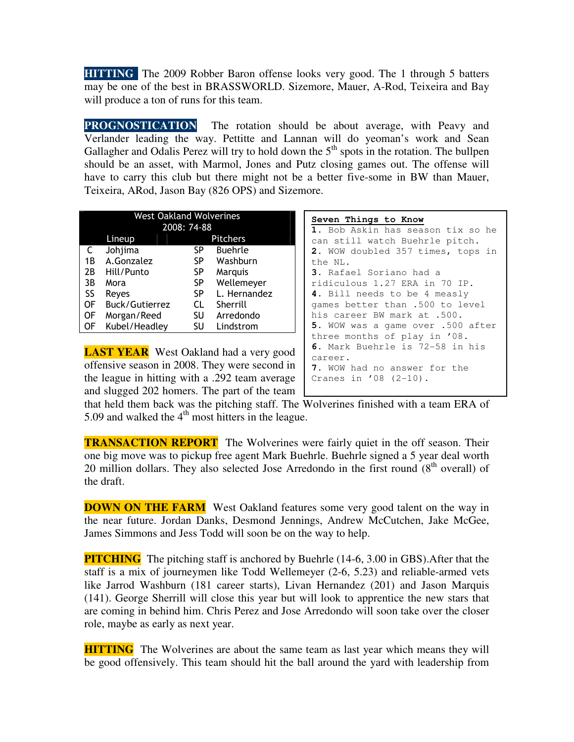**HITTING** The 2009 Robber Baron offense looks very good. The 1 through 5 batters may be one of the best in BRASSWORLD. Sizemore, Mauer, A-Rod, Teixeira and Bay will produce a ton of runs for this team.

**PROGNOSTICATION** The rotation should be about average, with Peavy and Verlander leading the way. Pettitte and Lannan will do yeoman's work and Sean Gallagher and Odalis Perez will try to hold down the 5th spots in the rotation. The bullpen should be an asset, with Marmol, Jones and Putz closing games out. The offense will have to carry this club but there might not be a better five-some in BW than Mauer, Teixeira, ARod, Jason Bay (826 OPS) and Sizemore.

| West Oakland Wolverines 2008: 74-88 | | | |
|---|---|---|---|
| Lineup | | Pitchers | |
| C | Johjima | SP | Buehrle |
| 1B | A.Gonzalez | SP | Washburn |
| 2B | Hill/Punto | SP | Marquis |
| 3B | Mora | SP | Wellemeyer |
| SS | Reyes | SP | L. Hernandez |
| OF | Buck/Gutierrez | CL | Sherrill |
| OF | Morgan/Reed | SU | Arredondo |
| OF | Kubel/Headley | SU | Lindstrom |

**Seven Things to Know**

1. Bob Askin has season tix so he can still watch Buehrle pitch.
2. WOW doubled 357 times, tops in the NL.
3. Rafael Soriano had a ridiculous 1.27 ERA in 70 IP.
4. Bill needs to be 4 measly games better than .500 to level his career BW mark at .500.
5. WOW was a game over .500 after three months of play in '08.
6. Mark Buehrle is 72-58 in his career.
7. WOW had no answer for the Cranes in '08 (2-10).

**LAST YEAR** West Oakland had a very good offensive season in 2008. They were second in the league in hitting with a .292 team average and slugged 202 homers. The part of the team that held them back was the pitching staff. The Wolverines finished with a team ERA of 5.09 and walked the 4th most hitters in the league.

**TRANSACTION REPORT** The Wolverines were fairly quiet in the off season. Their one big move was to pickup free agent Mark Buehrle. Buehrle signed a 5 year deal worth 20 million dollars. They also selected Jose Arredondo in the first round (8th overall) of the draft.

**DOWN ON THE FARM** West Oakland features some very good talent on the way in the near future. Jordan Danks, Desmond Jennings, Andrew McCutchen, Jake McGee, James Simmons and Jess Todd will soon be on the way to help.

**PITCHING** The pitching staff is anchored by Buehrle (14-6, 3.00 in GBS).After that the staff is a mix of journeymen like Todd Wellemeyer (2-6, 5.23) and reliable-armed vets like Jarrod Washburn (181 career starts), Livan Hernandez (201) and Jason Marquis (141). George Sherrill will close this year but will look to apprentice the new stars that are coming in behind him. Chris Perez and Jose Arredondo will soon take over the closer role, maybe as early as next year.

**HITTING** The Wolverines are about the same team as last year which means they will be good offensively. This team should hit the ball around the yard with leadership from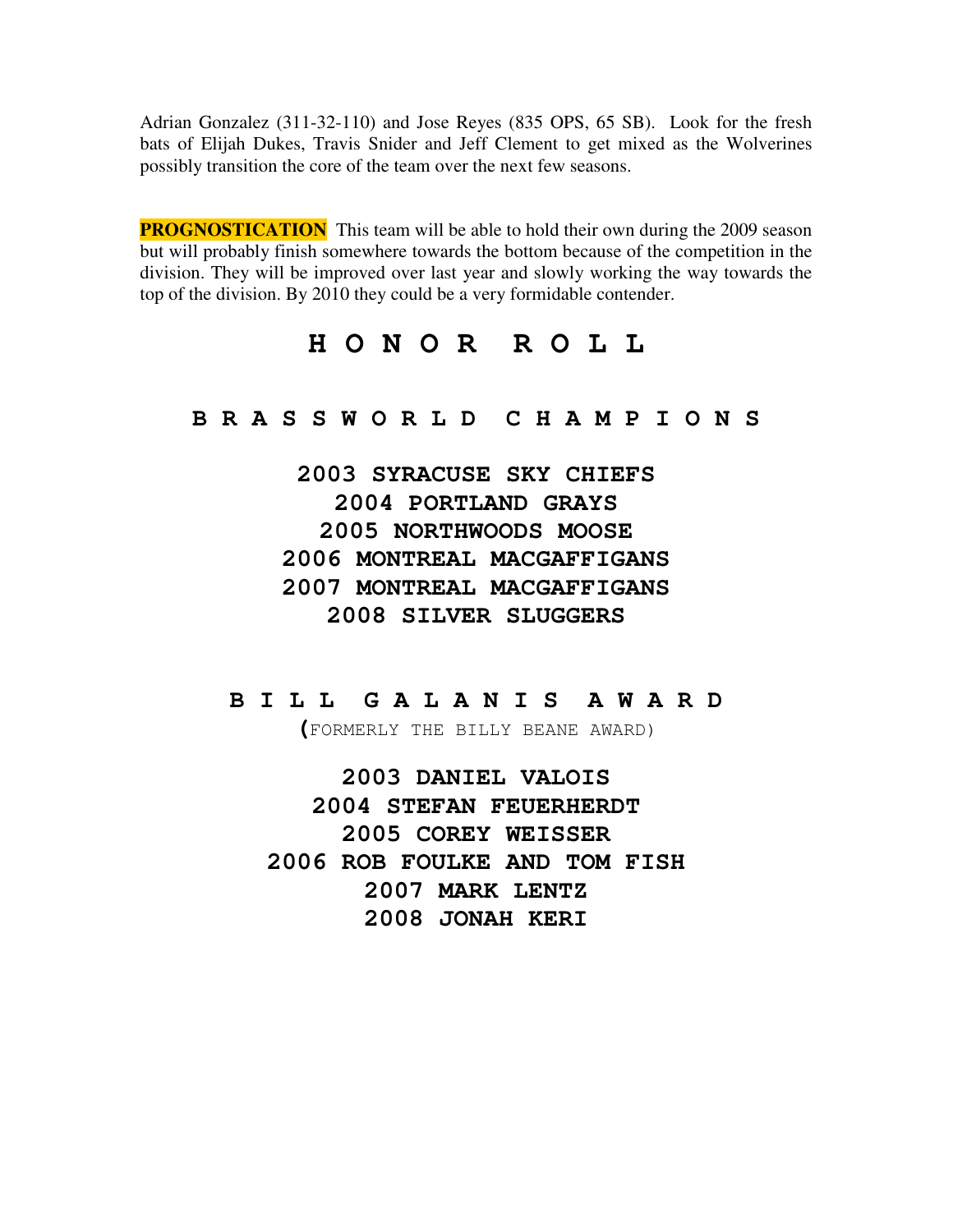Adrian Gonzalez (311-32-110) and Jose Reyes (835 OPS, 65 SB). Look for the fresh bats of Elijah Dukes, Travis Snider and Jeff Clement to get mixed as the Wolverines possibly transition the core of the team over the next few seasons.

**PROGNOSTICATION** This team will be able to hold their own during the 2009 season but will probably finish somewhere towards the bottom because of the competition in the division. They will be improved over last year and slowly working the way towards the top of the division. By 2010 they could be a very formidable contender.

# HONOR ROLL

## BRASSWORLD CHAMPIONS

**2003 SYRACUSE SKY CHIEFS**
**2004 PORTLAND GRAYS**
**2005 NORTHWOODS MOOSE**
**2006 MONTREAL MACGAFFIGANS**
**2007 MONTREAL MACGAFFIGANS**
**2008 SILVER SLUGGERS**

## BILL GALANIS AWARD

(FORMERLY THE BILLY BEANE AWARD)

**2003 DANIEL VALOIS**
**2004 STEFAN FEUERHERDT**
**2005 COREY WEISSER**
**2006 ROB FOULKE AND TOM FISH**
**2007 MARK LENTZ**
**2008 JONAH KERI**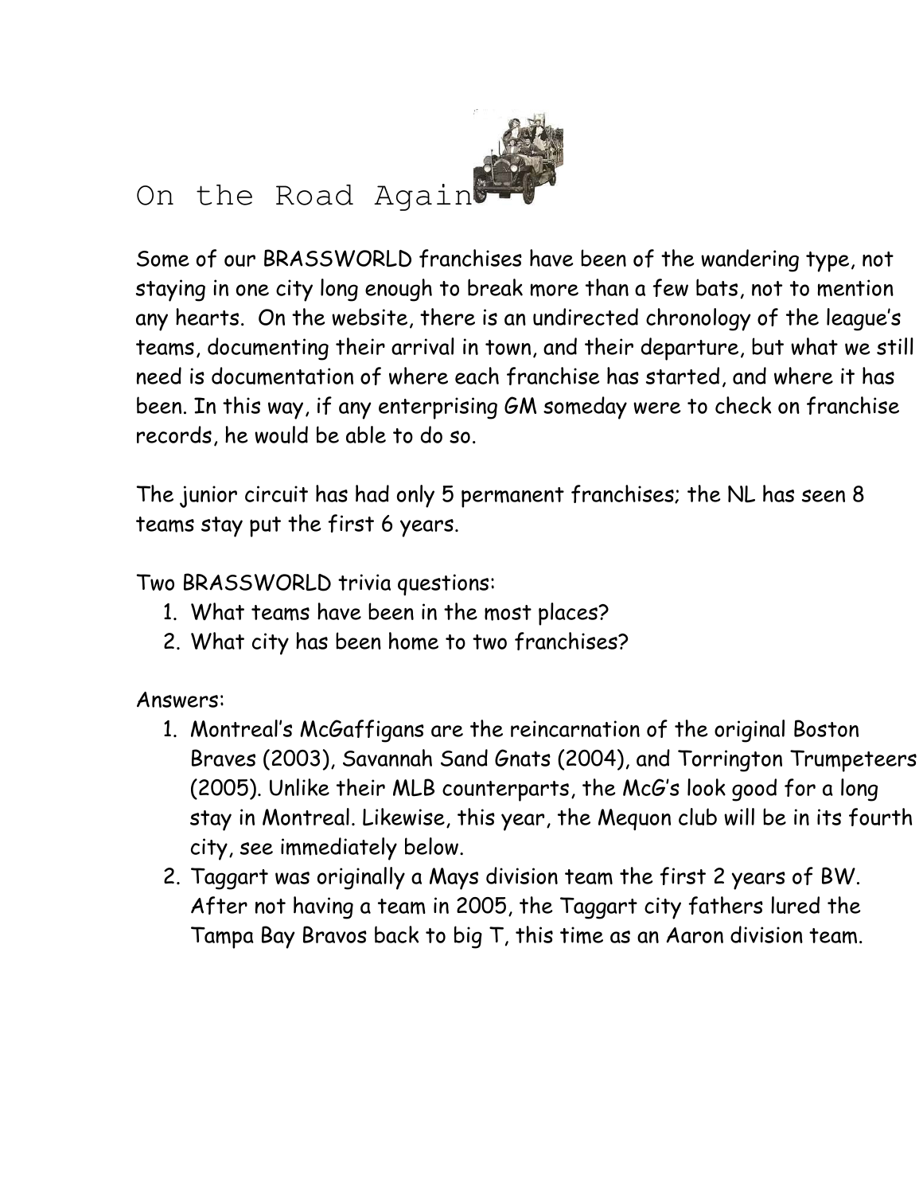# On the Road Again

Some of our BRASSWORLD franchises have been of the wandering type, not staying in one city long enough to break more than a few bats, not to mention any hearts. On the website, there is an undirected chronology of the league's teams, documenting their arrival in town, and their departure, but what we still need is documentation of where each franchise has started, and where it has been. In this way, if any enterprising GM someday were to check on franchise records, he would be able to do so.

The junior circuit has had only 5 permanent franchises; the NL has seen 8 teams stay put the first 6 years.

Two BRASSWORLD trivia questions:

1. What teams have been in the most places?
2. What city has been home to two franchises?

Answers:

1. Montreal's McGaffigans are the reincarnation of the original Boston Braves (2003), Savannah Sand Gnats (2004), and Torrington Trumpeteers (2005). Unlike their MLB counterparts, the McG's look good for a long stay in Montreal. Likewise, this year, the Mequon club will be in its fourth city, see immediately below.
2. Taggart was originally a Mays division team the first 2 years of BW. After not having a team in 2005, the Taggart city fathers lured the Tampa Bay Bravos back to big T, this time as an Aaron division team.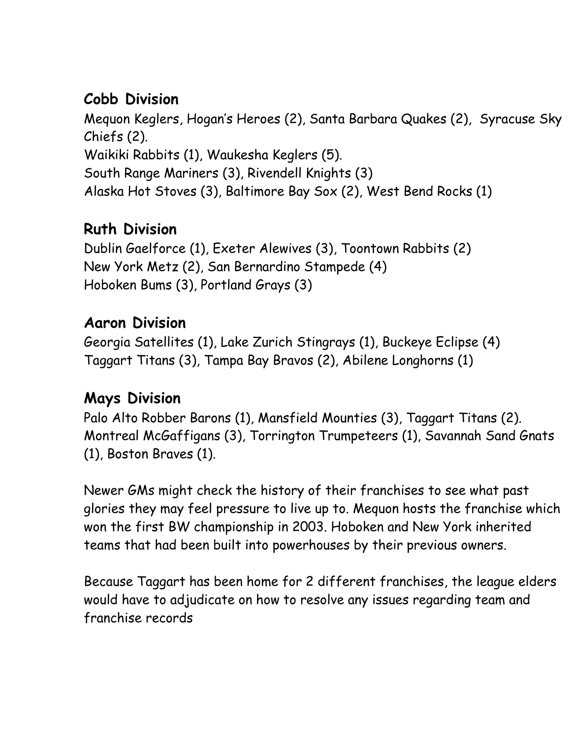### Cobb Division

Mequon Keglers, Hogan's Heroes (2), Santa Barbara Quakes (2), Syracuse Sky Chiefs (2).
Waikiki Rabbits (1), Waukesha Keglers (5).
South Range Mariners (3), Rivendell Knights (3)
Alaska Hot Stoves (3), Baltimore Bay Sox (2), West Bend Rocks (1)

### Ruth Division

Dublin Gaelforce (1), Exeter Alewives (3), Toontown Rabbits (2)
New York Metz (2), San Bernardino Stampede (4)
Hoboken Bums (3), Portland Grays (3)

### Aaron Division

Georgia Satellites (1), Lake Zurich Stingrays (1), Buckeye Eclipse (4)
Taggart Titans (3), Tampa Bay Bravos (2), Abilene Longhorns (1)

### Mays Division

Palo Alto Robber Barons (1), Mansfield Mounties (3), Taggart Titans (2).
Montreal McGaffigans (3), Torrington Trumpeteers (1), Savannah Sand Gnats (1), Boston Braves (1).

Newer GMs might check the history of their franchises to see what past glories they may feel pressure to live up to. Mequon hosts the franchise which won the first BW championship in 2003. Hoboken and New York inherited teams that had been built into powerhouses by their previous owners.

Because Taggart has been home for 2 different franchises, the league elders would have to adjudicate on how to resolve any issues regarding team and franchise records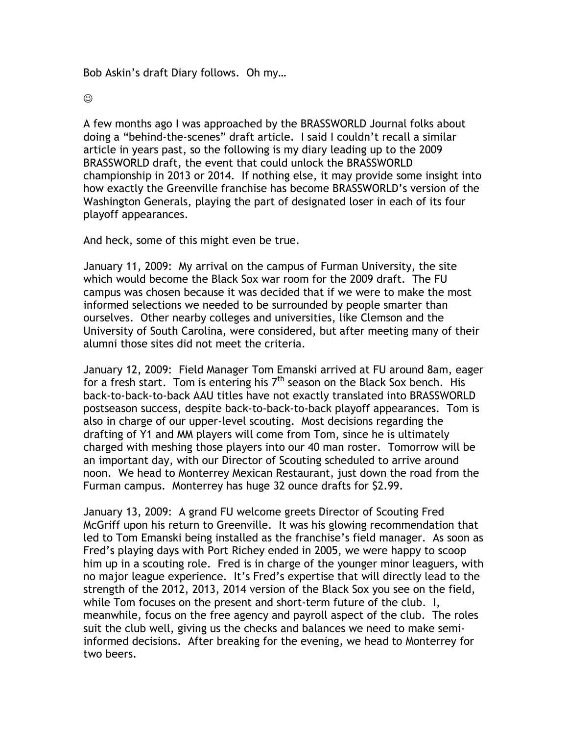Bob Askin's draft Diary follows. Oh my…

☺

A few months ago I was approached by the BRASSWORLD Journal folks about doing a "behind-the-scenes" draft article. I said I couldn't recall a similar article in years past, so the following is my diary leading up to the 2009 BRASSWORLD draft, the event that could unlock the BRASSWORLD championship in 2013 or 2014. If nothing else, it may provide some insight into how exactly the Greenville franchise has become BRASSWORLD's version of the Washington Generals, playing the part of designated loser in each of its four playoff appearances.

And heck, some of this might even be true.

January 11, 2009: My arrival on the campus of Furman University, the site which would become the Black Sox war room for the 2009 draft. The FU campus was chosen because it was decided that if we were to make the most informed selections we needed to be surrounded by people smarter than ourselves. Other nearby colleges and universities, like Clemson and the University of South Carolina, were considered, but after meeting many of their alumni those sites did not meet the criteria.

January 12, 2009: Field Manager Tom Emanski arrived at FU around 8am, eager for a fresh start. Tom is entering his 7th season on the Black Sox bench. His back-to-back-to-back AAU titles have not exactly translated into BRASSWORLD postseason success, despite back-to-back-to-back playoff appearances. Tom is also in charge of our upper-level scouting. Most decisions regarding the drafting of Y1 and MM players will come from Tom, since he is ultimately charged with meshing those players into our 40 man roster. Tomorrow will be an important day, with our Director of Scouting scheduled to arrive around noon. We head to Monterrey Mexican Restaurant, just down the road from the Furman campus. Monterrey has huge 32 ounce drafts for $2.99.

January 13, 2009: A grand FU welcome greets Director of Scouting Fred McGriff upon his return to Greenville. It was his glowing recommendation that led to Tom Emanski being installed as the franchise's field manager. As soon as Fred's playing days with Port Richey ended in 2005, we were happy to scoop him up in a scouting role. Fred is in charge of the younger minor leaguers, with no major league experience. It's Fred's expertise that will directly lead to the strength of the 2012, 2013, 2014 version of the Black Sox you see on the field, while Tom focuses on the present and short-term future of the club. I, meanwhile, focus on the free agency and payroll aspect of the club. The roles suit the club well, giving us the checks and balances we need to make semi-informed decisions. After breaking for the evening, we head to Monterrey for two beers.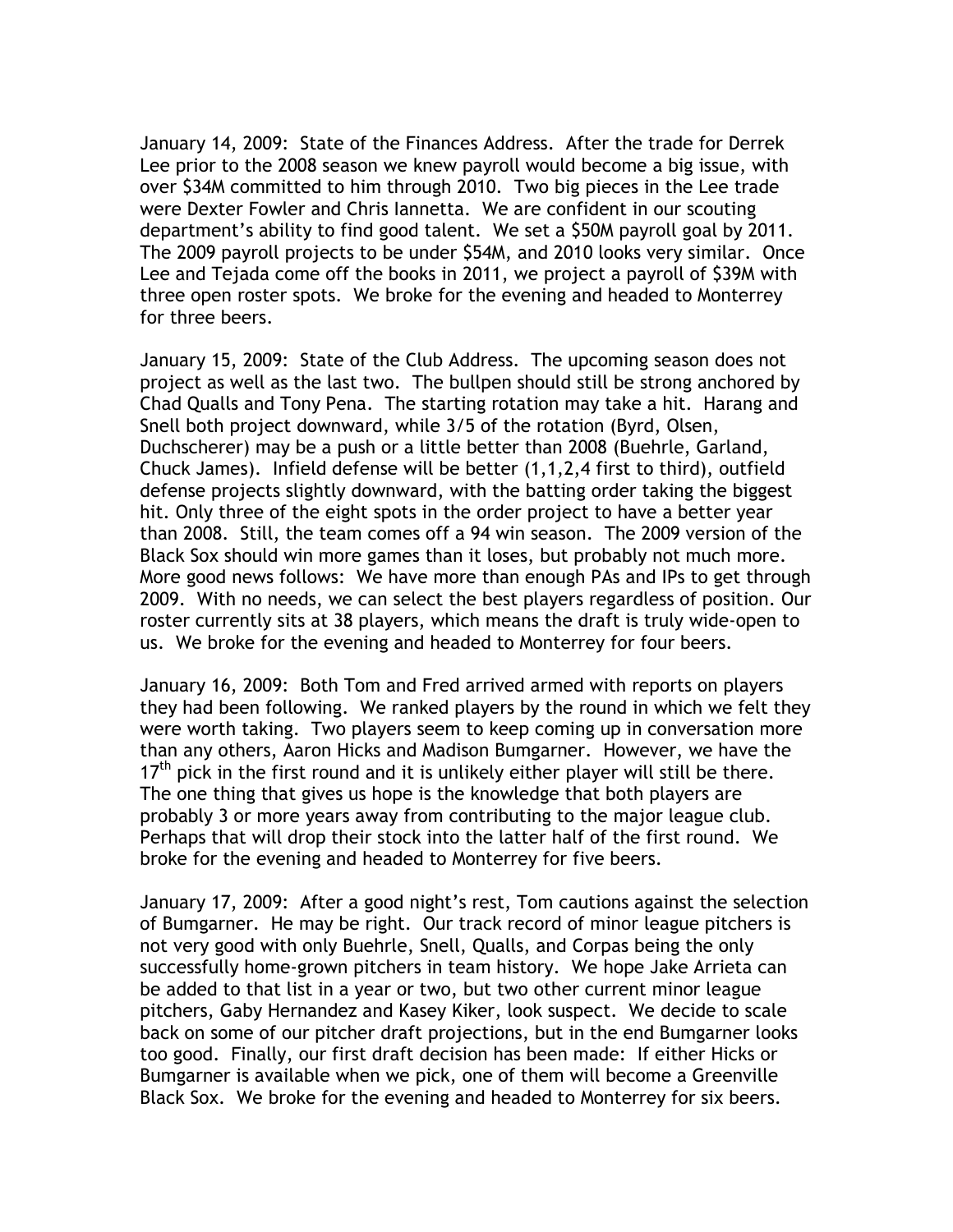January 14, 2009: State of the Finances Address. After the trade for Derrek Lee prior to the 2008 season we knew payroll would become a big issue, with over $34M committed to him through 2010. Two big pieces in the Lee trade were Dexter Fowler and Chris Iannetta. We are confident in our scouting department's ability to find good talent. We set a $50M payroll goal by 2011. The 2009 payroll projects to be under $54M, and 2010 looks very similar. Once Lee and Tejada come off the books in 2011, we project a payroll of $39M with three open roster spots. We broke for the evening and headed to Monterrey for three beers.

January 15, 2009: State of the Club Address. The upcoming season does not project as well as the last two. The bullpen should still be strong anchored by Chad Qualls and Tony Pena. The starting rotation may take a hit. Harang and Snell both project downward, while 3/5 of the rotation (Byrd, Olsen, Duchscherer) may be a push or a little better than 2008 (Buehrle, Garland, Chuck James). Infield defense will be better (1,1,2,4 first to third), outfield defense projects slightly downward, with the batting order taking the biggest hit. Only three of the eight spots in the order project to have a better year than 2008. Still, the team comes off a 94 win season. The 2009 version of the Black Sox should win more games than it loses, but probably not much more. More good news follows: We have more than enough PAs and IPs to get through 2009. With no needs, we can select the best players regardless of position. Our roster currently sits at 38 players, which means the draft is truly wide-open to us. We broke for the evening and headed to Monterrey for four beers.

January 16, 2009: Both Tom and Fred arrived armed with reports on players they had been following. We ranked players by the round in which we felt they were worth taking. Two players seem to keep coming up in conversation more than any others, Aaron Hicks and Madison Bumgarner. However, we have the 17th pick in the first round and it is unlikely either player will still be there. The one thing that gives us hope is the knowledge that both players are probably 3 or more years away from contributing to the major league club. Perhaps that will drop their stock into the latter half of the first round. We broke for the evening and headed to Monterrey for five beers.

January 17, 2009: After a good night's rest, Tom cautions against the selection of Bumgarner. He may be right. Our track record of minor league pitchers is not very good with only Buehrle, Snell, Qualls, and Corpas being the only successfully home-grown pitchers in team history. We hope Jake Arrieta can be added to that list in a year or two, but two other current minor league pitchers, Gaby Hernandez and Kasey Kiker, look suspect. We decide to scale back on some of our pitcher draft projections, but in the end Bumgarner looks too good. Finally, our first draft decision has been made: If either Hicks or Bumgarner is available when we pick, one of them will become a Greenville Black Sox. We broke for the evening and headed to Monterrey for six beers.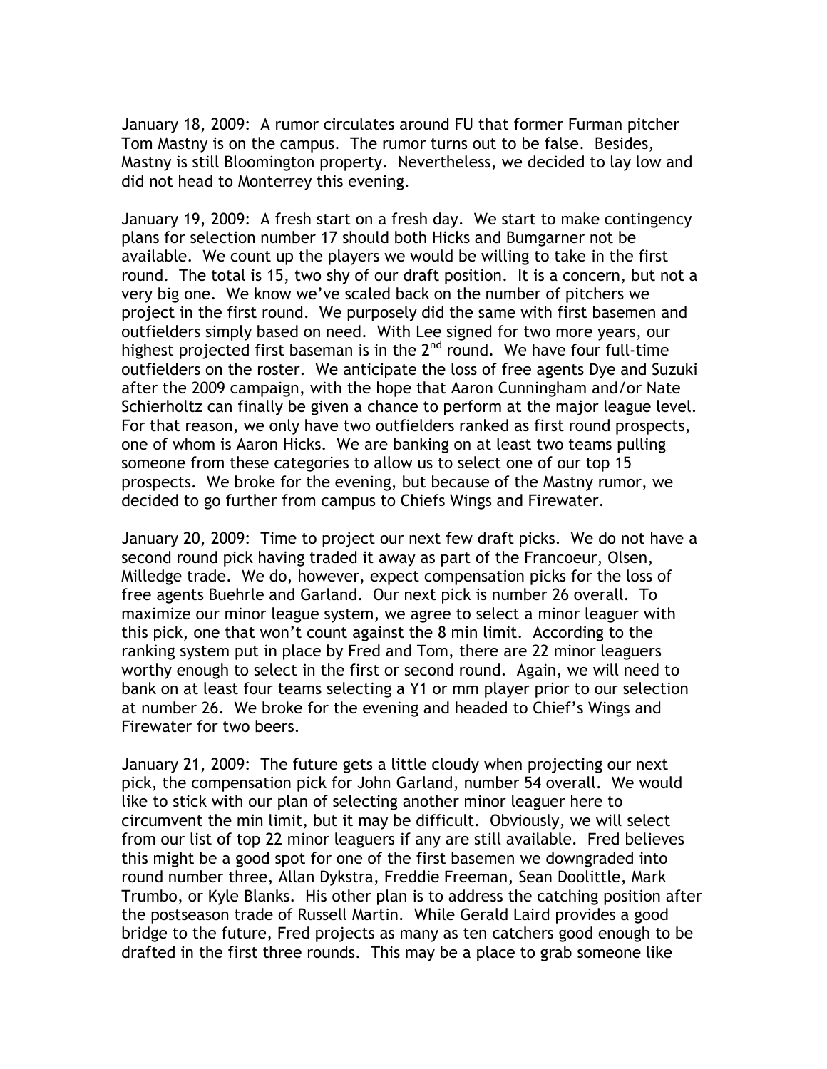January 18, 2009: A rumor circulates around FU that former Furman pitcher Tom Mastny is on the campus. The rumor turns out to be false. Besides, Mastny is still Bloomington property. Nevertheless, we decided to lay low and did not head to Monterrey this evening.

January 19, 2009: A fresh start on a fresh day. We start to make contingency plans for selection number 17 should both Hicks and Bumgarner not be available. We count up the players we would be willing to take in the first round. The total is 15, two shy of our draft position. It is a concern, but not a very big one. We know we've scaled back on the number of pitchers we project in the first round. We purposely did the same with first basemen and outfielders simply based on need. With Lee signed for two more years, our highest projected first baseman is in the 2nd round. We have four full-time outfielders on the roster. We anticipate the loss of free agents Dye and Suzuki after the 2009 campaign, with the hope that Aaron Cunningham and/or Nate Schierholtz can finally be given a chance to perform at the major league level. For that reason, we only have two outfielders ranked as first round prospects, one of whom is Aaron Hicks. We are banking on at least two teams pulling someone from these categories to allow us to select one of our top 15 prospects. We broke for the evening, but because of the Mastny rumor, we decided to go further from campus to Chiefs Wings and Firewater.

January 20, 2009: Time to project our next few draft picks. We do not have a second round pick having traded it away as part of the Francoeur, Olsen, Milledge trade. We do, however, expect compensation picks for the loss of free agents Buehrle and Garland. Our next pick is number 26 overall. To maximize our minor league system, we agree to select a minor leaguer with this pick, one that won't count against the 8 min limit. According to the ranking system put in place by Fred and Tom, there are 22 minor leaguers worthy enough to select in the first or second round. Again, we will need to bank on at least four teams selecting a Y1 or mm player prior to our selection at number 26. We broke for the evening and headed to Chief's Wings and Firewater for two beers.

January 21, 2009: The future gets a little cloudy when projecting our next pick, the compensation pick for John Garland, number 54 overall. We would like to stick with our plan of selecting another minor leaguer here to circumvent the min limit, but it may be difficult. Obviously, we will select from our list of top 22 minor leaguers if any are still available. Fred believes this might be a good spot for one of the first basemen we downgraded into round number three, Allan Dykstra, Freddie Freeman, Sean Doolittle, Mark Trumbo, or Kyle Blanks. His other plan is to address the catching position after the postseason trade of Russell Martin. While Gerald Laird provides a good bridge to the future, Fred projects as many as ten catchers good enough to be drafted in the first three rounds. This may be a place to grab someone like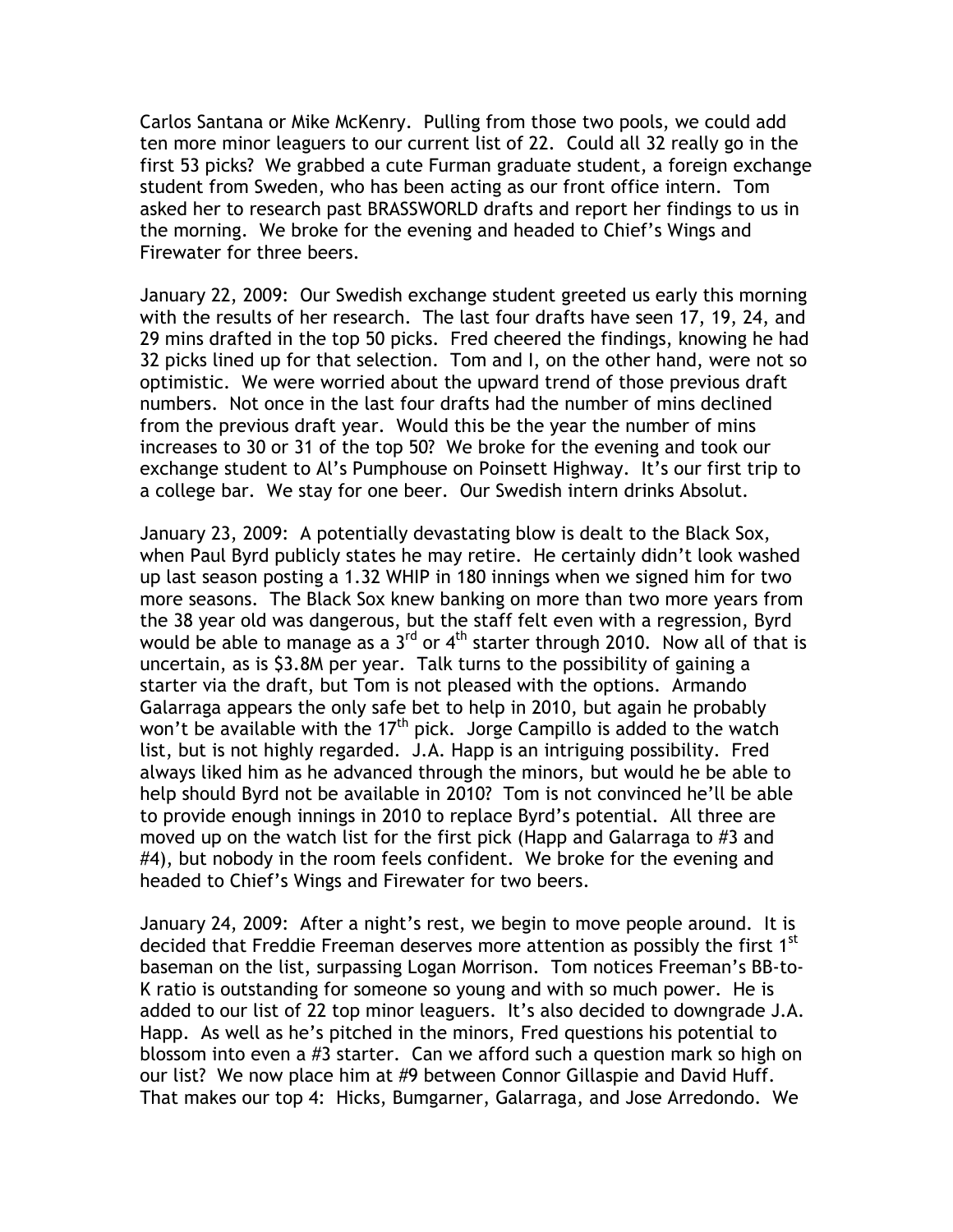Carlos Santana or Mike McKenry. Pulling from those two pools, we could add ten more minor leaguers to our current list of 22. Could all 32 really go in the first 53 picks? We grabbed a cute Furman graduate student, a foreign exchange student from Sweden, who has been acting as our front office intern. Tom asked her to research past BRASSWORLD drafts and report her findings to us in the morning. We broke for the evening and headed to Chief's Wings and Firewater for three beers.

January 22, 2009: Our Swedish exchange student greeted us early this morning with the results of her research. The last four drafts have seen 17, 19, 24, and 29 mins drafted in the top 50 picks. Fred cheered the findings, knowing he had 32 picks lined up for that selection. Tom and I, on the other hand, were not so optimistic. We were worried about the upward trend of those previous draft numbers. Not once in the last four drafts had the number of mins declined from the previous draft year. Would this be the year the number of mins increases to 30 or 31 of the top 50? We broke for the evening and took our exchange student to Al's Pumphouse on Poinsett Highway. It's our first trip to a college bar. We stay for one beer. Our Swedish intern drinks Absolut.

January 23, 2009: A potentially devastating blow is dealt to the Black Sox, when Paul Byrd publicly states he may retire. He certainly didn't look washed up last season posting a 1.32 WHIP in 180 innings when we signed him for two more seasons. The Black Sox knew banking on more than two more years from the 38 year old was dangerous, but the staff felt even with a regression, Byrd would be able to manage as a 3rd or 4th starter through 2010. Now all of that is uncertain, as is $3.8M per year. Talk turns to the possibility of gaining a starter via the draft, but Tom is not pleased with the options. Armando Galarraga appears the only safe bet to help in 2010, but again he probably won't be available with the 17th pick. Jorge Campillo is added to the watch list, but is not highly regarded. J.A. Happ is an intriguing possibility. Fred always liked him as he advanced through the minors, but would he be able to help should Byrd not be available in 2010? Tom is not convinced he'll be able to provide enough innings in 2010 to replace Byrd's potential. All three are moved up on the watch list for the first pick (Happ and Galarraga to #3 and #4), but nobody in the room feels confident. We broke for the evening and headed to Chief's Wings and Firewater for two beers.

January 24, 2009: After a night's rest, we begin to move people around. It is decided that Freddie Freeman deserves more attention as possibly the first 1st baseman on the list, surpassing Logan Morrison. Tom notices Freeman's BB-to-K ratio is outstanding for someone so young and with so much power. He is added to our list of 22 top minor leaguers. It's also decided to downgrade J.A. Happ. As well as he's pitched in the minors, Fred questions his potential to blossom into even a #3 starter. Can we afford such a question mark so high on our list? We now place him at #9 between Connor Gillaspie and David Huff. That makes our top 4: Hicks, Bumgarner, Galarraga, and Jose Arredondo. We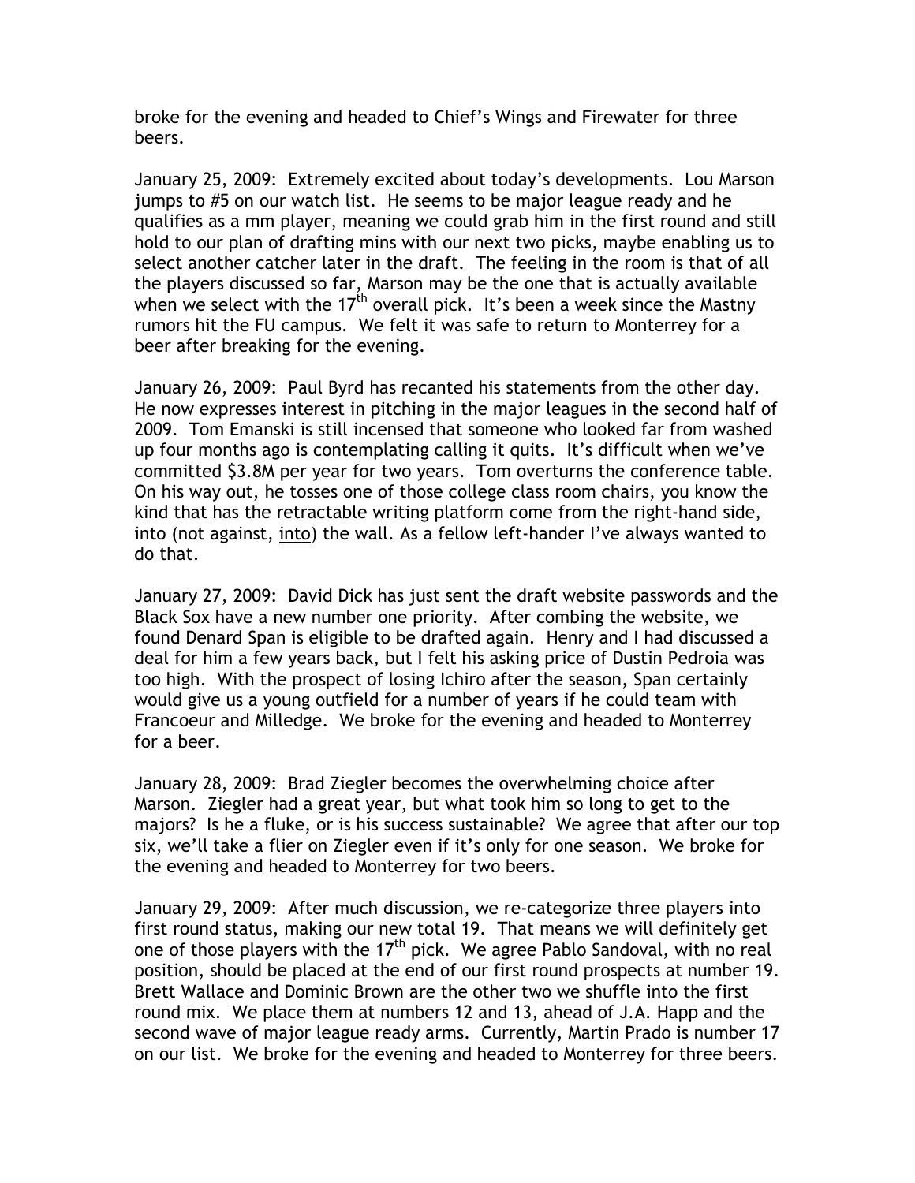broke for the evening and headed to Chief's Wings and Firewater for three beers.

January 25, 2009: Extremely excited about today's developments. Lou Marson jumps to #5 on our watch list. He seems to be major league ready and he qualifies as a mm player, meaning we could grab him in the first round and still hold to our plan of drafting mins with our next two picks, maybe enabling us to select another catcher later in the draft. The feeling in the room is that of all the players discussed so far, Marson may be the one that is actually available when we select with the 17th overall pick. It's been a week since the Mastny rumors hit the FU campus. We felt it was safe to return to Monterrey for a beer after breaking for the evening.

January 26, 2009: Paul Byrd has recanted his statements from the other day. He now expresses interest in pitching in the major leagues in the second half of 2009. Tom Emanski is still incensed that someone who looked far from washed up four months ago is contemplating calling it quits. It's difficult when we've committed $3.8M per year for two years. Tom overturns the conference table. On his way out, he tosses one of those college class room chairs, you know the kind that has the retractable writing platform come from the right-hand side, into (not against, <u>into</u>) the wall. As a fellow left-hander I've always wanted to do that.

January 27, 2009: David Dick has just sent the draft website passwords and the Black Sox have a new number one priority. After combing the website, we found Denard Span is eligible to be drafted again. Henry and I had discussed a deal for him a few years back, but I felt his asking price of Dustin Pedroia was too high. With the prospect of losing Ichiro after the season, Span certainly would give us a young outfield for a number of years if he could team with Francoeur and Milledge. We broke for the evening and headed to Monterrey for a beer.

January 28, 2009: Brad Ziegler becomes the overwhelming choice after Marson. Ziegler had a great year, but what took him so long to get to the majors? Is he a fluke, or is his success sustainable? We agree that after our top six, we'll take a flier on Ziegler even if it's only for one season. We broke for the evening and headed to Monterrey for two beers.

January 29, 2009: After much discussion, we re-categorize three players into first round status, making our new total 19. That means we will definitely get one of those players with the 17th pick. We agree Pablo Sandoval, with no real position, should be placed at the end of our first round prospects at number 19. Brett Wallace and Dominic Brown are the other two we shuffle into the first round mix. We place them at numbers 12 and 13, ahead of J.A. Happ and the second wave of major league ready arms. Currently, Martin Prado is number 17 on our list. We broke for the evening and headed to Monterrey for three beers.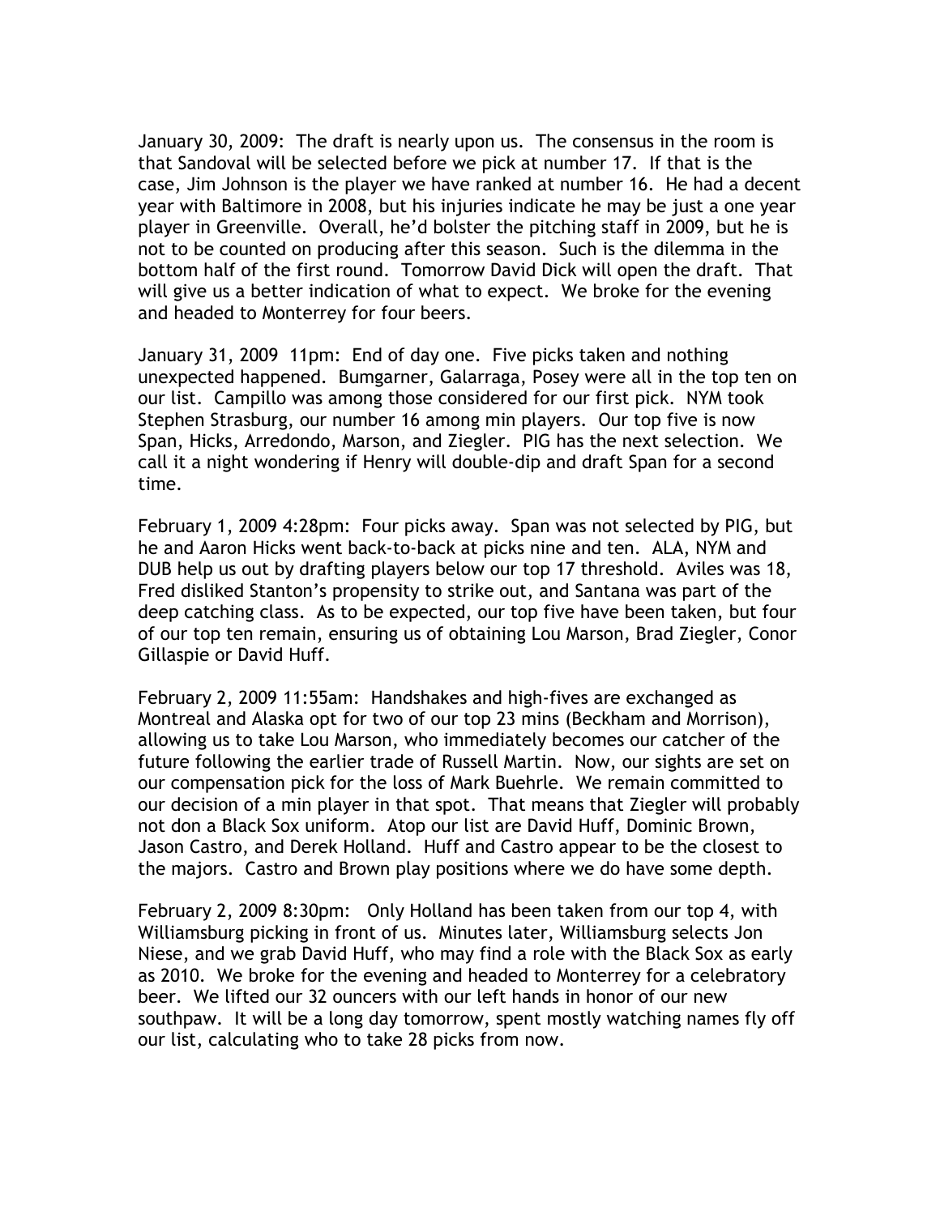January 30, 2009: The draft is nearly upon us. The consensus in the room is that Sandoval will be selected before we pick at number 17. If that is the case, Jim Johnson is the player we have ranked at number 16. He had a decent year with Baltimore in 2008, but his injuries indicate he may be just a one year player in Greenville. Overall, he'd bolster the pitching staff in 2009, but he is not to be counted on producing after this season. Such is the dilemma in the bottom half of the first round. Tomorrow David Dick will open the draft. That will give us a better indication of what to expect. We broke for the evening and headed to Monterrey for four beers.

January 31, 2009 11pm: End of day one. Five picks taken and nothing unexpected happened. Bumgarner, Galarraga, Posey were all in the top ten on our list. Campillo was among those considered for our first pick. NYM took Stephen Strasburg, our number 16 among min players. Our top five is now Span, Hicks, Arredondo, Marson, and Ziegler. PIG has the next selection. We call it a night wondering if Henry will double-dip and draft Span for a second time.

February 1, 2009 4:28pm: Four picks away. Span was not selected by PIG, but he and Aaron Hicks went back-to-back at picks nine and ten. ALA, NYM and DUB help us out by drafting players below our top 17 threshold. Aviles was 18, Fred disliked Stanton's propensity to strike out, and Santana was part of the deep catching class. As to be expected, our top five have been taken, but four of our top ten remain, ensuring us of obtaining Lou Marson, Brad Ziegler, Conor Gillaspie or David Huff.

February 2, 2009 11:55am: Handshakes and high-fives are exchanged as Montreal and Alaska opt for two of our top 23 mins (Beckham and Morrison), allowing us to take Lou Marson, who immediately becomes our catcher of the future following the earlier trade of Russell Martin. Now, our sights are set on our compensation pick for the loss of Mark Buehrle. We remain committed to our decision of a min player in that spot. That means that Ziegler will probably not don a Black Sox uniform. Atop our list are David Huff, Dominic Brown, Jason Castro, and Derek Holland. Huff and Castro appear to be the closest to the majors. Castro and Brown play positions where we do have some depth.

February 2, 2009 8:30pm: Only Holland has been taken from our top 4, with Williamsburg picking in front of us. Minutes later, Williamsburg selects Jon Niese, and we grab David Huff, who may find a role with the Black Sox as early as 2010. We broke for the evening and headed to Monterrey for a celebratory beer. We lifted our 32 ouncers with our left hands in honor of our new southpaw. It will be a long day tomorrow, spent mostly watching names fly off our list, calculating who to take 28 picks from now.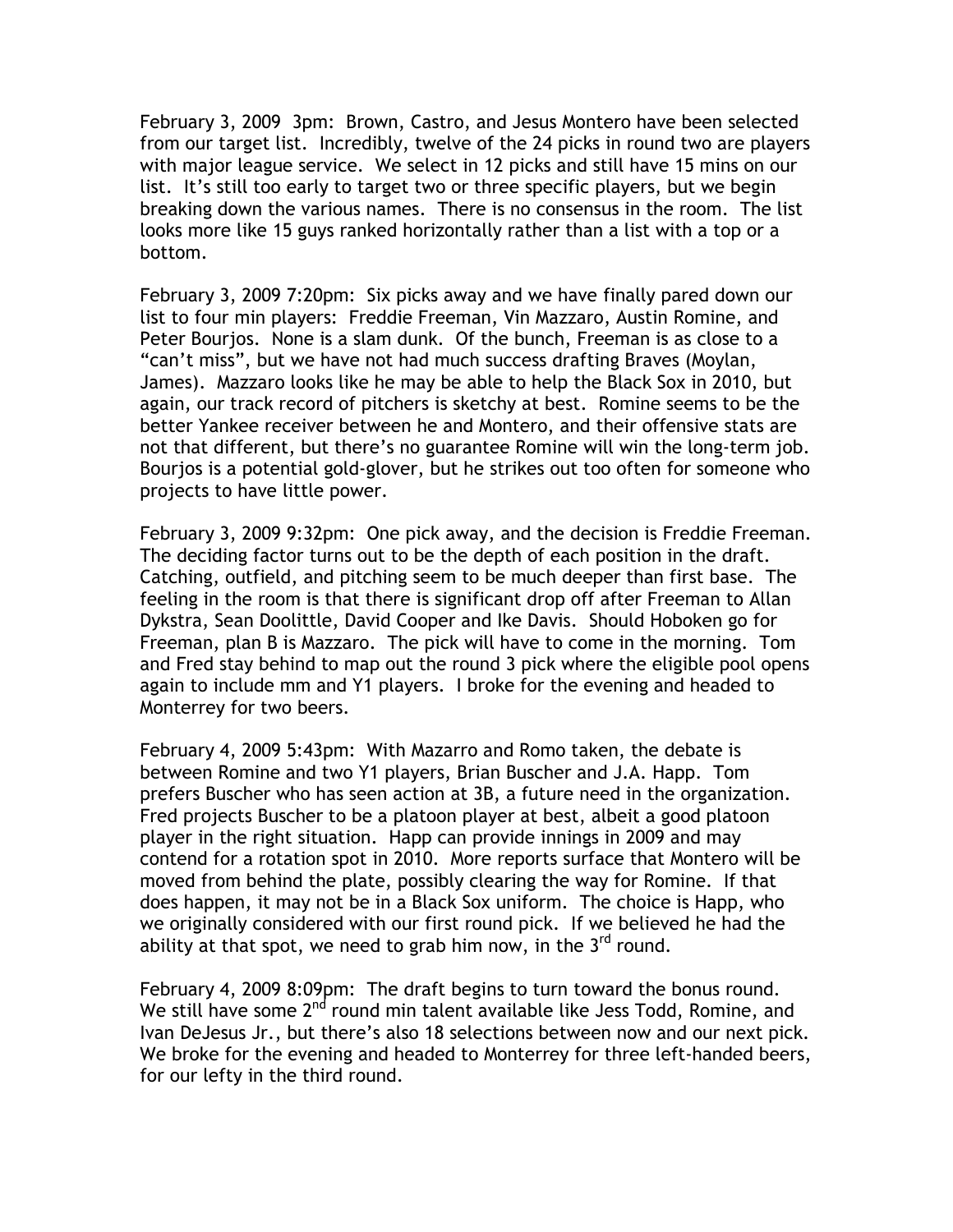February 3, 2009 3pm: Brown, Castro, and Jesus Montero have been selected from our target list. Incredibly, twelve of the 24 picks in round two are players with major league service. We select in 12 picks and still have 15 mins on our list. It's still too early to target two or three specific players, but we begin breaking down the various names. There is no consensus in the room. The list looks more like 15 guys ranked horizontally rather than a list with a top or a bottom.

February 3, 2009 7:20pm: Six picks away and we have finally pared down our list to four min players: Freddie Freeman, Vin Mazzaro, Austin Romine, and Peter Bourjos. None is a slam dunk. Of the bunch, Freeman is as close to a "can't miss", but we have not had much success drafting Braves (Moylan, James). Mazzaro looks like he may be able to help the Black Sox in 2010, but again, our track record of pitchers is sketchy at best. Romine seems to be the better Yankee receiver between he and Montero, and their offensive stats are not that different, but there's no guarantee Romine will win the long-term job. Bourjos is a potential gold-glover, but he strikes out too often for someone who projects to have little power.

February 3, 2009 9:32pm: One pick away, and the decision is Freddie Freeman. The deciding factor turns out to be the depth of each position in the draft. Catching, outfield, and pitching seem to be much deeper than first base. The feeling in the room is that there is significant drop off after Freeman to Allan Dykstra, Sean Doolittle, David Cooper and Ike Davis. Should Hoboken go for Freeman, plan B is Mazzaro. The pick will have to come in the morning. Tom and Fred stay behind to map out the round 3 pick where the eligible pool opens again to include mm and Y1 players. I broke for the evening and headed to Monterrey for two beers.

February 4, 2009 5:43pm: With Mazarro and Romo taken, the debate is between Romine and two Y1 players, Brian Buscher and J.A. Happ. Tom prefers Buscher who has seen action at 3B, a future need in the organization. Fred projects Buscher to be a platoon player at best, albeit a good platoon player in the right situation. Happ can provide innings in 2009 and may contend for a rotation spot in 2010. More reports surface that Montero will be moved from behind the plate, possibly clearing the way for Romine. If that does happen, it may not be in a Black Sox uniform. The choice is Happ, who we originally considered with our first round pick. If we believed he had the ability at that spot, we need to grab him now, in the 3rd round.

February 4, 2009 8:09pm: The draft begins to turn toward the bonus round. We still have some 2nd round min talent available like Jess Todd, Romine, and Ivan DeJesus Jr., but there's also 18 selections between now and our next pick. We broke for the evening and headed to Monterrey for three left-handed beers, for our lefty in the third round.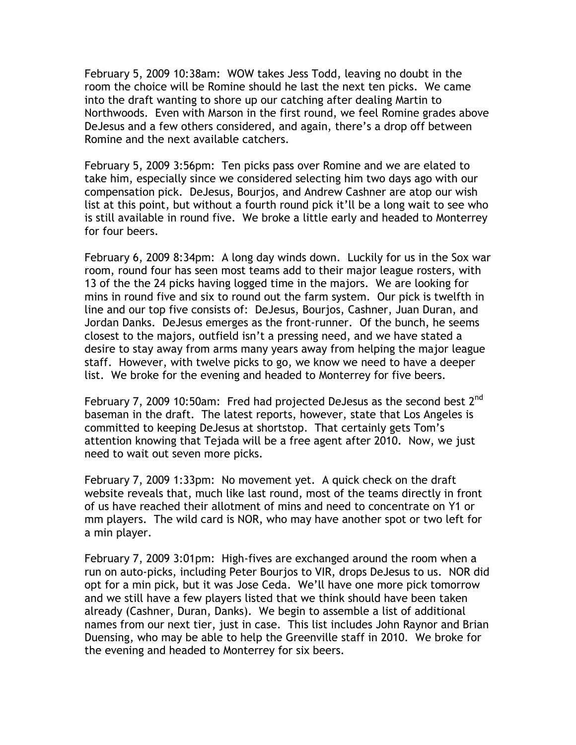February 5, 2009 10:38am: WOW takes Jess Todd, leaving no doubt in the room the choice will be Romine should he last the next ten picks. We came into the draft wanting to shore up our catching after dealing Martin to Northwoods. Even with Marson in the first round, we feel Romine grades above DeJesus and a few others considered, and again, there's a drop off between Romine and the next available catchers.

February 5, 2009 3:56pm: Ten picks pass over Romine and we are elated to take him, especially since we considered selecting him two days ago with our compensation pick. DeJesus, Bourjos, and Andrew Cashner are atop our wish list at this point, but without a fourth round pick it'll be a long wait to see who is still available in round five. We broke a little early and headed to Monterrey for four beers.

February 6, 2009 8:34pm: A long day winds down. Luckily for us in the Sox war room, round four has seen most teams add to their major league rosters, with 13 of the the 24 picks having logged time in the majors. We are looking for mins in round five and six to round out the farm system. Our pick is twelfth in line and our top five consists of: DeJesus, Bourjos, Cashner, Juan Duran, and Jordan Danks. DeJesus emerges as the front-runner. Of the bunch, he seems closest to the majors, outfield isn't a pressing need, and we have stated a desire to stay away from arms many years away from helping the major league staff. However, with twelve picks to go, we know we need to have a deeper list. We broke for the evening and headed to Monterrey for five beers.

February 7, 2009 10:50am: Fred had projected DeJesus as the second best 2nd baseman in the draft. The latest reports, however, state that Los Angeles is committed to keeping DeJesus at shortstop. That certainly gets Tom's attention knowing that Tejada will be a free agent after 2010. Now, we just need to wait out seven more picks.

February 7, 2009 1:33pm: No movement yet. A quick check on the draft website reveals that, much like last round, most of the teams directly in front of us have reached their allotment of mins and need to concentrate on Y1 or mm players. The wild card is NOR, who may have another spot or two left for a min player.

February 7, 2009 3:01pm: High-fives are exchanged around the room when a run on auto-picks, including Peter Bourjos to VIR, drops DeJesus to us. NOR did opt for a min pick, but it was Jose Ceda. We'll have one more pick tomorrow and we still have a few players listed that we think should have been taken already (Cashner, Duran, Danks). We begin to assemble a list of additional names from our next tier, just in case. This list includes John Raynor and Brian Duensing, who may be able to help the Greenville staff in 2010. We broke for the evening and headed to Monterrey for six beers.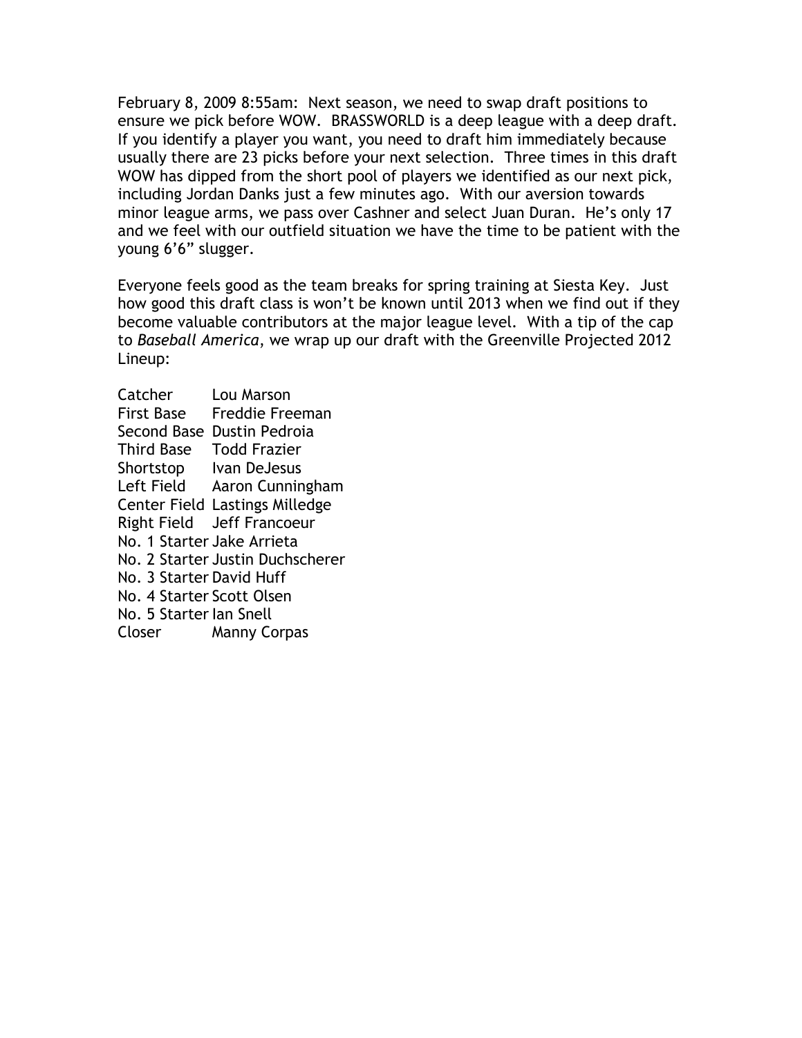February 8, 2009 8:55am: Next season, we need to swap draft positions to ensure we pick before WOW. BRASSWORLD is a deep league with a deep draft. If you identify a player you want, you need to draft him immediately because usually there are 23 picks before your next selection. Three times in this draft WOW has dipped from the short pool of players we identified as our next pick, including Jordan Danks just a few minutes ago. With our aversion towards minor league arms, we pass over Cashner and select Juan Duran. He's only 17 and we feel with our outfield situation we have the time to be patient with the young 6'6" slugger.

Everyone feels good as the team breaks for spring training at Siesta Key. Just how good this draft class is won't be known until 2013 when we find out if they become valuable contributors at the major league level. With a tip of the cap to *Baseball America*, we wrap up our draft with the Greenville Projected 2012 Lineup:

| | |
|---|---|
| Catcher | Lou Marson |
| First Base | Freddie Freeman |
| Second Base | Dustin Pedroia |
| Third Base | Todd Frazier |
| Shortstop | Ivan DeJesus |
| Left Field | Aaron Cunningham |
| Center Field | Lastings Milledge |
| Right Field | Jeff Francoeur |
| No. 1 Starter | Jake Arrieta |
| No. 2 Starter | Justin Duchscherer |
| No. 3 Starter | David Huff |
| No. 4 Starter | Scott Olsen |
| No. 5 Starter | Ian Snell |
| Closer | Manny Corpas |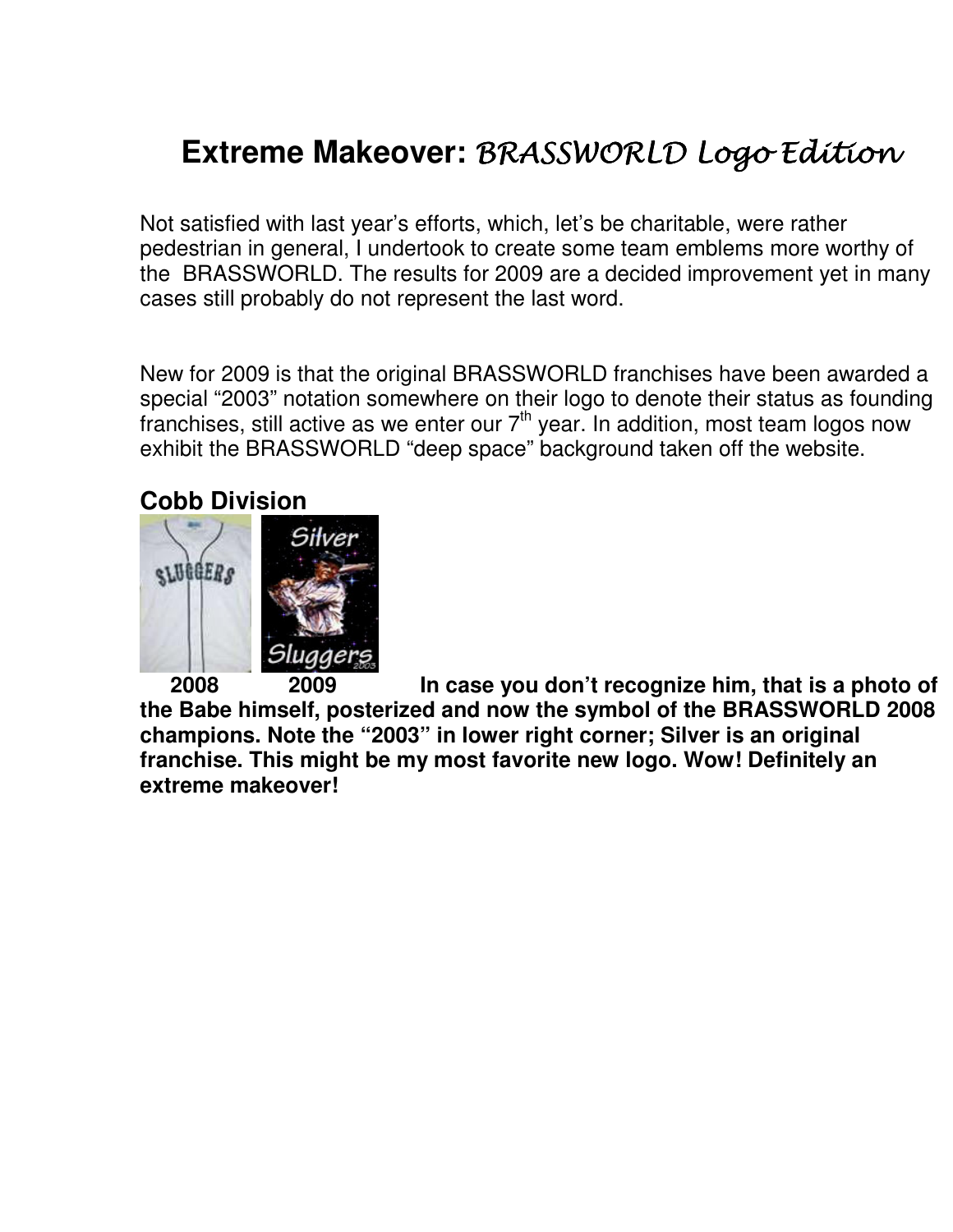# Extreme Makeover: *BRASSWORLD Logo Edition*

Not satisfied with last year's efforts, which, let's be charitable, were rather pedestrian in general, I undertook to create some team emblems more worthy of the BRASSWORLD. The results for 2009 are a decided improvement yet in many cases still probably do not represent the last word.

New for 2009 is that the original BRASSWORLD franchises have been awarded a special "2003" notation somewhere on their logo to denote their status as founding franchises, still active as we enter our 7th year. In addition, most team logos now exhibit the BRASSWORLD "deep space" background taken off the website.

## Cobb Division

**2008** **2009** **In case you don't recognize him, that is a photo of the Babe himself, posterized and now the symbol of the BRASSWORLD 2008 champions. Note the "2003" in lower right corner; Silver is an original franchise. This might be my most favorite new logo. Wow! Definitely an extreme makeover!**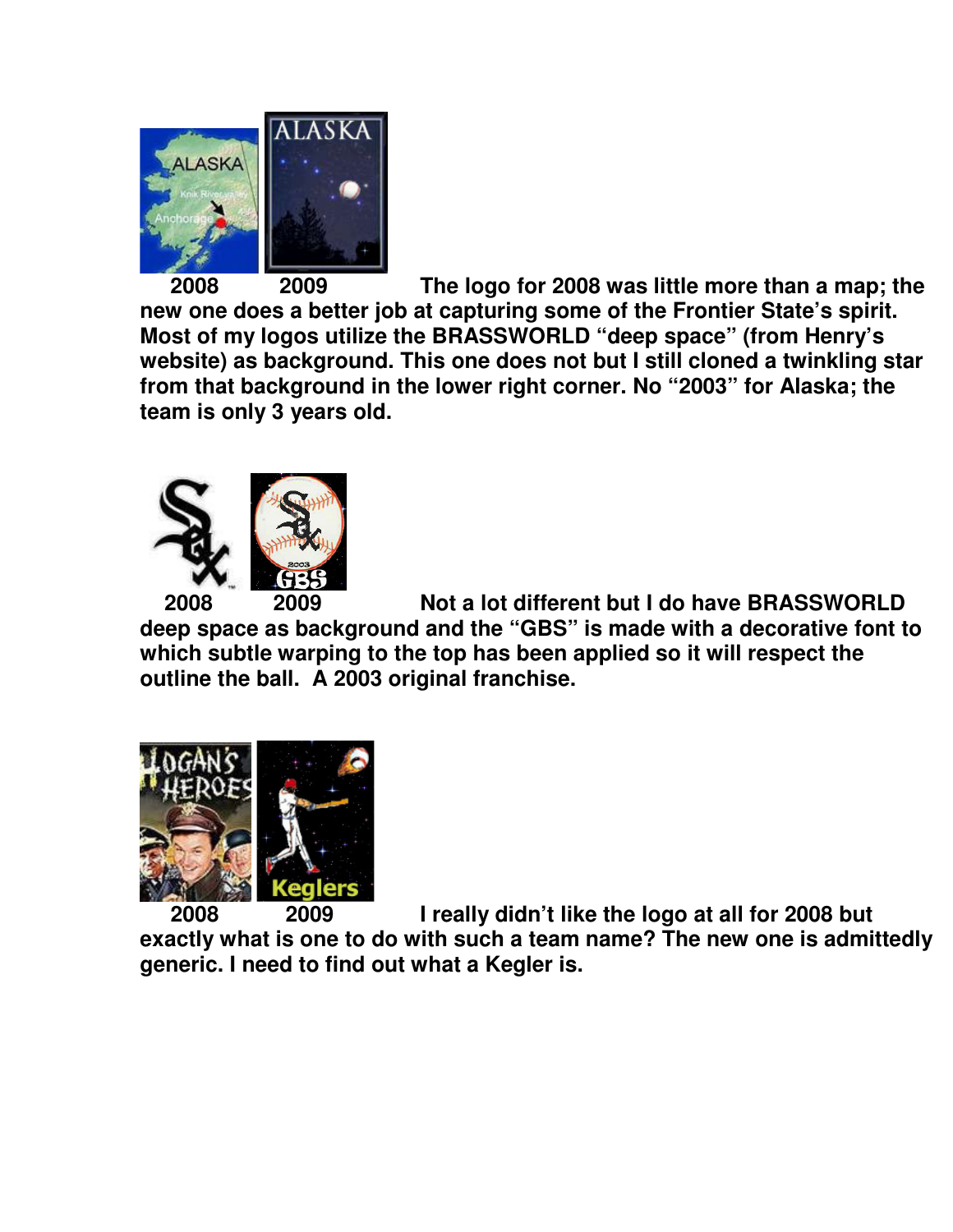2008 2009

**The logo for 2008 was little more than a map; the new one does a better job at capturing some of the Frontier State's spirit. Most of my logos utilize the BRASSWORLD "deep space" (from Henry's website) as background. This one does not but I still cloned a twinkling star from that background in the lower right corner. No "2003" for Alaska; the team is only 3 years old.**

2008 2009

**Not a lot different but I do have BRASSWORLD deep space as background and the "GBS" is made with a decorative font to which subtle warping to the top has been applied so it will respect the outline the ball. A 2003 original franchise.**

2008 2009

**I really didn't like the logo at all for 2008 but exactly what is one to do with such a team name? The new one is admittedly generic. I need to find out what a Kegler is.**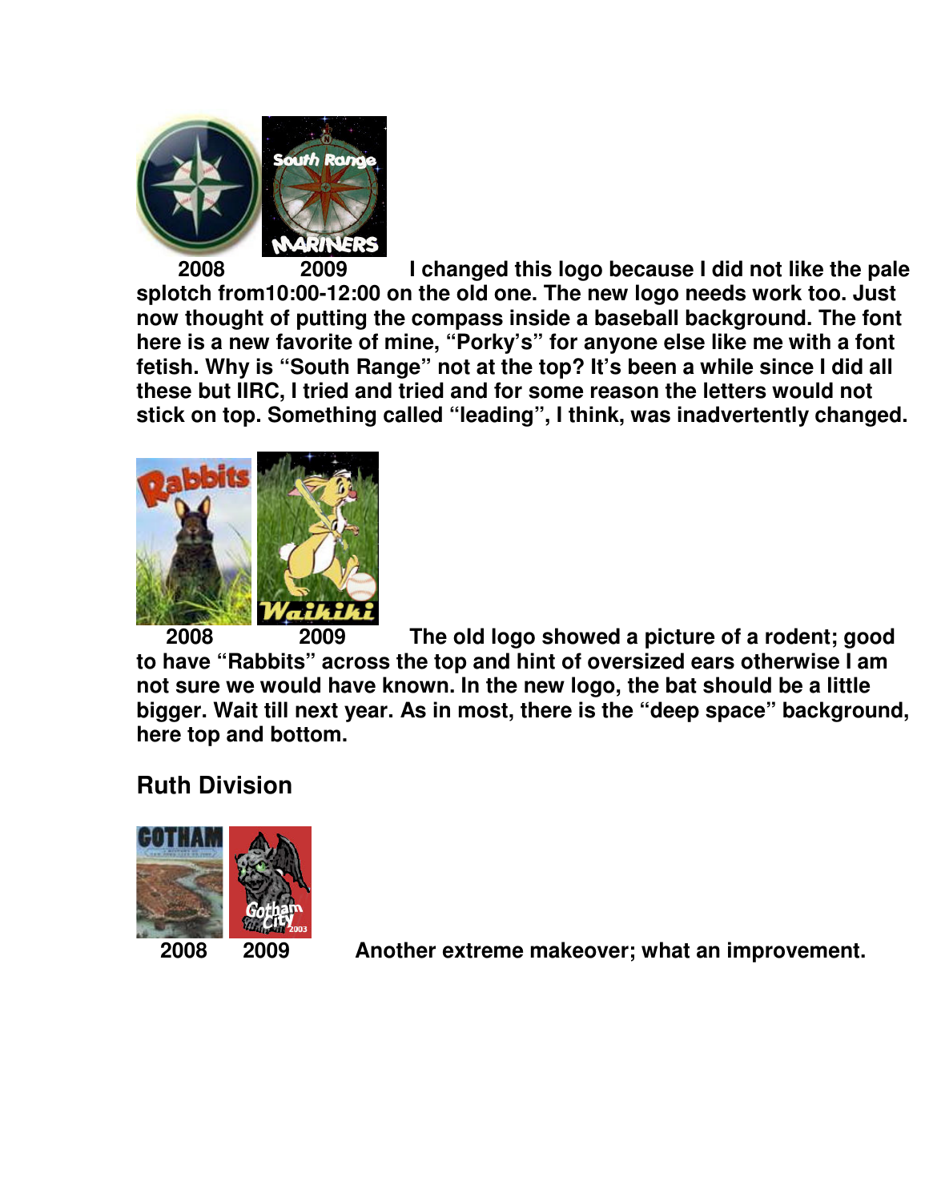2008 2009 I changed this logo because I did not like the pale splotch from10:00-12:00 on the old one. The new logo needs work too. Just now thought of putting the compass inside a baseball background. The font here is a new favorite of mine, "Porky's" for anyone else like me with a font fetish. Why is "South Range" not at the top? It's been a while since I did all these but IIRC, I tried and tried and for some reason the letters would not stick on top. Something called "leading", I think, was inadvertently changed.

2008 2009 The old logo showed a picture of a rodent; good to have "Rabbits" across the top and hint of oversized ears otherwise I am not sure we would have known. In the new logo, the bat should be a little bigger. Wait till next year. As in most, there is the "deep space" background, here top and bottom.

## Ruth Division

2008 2009 Another extreme makeover; what an improvement.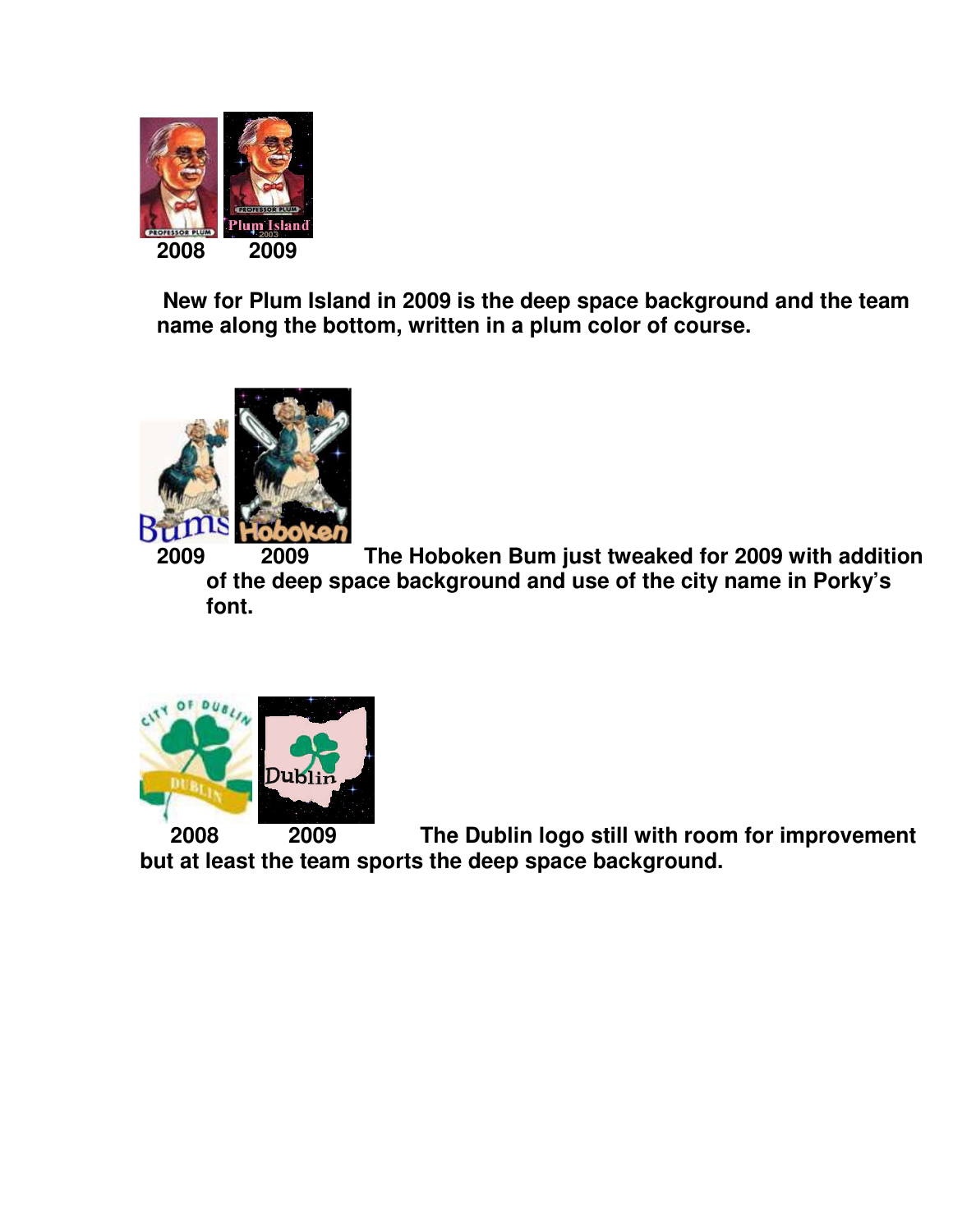2008 2009

New for Plum Island in 2009 is the deep space background and the team name along the bottom, written in a plum color of course.

2009 2009 The Hoboken Bum just tweaked for 2009 with addition of the deep space background and use of the city name in Porky's font.

2008 2009 The Dublin logo still with room for improvement but at least the team sports the deep space background.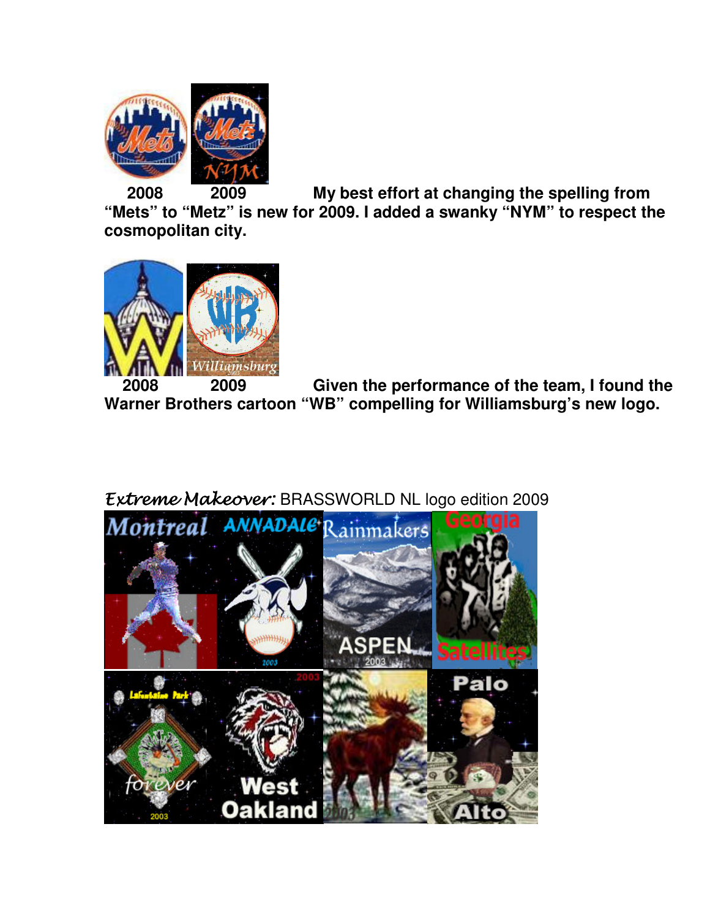2008 2009 **My best effort at changing the spelling from "Mets" to "Metz" is new for 2009. I added a swanky "NYM" to respect the cosmopolitan city.**

2008 2009 **Given the performance of the team, I found the Warner Brothers cartoon "WB" compelling for Williamsburg's new logo.**

*Extreme Makeover:* BRASSWORLD NL logo edition 2009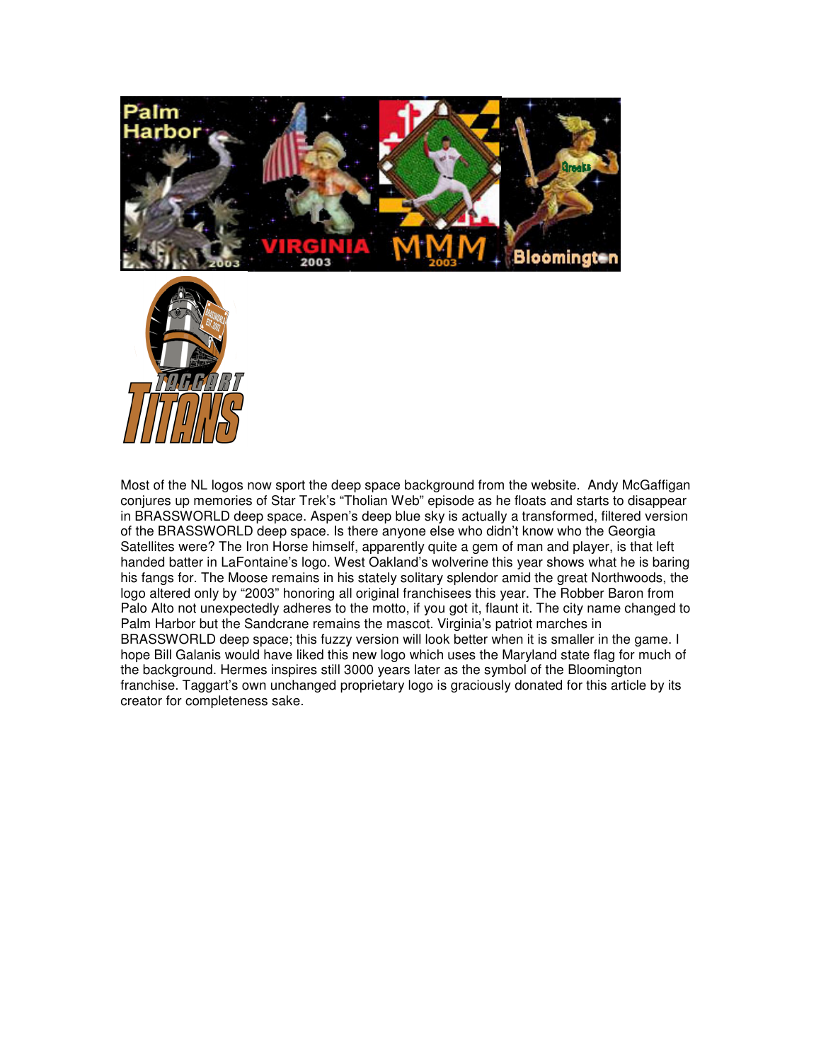Most of the NL logos now sport the deep space background from the website. Andy McGaffigan conjures up memories of Star Trek's "Tholian Web" episode as he floats and starts to disappear in BRASSWORLD deep space. Aspen's deep blue sky is actually a transformed, filtered version of the BRASSWORLD deep space. Is there anyone else who didn't know who the Georgia Satellites were? The Iron Horse himself, apparently quite a gem of man and player, is that left handed batter in LaFontaine's logo. West Oakland's wolverine this year shows what he is baring his fangs for. The Moose remains in his stately solitary splendor amid the great Northwoods, the logo altered only by "2003" honoring all original franchisees this year. The Robber Baron from Palo Alto not unexpectedly adheres to the motto, if you got it, flaunt it. The city name changed to Palm Harbor but the Sandcrane remains the mascot. Virginia's patriot marches in BRASSWORLD deep space; this fuzzy version will look better when it is smaller in the game. I hope Bill Galanis would have liked this new logo which uses the Maryland state flag for much of the background. Hermes inspires still 3000 years later as the symbol of the Bloomington franchise. Taggart's own unchanged proprietary logo is graciously donated for this article by its creator for completeness sake.